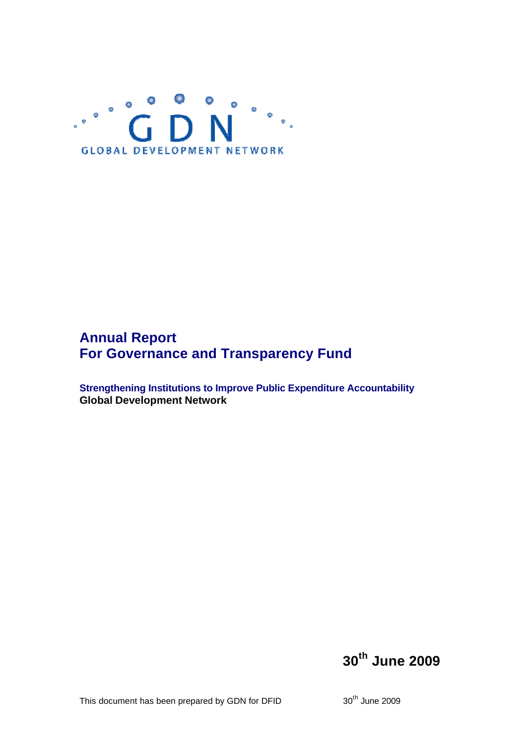GDN

GLOBAL DEVELOPMENT NETWORK

# Annual Report
# For Governance and Transparency Fund

**Strengthening Institutions to Improve Public Expenditure Accountability**
**Global Development Network**

**30th June 2009**

This document has been prepared by GDN for DFID

30th June 2009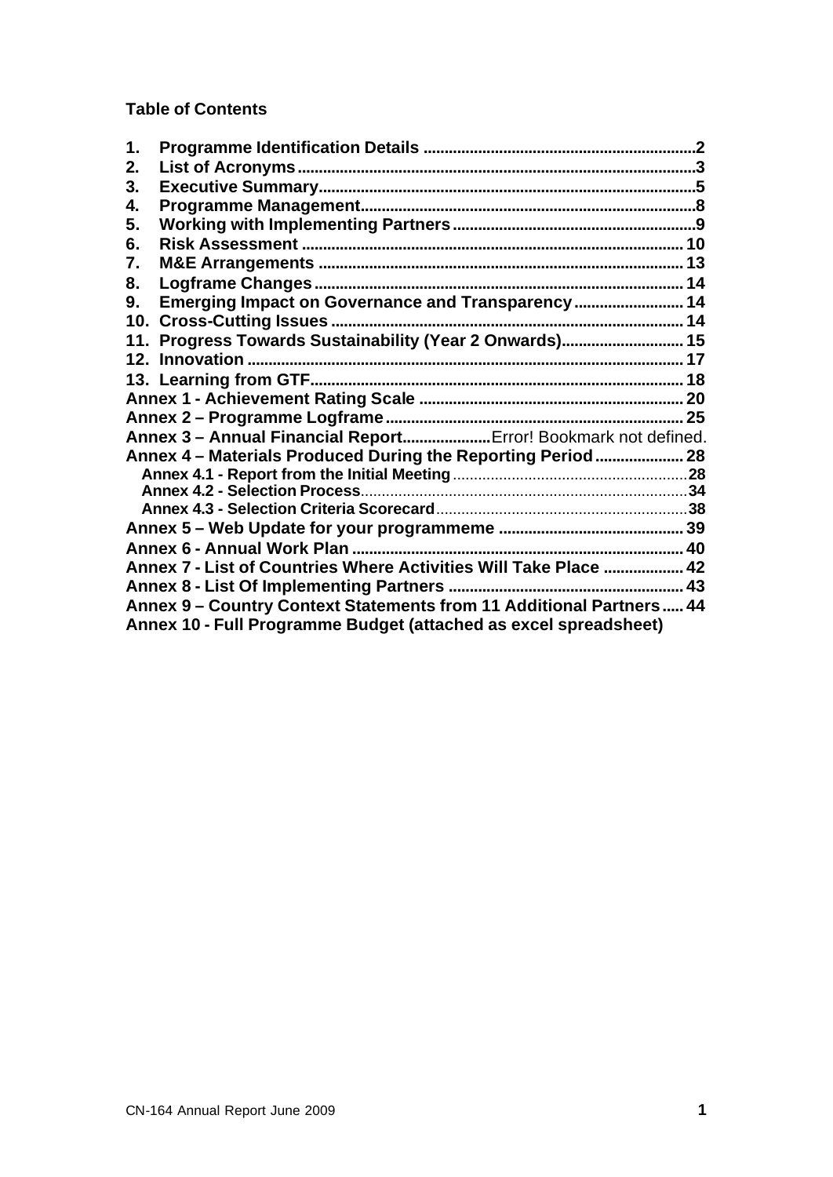**Table of Contents**

1. **Programme Identification Details** ....................................................................2
2. **List of Acronyms** ...........................................................................................3
3. **Executive Summary** ........................................................................................5
4. **Programme Management** ...............................................................................8
5. **Working with Implementing Partners** ..........................................................9
6. **Risk Assessment** ........................................................................................... 10
7. **M&E Arrangements** ..................................................................................... 13
8. **Logframe Changes** ....................................................................................... 14
9. **Emerging Impact on Governance and Transparency** ................................ 14
10. **Cross-Cutting Issues** ................................................................................... 14
11. **Progress Towards Sustainability (Year 2 Onwards)** ................................... 15
12. **Innovation** ..................................................................................................... 17
13. **Learning from GTF** ...................................................................................... 18

**Annex 1 - Achievement Rating Scale** ................................................................ 20
**Annex 2 – Programme Logframe** ........................................................................ 25
**Annex 3 – Annual Financial Report** ....................Error! Bookmark not defined.
**Annex 4 – Materials Produced During the Reporting Period** ........................... 28
- **Annex 4.1 - Report from the Initial Meeting** ........................................................ 28
- **Annex 4.2 - Selection Process** ............................................................................. 34
- **Annex 4.3 - Selection Criteria Scorecard** ............................................................ 38

**Annex 5 – Web Update for your programmeme** ............................................... 39
**Annex 6 - Annual Work Plan** ............................................................................... 40
**Annex 7 - List of Countries Where Activities Will Take Place** ......................... 42
**Annex 8 - List Of Implementing Partners** .......................................................... 43
**Annex 9 – Country Context Statements from 11 Additional Partners** ............ 44
**Annex 10 - Full Programme Budget (attached as excel spreadsheet)**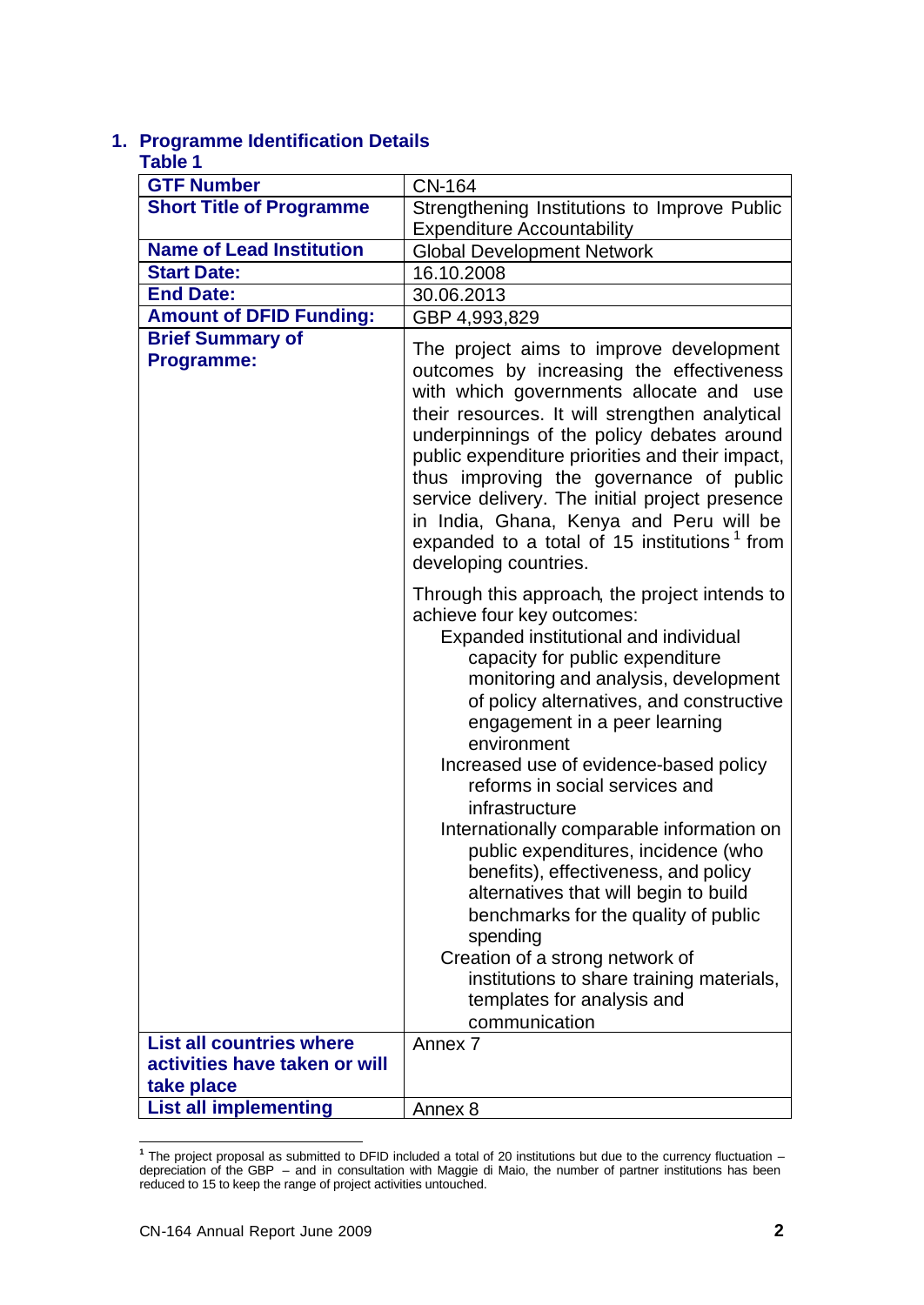## 1. Programme Identification Details

**Table 1**

| **GTF Number** | CN-164 |
|---|---|
| **Short Title of Programme** | Strengthening Institutions to Improve Public Expenditure Accountability |
| **Name of Lead Institution** | Global Development Network |
| **Start Date:** | 16.10.2008 |
| **End Date:** | 30.06.2013 |
| **Amount of DFID Funding:** | GBP 4,993,829 |
| **Brief Summary of Programme:** | The project aims to improve development outcomes by increasing the effectiveness with which governments allocate and use their resources. It will strengthen analytical underpinnings of the policy debates around public expenditure priorities and their impact, thus improving the governance of public service delivery. The initial project presence in India, Ghana, Kenya and Peru will be expanded to a total of 15 institutions[1] from developing countries.<br><br>Through this approach, the project intends to achieve four key outcomes:<br>Expanded institutional and individual capacity for public expenditure monitoring and analysis, development of policy alternatives, and constructive engagement in a peer learning environment<br>Increased use of evidence-based policy reforms in social services and infrastructure<br>Internationally comparable information on public expenditures, incidence (who benefits), effectiveness, and policy alternatives that will begin to build benchmarks for the quality of public spending<br>Creation of a strong network of institutions to share training materials, templates for analysis and communication |
| **List all countries where activities have taken or will take place** | Annex 7 |
| **List all implementing** | Annex 8 |

[1] The project proposal as submitted to DFID included a total of 20 institutions but due to the currency fluctuation – depreciation of the GBP – and in consultation with Maggie di Maio, the number of partner institutions has been reduced to 15 to keep the range of project activities untouched.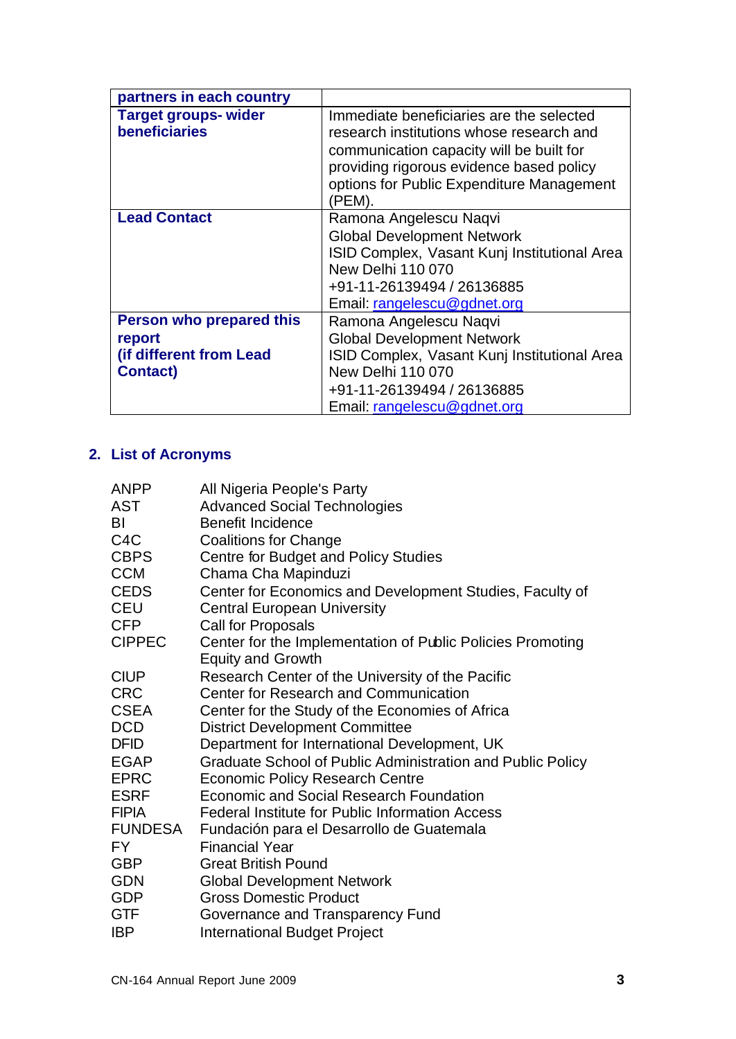| **partners in each country** | |
|---|---|
| **Target groups- wider beneficiaries** | Immediate beneficiaries are the selected research institutions whose research and communication capacity will be built for providing rigorous evidence based policy options for Public Expenditure Management (PEM). |
| **Lead Contact** | Ramona Angelescu Naqvi<br>Global Development Network<br>ISID Complex, Vasant Kunj Institutional Area<br>New Delhi 110 070<br>+91-11-26139494 / 26136885<br>Email: rangelescu@gdnet.org |
| **Person who prepared this report (if different from Lead Contact)** | Ramona Angelescu Naqvi<br>Global Development Network<br>ISID Complex, Vasant Kunj Institutional Area<br>New Delhi 110 070<br>+91-11-26139494 / 26136885<br>Email: rangelescu@gdnet.org |

## 2. List of Acronyms

| | |
|---|---|
| ANPP | All Nigeria People's Party |
| AST | Advanced Social Technologies |
| BI | Benefit Incidence |
| C4C | Coalitions for Change |
| CBPS | Centre for Budget and Policy Studies |
| CCM | Chama Cha Mapinduzi |
| CEDS | Center for Economics and Development Studies, Faculty of |
| CEU | Central European University |
| CFP | Call for Proposals |
| CIPPEC | Center for the Implementation of Public Policies Promoting Equity and Growth |
| CIUP | Research Center of the University of the Pacific |
| CRC | Center for Research and Communication |
| CSEA | Center for the Study of the Economies of Africa |
| DCD | District Development Committee |
| DFID | Department for International Development, UK |
| EGAP | Graduate School of Public Administration and Public Policy |
| EPRC | Economic Policy Research Centre |
| ESRF | Economic and Social Research Foundation |
| FIPIA | Federal Institute for Public Information Access |
| FUNDESA | Fundación para el Desarrollo de Guatemala |
| FY | Financial Year |
| GBP | Great British Pound |
| GDN | Global Development Network |
| GDP | Gross Domestic Product |
| GTF | Governance and Transparency Fund |
| IBP | International Budget Project |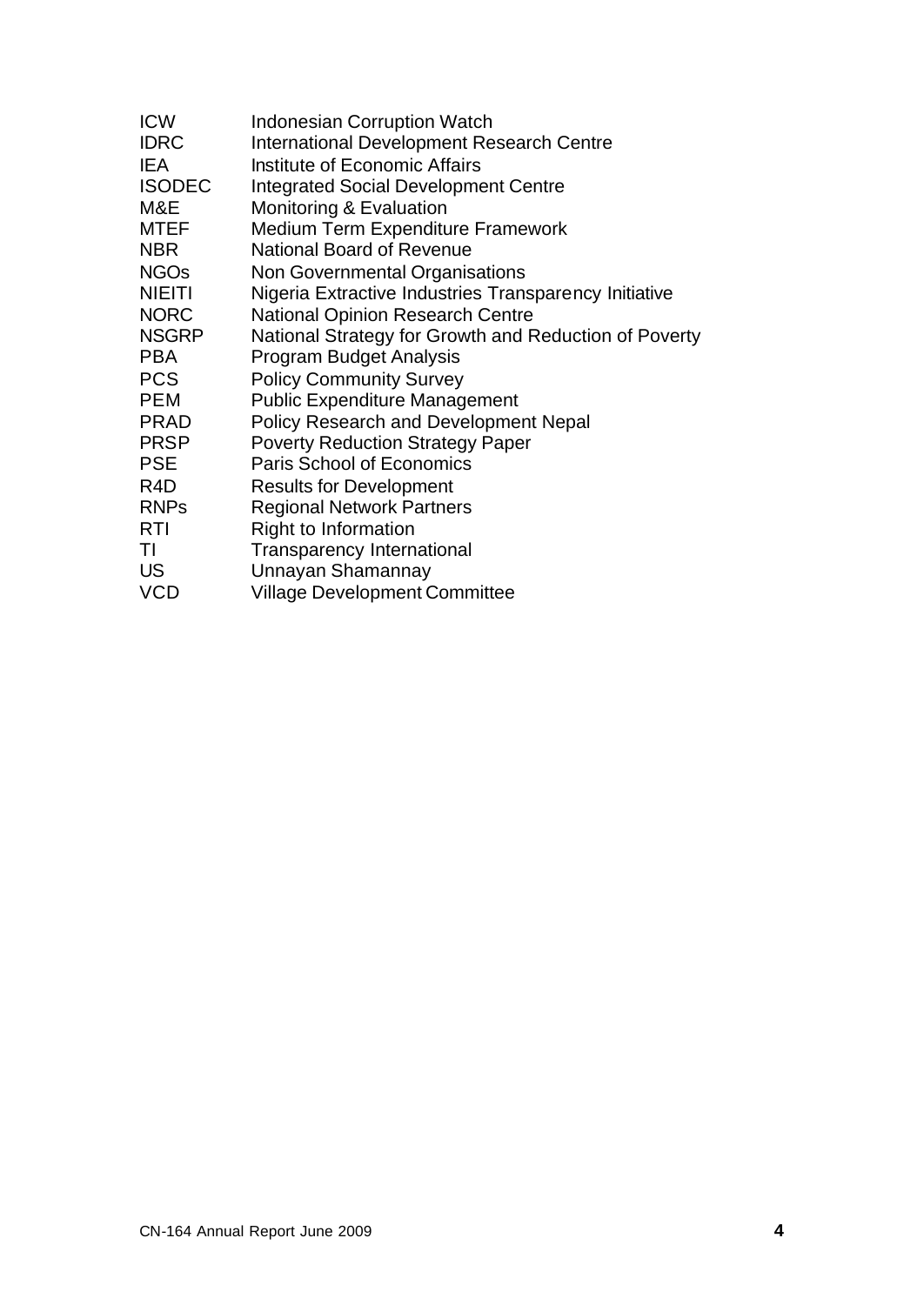| | |
|---|---|
| ICW | Indonesian Corruption Watch |
| IDRC | International Development Research Centre |
| IEA | Institute of Economic Affairs |
| ISODEC | Integrated Social Development Centre |
| M&E | Monitoring & Evaluation |
| MTEF | Medium Term Expenditure Framework |
| NBR | National Board of Revenue |
| NGOs | Non Governmental Organisations |
| NIEITI | Nigeria Extractive Industries Transparency Initiative |
| NORC | National Opinion Research Centre |
| NSGRP | National Strategy for Growth and Reduction of Poverty |
| PBA | Program Budget Analysis |
| PCS | Policy Community Survey |
| PEM | Public Expenditure Management |
| PRAD | Policy Research and Development Nepal |
| PRSP | Poverty Reduction Strategy Paper |
| PSE | Paris School of Economics |
| R4D | Results for Development |
| RNPs | Regional Network Partners |
| RTI | Right to Information |
| TI | Transparency International |
| US | Unnayan Shamannay |
| VCD | Village Development Committee |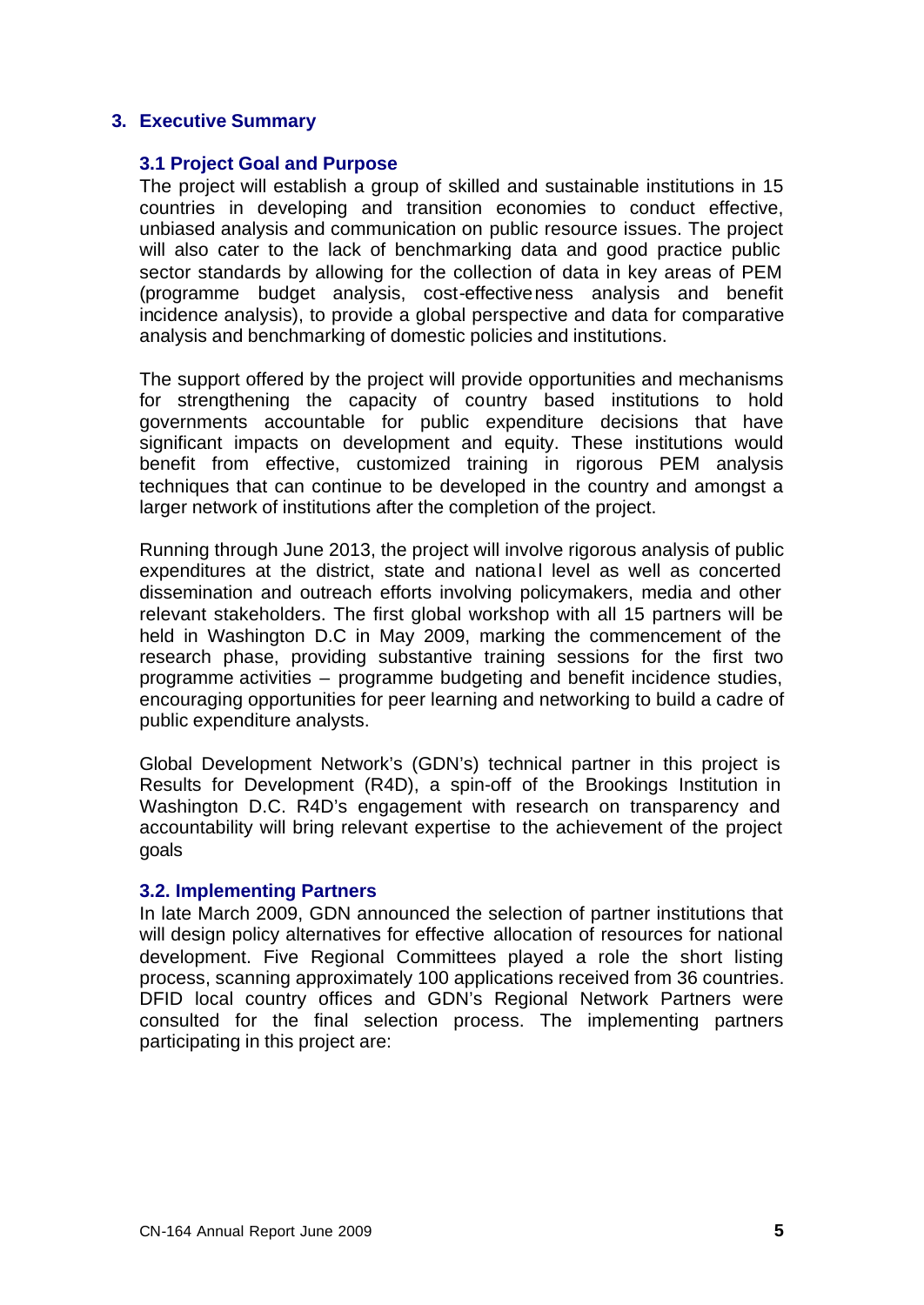## 3. Executive Summary

### 3.1 Project Goal and Purpose

The project will establish a group of skilled and sustainable institutions in 15 countries in developing and transition economies to conduct effective, unbiased analysis and communication on public resource issues. The project will also cater to the lack of benchmarking data and good practice public sector standards by allowing for the collection of data in key areas of PEM (programme budget analysis, cost-effectiveness analysis and benefit incidence analysis), to provide a global perspective and data for comparative analysis and benchmarking of domestic policies and institutions.

The support offered by the project will provide opportunities and mechanisms for strengthening the capacity of country based institutions to hold governments accountable for public expenditure decisions that have significant impacts on development and equity. These institutions would benefit from effective, customized training in rigorous PEM analysis techniques that can continue to be developed in the country and amongst a larger network of institutions after the completion of the project.

Running through June 2013, the project will involve rigorous analysis of public expenditures at the district, state and national level as well as concerted dissemination and outreach efforts involving policymakers, media and other relevant stakeholders. The first global workshop with all 15 partners will be held in Washington D.C in May 2009, marking the commencement of the research phase, providing substantive training sessions for the first two programme activities – programme budgeting and benefit incidence studies, encouraging opportunities for peer learning and networking to build a cadre of public expenditure analysts.

Global Development Network's (GDN's) technical partner in this project is Results for Development (R4D), a spin-off of the Brookings Institution in Washington D.C. R4D's engagement with research on transparency and accountability will bring relevant expertise to the achievement of the project goals

### 3.2. Implementing Partners

In late March 2009, GDN announced the selection of partner institutions that will design policy alternatives for effective allocation of resources for national development. Five Regional Committees played a role the short listing process, scanning approximately 100 applications received from 36 countries. DFID local country offices and GDN's Regional Network Partners were consulted for the final selection process. The implementing partners participating in this project are: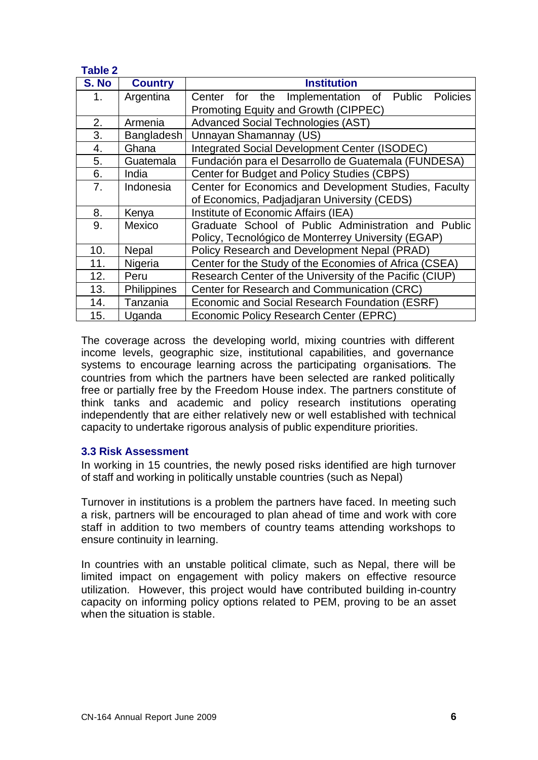**Table 2**

| S. No | Country | Institution |
|---|---|---|
| 1. | Argentina | Center for the Implementation of Public Policies Promoting Equity and Growth (CIPPEC) |
| 2. | Armenia | Advanced Social Technologies (AST) |
| 3. | Bangladesh | Unnayan Shamannay (US) |
| 4. | Ghana | Integrated Social Development Center (ISODEC) |
| 5. | Guatemala | Fundación para el Desarrollo de Guatemala (FUNDESA) |
| 6. | India | Center for Budget and Policy Studies (CBPS) |
| 7. | Indonesia | Center for Economics and Development Studies, Faculty of Economics, Padjadjaran University (CEDS) |
| 8. | Kenya | Institute of Economic Affairs (IEA) |
| 9. | Mexico | Graduate School of Public Administration and Public Policy, Tecnológico de Monterrey University (EGAP) |
| 10. | Nepal | Policy Research and Development Nepal (PRAD) |
| 11. | Nigeria | Center for the Study of the Economies of Africa (CSEA) |
| 12. | Peru | Research Center of the University of the Pacific (CIUP) |
| 13. | Philippines | Center for Research and Communication (CRC) |
| 14. | Tanzania | Economic and Social Research Foundation (ESRF) |
| 15. | Uganda | Economic Policy Research Center (EPRC) |

The coverage across the developing world, mixing countries with different income levels, geographic size, institutional capabilities, and governance systems to encourage learning across the participating organisations. The countries from which the partners have been selected are ranked politically free or partially free by the Freedom House index. The partners constitute of think tanks and academic and policy research institutions operating independently that are either relatively new or well established with technical capacity to undertake rigorous analysis of public expenditure priorities.

### 3.3 Risk Assessment

In working in 15 countries, the newly posed risks identified are high turnover of staff and working in politically unstable countries (such as Nepal)

Turnover in institutions is a problem the partners have faced. In meeting such a risk, partners will be encouraged to plan ahead of time and work with core staff in addition to two members of country teams attending workshops to ensure continuity in learning.

In countries with an unstable political climate, such as Nepal, there will be limited impact on engagement with policy makers on effective resource utilization. However, this project would have contributed building in-country capacity on informing policy options related to PEM, proving to be an asset when the situation is stable.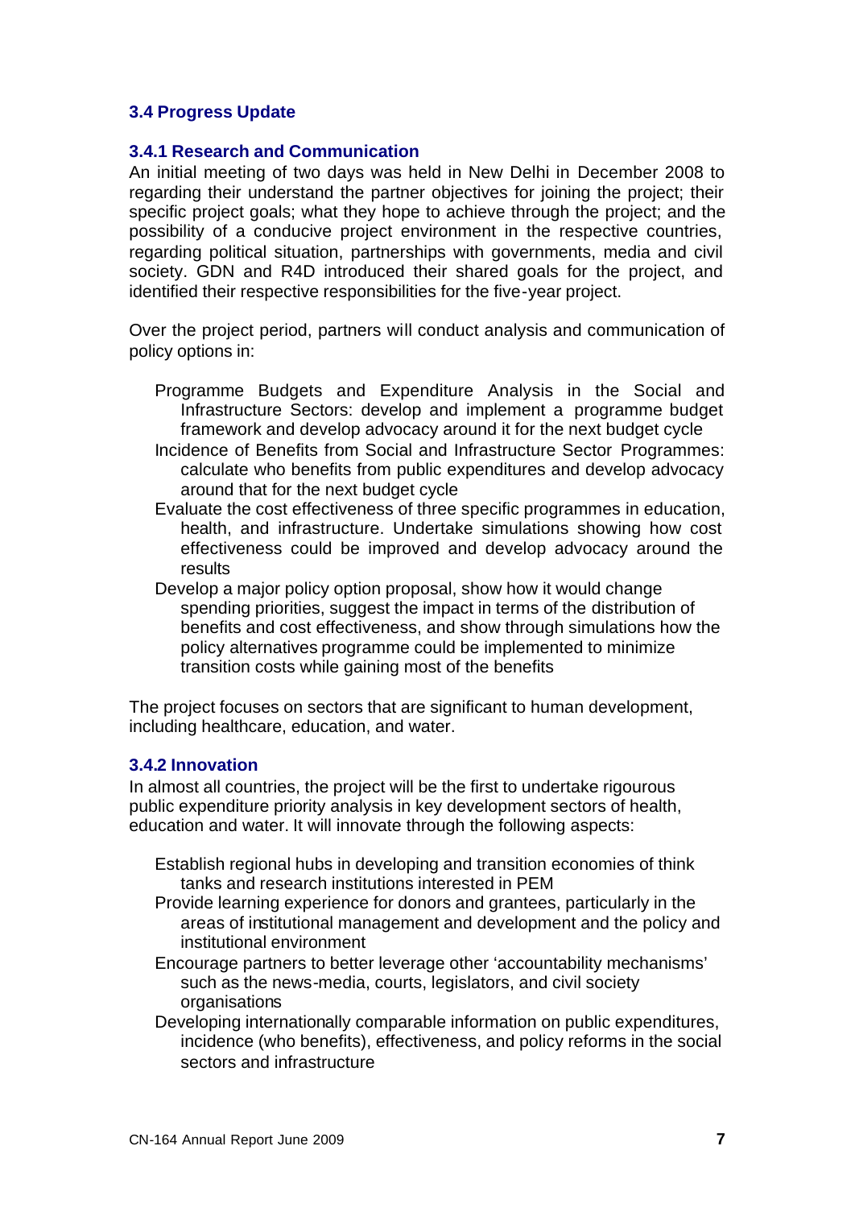### 3.4 Progress Update

#### 3.4.1 Research and Communication

An initial meeting of two days was held in New Delhi in December 2008 to regarding their understand the partner objectives for joining the project; their specific project goals; what they hope to achieve through the project; and the possibility of a conducive project environment in the respective countries, regarding political situation, partnerships with governments, media and civil society. GDN and R4D introduced their shared goals for the project, and identified their respective responsibilities for the five-year project.

Over the project period, partners will conduct analysis and communication of policy options in:

- Programme Budgets and Expenditure Analysis in the Social and Infrastructure Sectors: develop and implement a programme budget framework and develop advocacy around it for the next budget cycle
- Incidence of Benefits from Social and Infrastructure Sector Programmes: calculate who benefits from public expenditures and develop advocacy around that for the next budget cycle
- Evaluate the cost effectiveness of three specific programmes in education, health, and infrastructure. Undertake simulations showing how cost effectiveness could be improved and develop advocacy around the results
- Develop a major policy option proposal, show how it would change spending priorities, suggest the impact in terms of the distribution of benefits and cost effectiveness, and show through simulations how the policy alternatives programme could be implemented to minimize transition costs while gaining most of the benefits

The project focuses on sectors that are significant to human development, including healthcare, education, and water.

#### 3.4.2 Innovation

In almost all countries, the project will be the first to undertake rigourous public expenditure priority analysis in key development sectors of health, education and water. It will innovate through the following aspects:

- Establish regional hubs in developing and transition economies of think tanks and research institutions interested in PEM
- Provide learning experience for donors and grantees, particularly in the areas of institutional management and development and the policy and institutional environment
- Encourage partners to better leverage other 'accountability mechanisms' such as the news-media, courts, legislators, and civil society organisations
- Developing internationally comparable information on public expenditures, incidence (who benefits), effectiveness, and policy reforms in the social sectors and infrastructure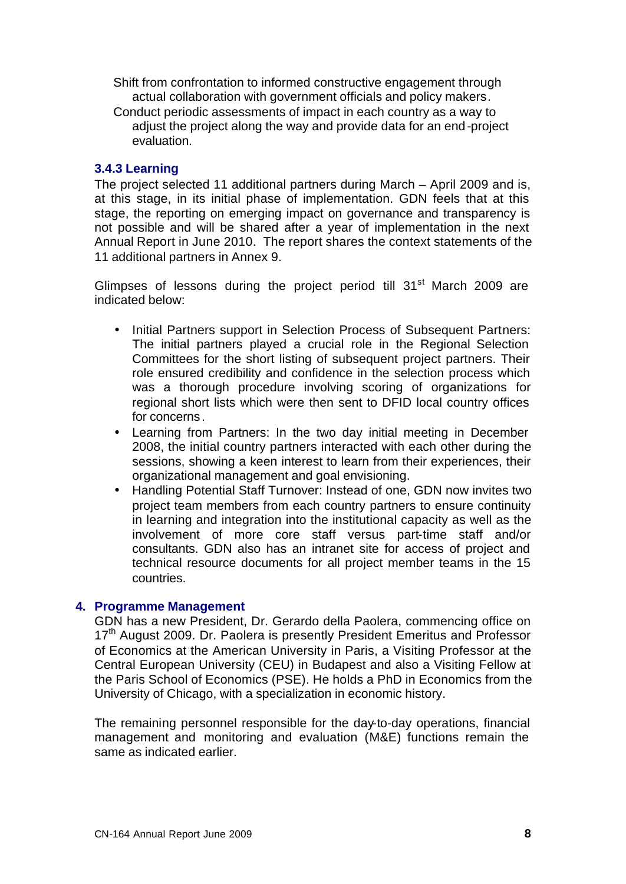Shift from confrontation to informed constructive engagement through actual collaboration with government officials and policy makers.

Conduct periodic assessments of impact in each country as a way to adjust the project along the way and provide data for an end-project evaluation.

### 3.4.3 Learning

The project selected 11 additional partners during March – April 2009 and is, at this stage, in its initial phase of implementation. GDN feels that at this stage, the reporting on emerging impact on governance and transparency is not possible and will be shared after a year of implementation in the next Annual Report in June 2010. The report shares the context statements of the 11 additional partners in Annex 9.

Glimpses of lessons during the project period till 31st March 2009 are indicated below:

- Initial Partners support in Selection Process of Subsequent Partners: The initial partners played a crucial role in the Regional Selection Committees for the short listing of subsequent project partners. Their role ensured credibility and confidence in the selection process which was a thorough procedure involving scoring of organizations for regional short lists which were then sent to DFID local country offices for concerns.
- Learning from Partners: In the two day initial meeting in December 2008, the initial country partners interacted with each other during the sessions, showing a keen interest to learn from their experiences, their organizational management and goal envisioning.
- Handling Potential Staff Turnover: Instead of one, GDN now invites two project team members from each country partners to ensure continuity in learning and integration into the institutional capacity as well as the involvement of more core staff versus part-time staff and/or consultants. GDN also has an intranet site for access of project and technical resource documents for all project member teams in the 15 countries.

## 4. Programme Management

GDN has a new President, Dr. Gerardo della Paolera, commencing office on 17th August 2009. Dr. Paolera is presently President Emeritus and Professor of Economics at the American University in Paris, a Visiting Professor at the Central European University (CEU) in Budapest and also a Visiting Fellow at the Paris School of Economics (PSE). He holds a PhD in Economics from the University of Chicago, with a specialization in economic history.

The remaining personnel responsible for the day-to-day operations, financial management and monitoring and evaluation (M&E) functions remain the same as indicated earlier.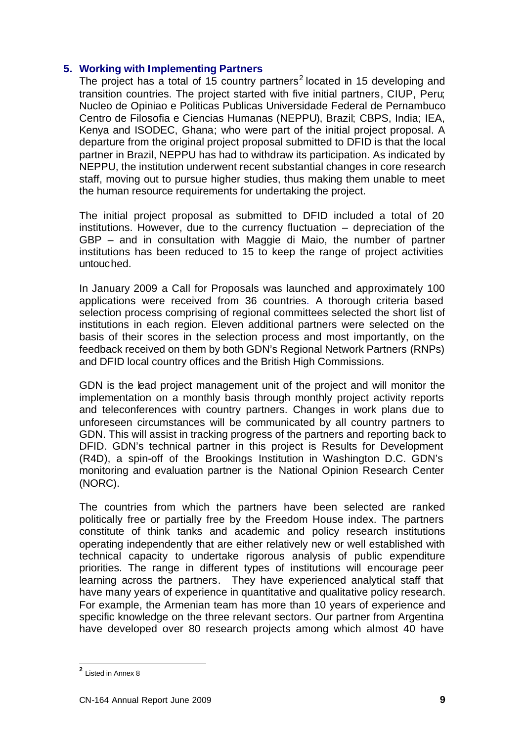## 5. Working with Implementing Partners

The project has a total of 15 country partners[2] located in 15 developing and transition countries. The project started with five initial partners, CIUP, Peru; Nucleo de Opiniao e Politicas Publicas Universidade Federal de Pernambuco Centro de Filosofia e Ciencias Humanas (NEPPU), Brazil; CBPS, India; IEA, Kenya and ISODEC, Ghana; who were part of the initial project proposal. A departure from the original project proposal submitted to DFID is that the local partner in Brazil, NEPPU has had to withdraw its participation. As indicated by NEPPU, the institution underwent recent substantial changes in core research staff, moving out to pursue higher studies, thus making them unable to meet the human resource requirements for undertaking the project.

The initial project proposal as submitted to DFID included a total of 20 institutions. However, due to the currency fluctuation – depreciation of the GBP – and in consultation with Maggie di Maio, the number of partner institutions has been reduced to 15 to keep the range of project activities untouched.

In January 2009 a Call for Proposals was launched and approximately 100 applications were received from 36 countries. A thorough criteria based selection process comprising of regional committees selected the short list of institutions in each region. Eleven additional partners were selected on the basis of their scores in the selection process and most importantly, on the feedback received on them by both GDN's Regional Network Partners (RNPs) and DFID local country offices and the British High Commissions.

GDN is the lead project management unit of the project and will monitor the implementation on a monthly basis through monthly project activity reports and teleconferences with country partners. Changes in work plans due to unforeseen circumstances will be communicated by all country partners to GDN. This will assist in tracking progress of the partners and reporting back to DFID. GDN's technical partner in this project is Results for Development (R4D), a spin-off of the Brookings Institution in Washington D.C. GDN's monitoring and evaluation partner is the National Opinion Research Center (NORC).

The countries from which the partners have been selected are ranked politically free or partially free by the Freedom House index. The partners constitute of think tanks and academic and policy research institutions operating independently that are either relatively new or well established with technical capacity to undertake rigorous analysis of public expenditure priorities. The range in different types of institutions will encourage peer learning across the partners. They have experienced analytical staff that have many years of experience in quantitative and qualitative policy research. For example, the Armenian team has more than 10 years of experience and specific knowledge on the three relevant sectors. Our partner from Argentina have developed over 80 research projects among which almost 40 have

---

[2] Listed in Annex 8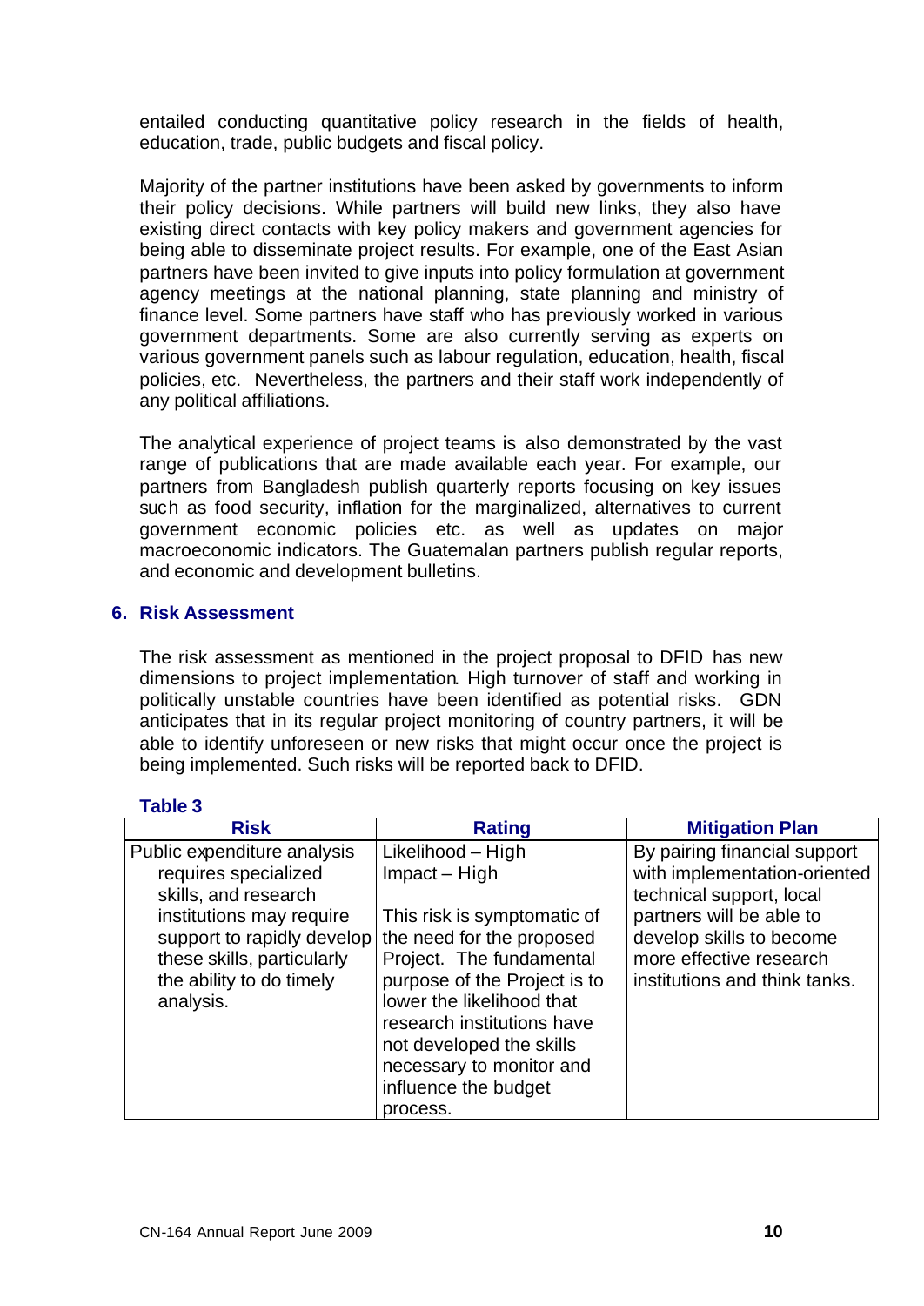entailed conducting quantitative policy research in the fields of health, education, trade, public budgets and fiscal policy.

Majority of the partner institutions have been asked by governments to inform their policy decisions. While partners will build new links, they also have existing direct contacts with key policy makers and government agencies for being able to disseminate project results. For example, one of the East Asian partners have been invited to give inputs into policy formulation at government agency meetings at the national planning, state planning and ministry of finance level. Some partners have staff who has previously worked in various government departments. Some are also currently serving as experts on various government panels such as labour regulation, education, health, fiscal policies, etc. Nevertheless, the partners and their staff work independently of any political affiliations.

The analytical experience of project teams is also demonstrated by the vast range of publications that are made available each year. For example, our partners from Bangladesh publish quarterly reports focusing on key issues such as food security, inflation for the marginalized, alternatives to current government economic policies etc. as well as updates on major macroeconomic indicators. The Guatemalan partners publish regular reports, and economic and development bulletins.

## 6. Risk Assessment

The risk assessment as mentioned in the project proposal to DFID has new dimensions to project implementation. High turnover of staff and working in politically unstable countries have been identified as potential risks. GDN anticipates that in its regular project monitoring of country partners, it will be able to identify unforeseen or new risks that might occur once the project is being implemented. Such risks will be reported back to DFID.

**Table 3**

| Risk | Rating | Mitigation Plan |
|---|---|---|
| Public expenditure analysis requires specialized skills, and research institutions may require support to rapidly develop these skills, particularly the ability to do timely analysis. | Likelihood – High<br>Impact – High<br><br>This risk is symptomatic of the need for the proposed Project. The fundamental purpose of the Project is to lower the likelihood that research institutions have not developed the skills necessary to monitor and influence the budget process. | By pairing financial support with implementation-oriented technical support, local partners will be able to develop skills to become more effective research institutions and think tanks. |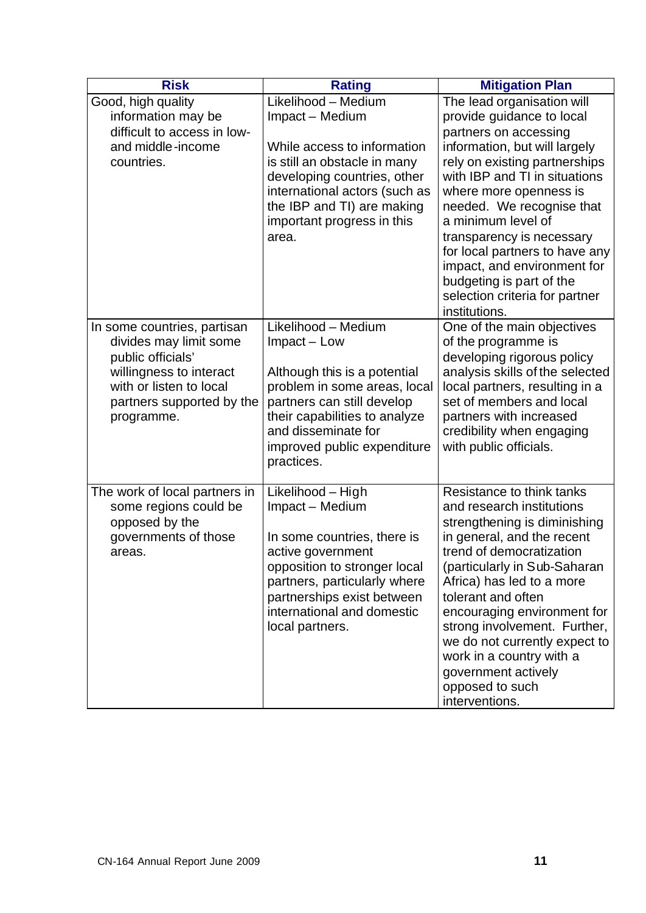| Risk | Rating | Mitigation Plan |
| --- | --- | --- |
| Good, high quality information may be difficult to access in low- and middle-income countries. | Likelihood – Medium<br>Impact – Medium<br><br>While access to information is still an obstacle in many developing countries, other international actors (such as the IBP and TI) are making important progress in this area. | The lead organisation will provide guidance to local partners on accessing information, but will largely rely on existing partnerships with IBP and TI in situations where more openness is needed. We recognise that a minimum level of transparency is necessary for local partners to have any impact, and environment for budgeting is part of the selection criteria for partner institutions. |
| In some countries, partisan divides may limit some public officials' willingness to interact with or listen to local partners supported by the programme. | Likelihood – Medium<br>Impact – Low<br><br>Although this is a potential problem in some areas, local partners can still develop their capabilities to analyze and disseminate for improved public expenditure practices. | One of the main objectives of the programme is developing rigorous policy analysis skills of the selected local partners, resulting in a set of members and local partners with increased credibility when engaging with public officials. |
| The work of local partners in some regions could be opposed by the governments of those areas. | Likelihood – High<br>Impact – Medium<br><br>In some countries, there is active government opposition to stronger local partners, particularly where partnerships exist between international and domestic local partners. | Resistance to think tanks and research institutions strengthening is diminishing in general, and the recent trend of democratization (particularly in Sub-Saharan Africa) has led to a more tolerant and often encouraging environment for strong involvement. Further, we do not currently expect to work in a country with a government actively opposed to such interventions. |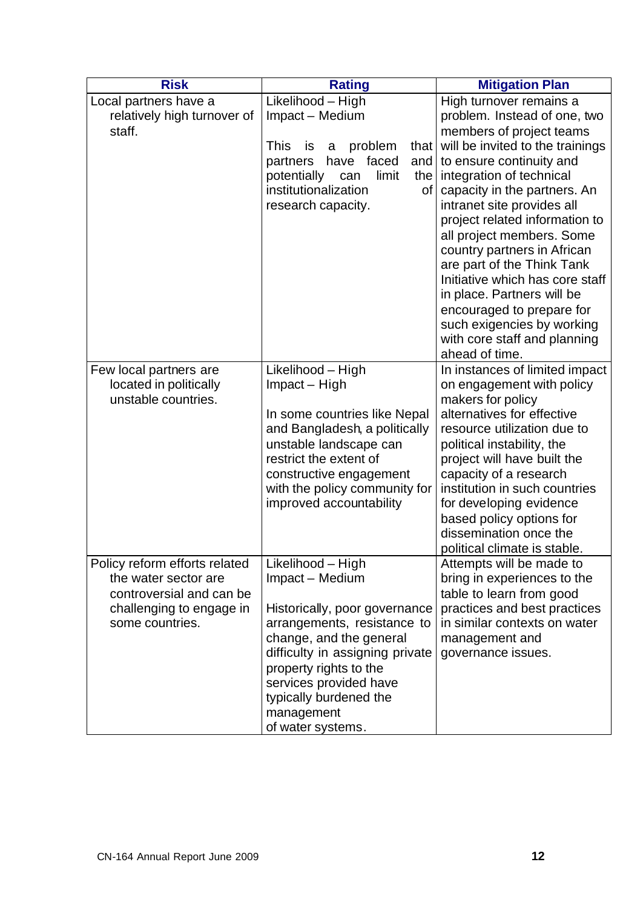| Risk | Rating | Mitigation Plan |
|---|---|---|
| Local partners have a relatively high turnover of staff. | Likelihood – High<br>Impact – Medium<br><br>This is a problem that partners have faced and potentially can limit the institutionalization of research capacity. | High turnover remains a problem. Instead of one, two members of project teams will be invited to the trainings to ensure continuity and integration of technical capacity in the partners. An intranet site provides all project related information to all project members. Some country partners in African are part of the Think Tank Initiative which has core staff in place. Partners will be encouraged to prepare for such exigencies by working with core staff and planning ahead of time. |
| Few local partners are located in politically unstable countries. | Likelihood – High<br>Impact – High<br><br>In some countries like Nepal and Bangladesh, a politically unstable landscape can restrict the extent of constructive engagement with the policy community for improved accountability | In instances of limited impact on engagement with policy makers for policy alternatives for effective resource utilization due to political instability, the project will have built the capacity of a research institution in such countries for developing evidence based policy options for dissemination once the political climate is stable. |
| Policy reform efforts related the water sector are controversial and can be challenging to engage in some countries. | Likelihood – High<br>Impact – Medium<br><br>Historically, poor governance arrangements, resistance to change, and the general difficulty in assigning private property rights to the services provided have typically burdened the management of water systems. | Attempts will be made to bring in experiences to the table to learn from good practices and best practices in similar contexts on water management and governance issues. |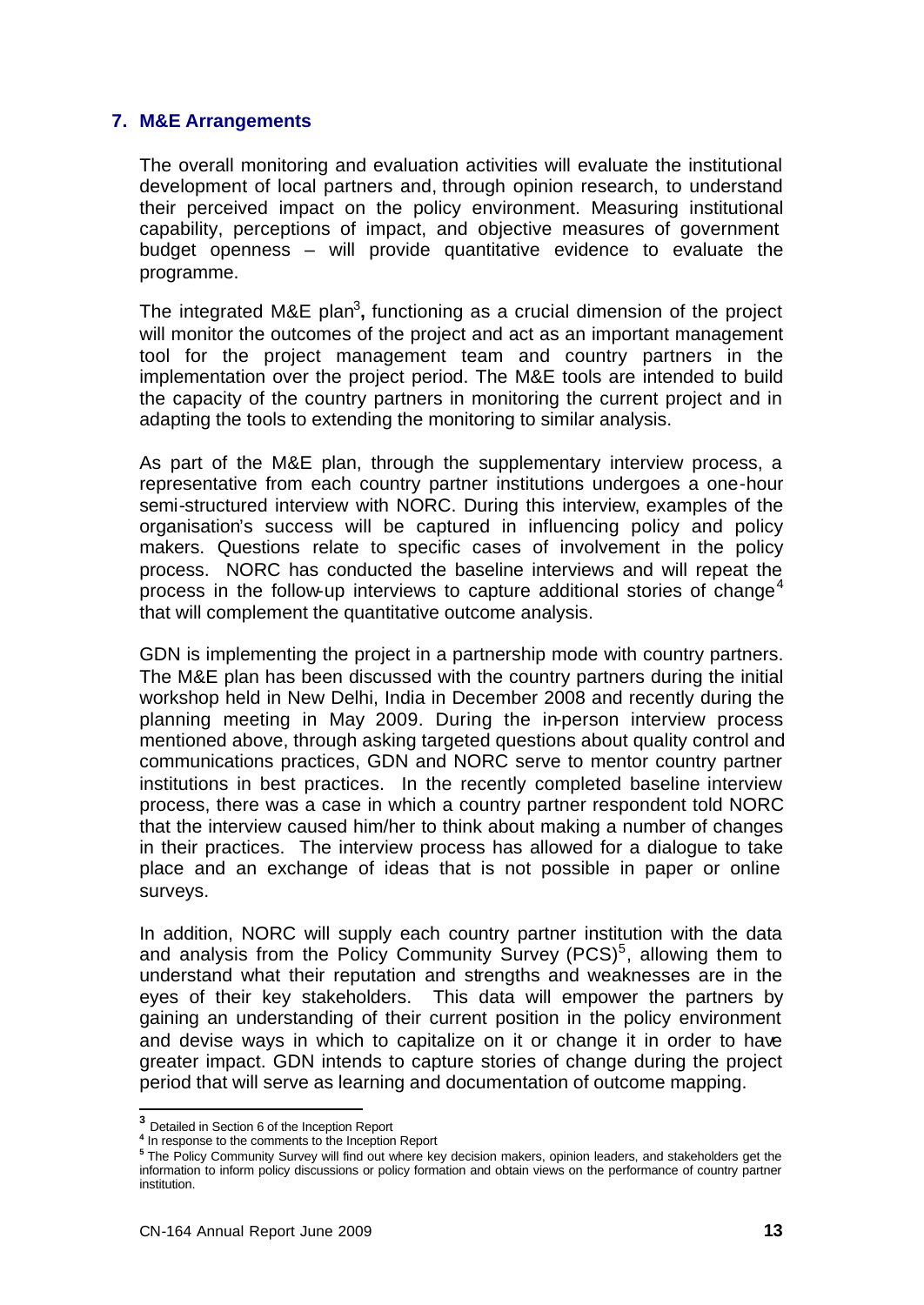## 7. M&E Arrangements

The overall monitoring and evaluation activities will evaluate the institutional development of local partners and, through opinion research, to understand their perceived impact on the policy environment. Measuring institutional capability, perceptions of impact, and objective measures of government budget openness – will provide quantitative evidence to evaluate the programme.

The integrated M&E plan[3], functioning as a crucial dimension of the project will monitor the outcomes of the project and act as an important management tool for the project management team and country partners in the implementation over the project period. The M&E tools are intended to build the capacity of the country partners in monitoring the current project and in adapting the tools to extending the monitoring to similar analysis.

As part of the M&E plan, through the supplementary interview process, a representative from each country partner institutions undergoes a one-hour semi-structured interview with NORC. During this interview, examples of the organisation's success will be captured in influencing policy and policy makers. Questions relate to specific cases of involvement in the policy process. NORC has conducted the baseline interviews and will repeat the process in the follow-up interviews to capture additional stories of change[4] that will complement the quantitative outcome analysis.

GDN is implementing the project in a partnership mode with country partners. The M&E plan has been discussed with the country partners during the initial workshop held in New Delhi, India in December 2008 and recently during the planning meeting in May 2009. During the in-person interview process mentioned above, through asking targeted questions about quality control and communications practices, GDN and NORC serve to mentor country partner institutions in best practices. In the recently completed baseline interview process, there was a case in which a country partner respondent told NORC that the interview caused him/her to think about making a number of changes in their practices. The interview process has allowed for a dialogue to take place and an exchange of ideas that is not possible in paper or online surveys.

In addition, NORC will supply each country partner institution with the data and analysis from the Policy Community Survey (PCS)[5], allowing them to understand what their reputation and strengths and weaknesses are in the eyes of their key stakeholders. This data will empower the partners by gaining an understanding of their current position in the policy environment and devise ways in which to capitalize on it or change it in order to have greater impact. GDN intends to capture stories of change during the project period that will serve as learning and documentation of outcome mapping.

---

[3] Detailed in Section 6 of the Inception Report

[4] In response to the comments to the Inception Report

[5] The Policy Community Survey will find out where key decision makers, opinion leaders, and stakeholders get the information to inform policy discussions or policy formation and obtain views on the performance of country partner institution.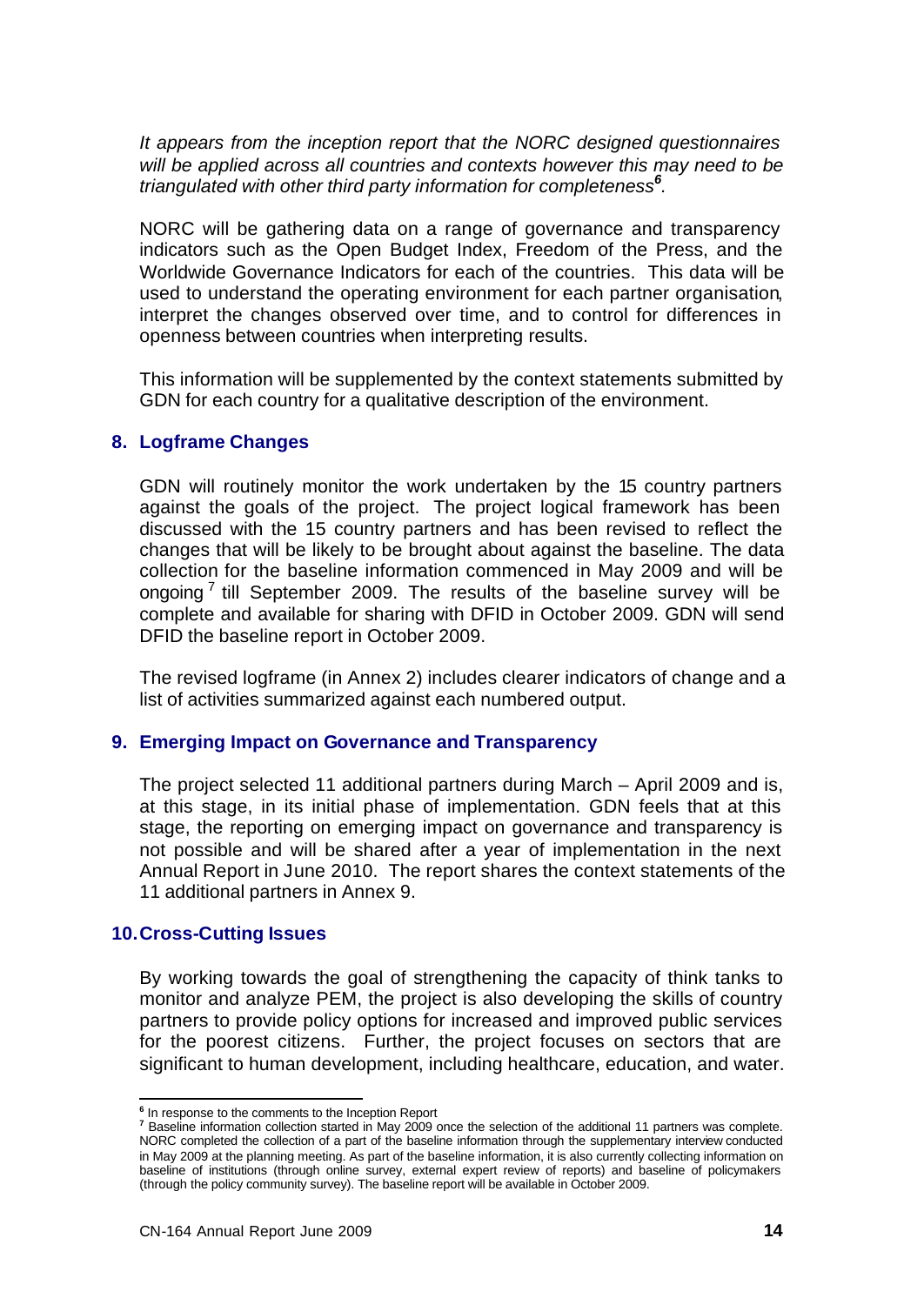*It appears from the inception report that the NORC designed questionnaires will be applied across all countries and contexts however this may need to be triangulated with other third party information for completeness*[6].

NORC will be gathering data on a range of governance and transparency indicators such as the Open Budget Index, Freedom of the Press, and the Worldwide Governance Indicators for each of the countries. This data will be used to understand the operating environment for each partner organisation, interpret the changes observed over time, and to control for differences in openness between countries when interpreting results.

This information will be supplemented by the context statements submitted by GDN for each country for a qualitative description of the environment.

## 8. Logframe Changes

GDN will routinely monitor the work undertaken by the 15 country partners against the goals of the project. The project logical framework has been discussed with the 15 country partners and has been revised to reflect the changes that will be likely to be brought about against the baseline. The data collection for the baseline information commenced in May 2009 and will be ongoing[7] till September 2009. The results of the baseline survey will be complete and available for sharing with DFID in October 2009. GDN will send DFID the baseline report in October 2009.

The revised logframe (in Annex 2) includes clearer indicators of change and a list of activities summarized against each numbered output.

## 9. Emerging Impact on Governance and Transparency

The project selected 11 additional partners during March – April 2009 and is, at this stage, in its initial phase of implementation. GDN feels that at this stage, the reporting on emerging impact on governance and transparency is not possible and will be shared after a year of implementation in the next Annual Report in June 2010. The report shares the context statements of the 11 additional partners in Annex 9.

## 10. Cross-Cutting Issues

By working towards the goal of strengthening the capacity of think tanks to monitor and analyze PEM, the project is also developing the skills of country partners to provide policy options for increased and improved public services for the poorest citizens. Further, the project focuses on sectors that are significant to human development, including healthcare, education, and water.

---

[6] In response to the comments to the Inception Report

[7] Baseline information collection started in May 2009 once the selection of the additional 11 partners was complete. NORC completed the collection of a part of the baseline information through the supplementary interview conducted in May 2009 at the planning meeting. As part of the baseline information, it is also currently collecting information on baseline of institutions (through online survey, external expert review of reports) and baseline of policymakers (through the policy community survey). The baseline report will be available in October 2009.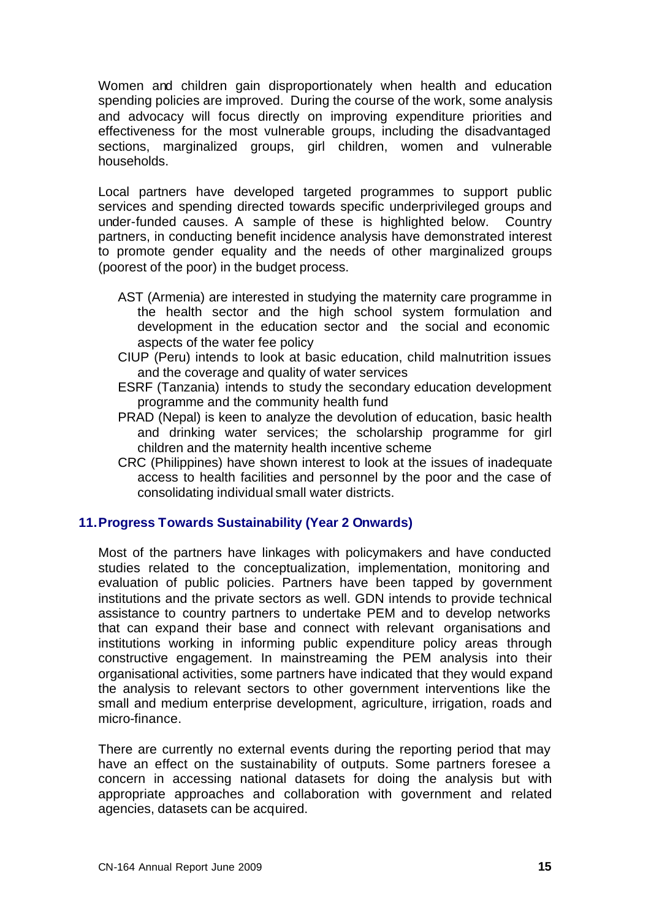Women and children gain disproportionately when health and education spending policies are improved. During the course of the work, some analysis and advocacy will focus directly on improving expenditure priorities and effectiveness for the most vulnerable groups, including the disadvantaged sections, marginalized groups, girl children, women and vulnerable households.

Local partners have developed targeted programmes to support public services and spending directed towards specific underprivileged groups and under-funded causes. A sample of these is highlighted below. Country partners, in conducting benefit incidence analysis have demonstrated interest to promote gender equality and the needs of other marginalized groups (poorest of the poor) in the budget process.

- AST (Armenia) are interested in studying the maternity care programme in the health sector and the high school system formulation and development in the education sector and the social and economic aspects of the water fee policy
- CIUP (Peru) intends to look at basic education, child malnutrition issues and the coverage and quality of water services
- ESRF (Tanzania) intends to study the secondary education development programme and the community health fund
- PRAD (Nepal) is keen to analyze the devolution of education, basic health and drinking water services; the scholarship programme for girl children and the maternity health incentive scheme
- CRC (Philippines) have shown interest to look at the issues of inadequate access to health facilities and personnel by the poor and the case of consolidating individual small water districts.

## 11. Progress Towards Sustainability (Year 2 Onwards)

Most of the partners have linkages with policymakers and have conducted studies related to the conceptualization, implementation, monitoring and evaluation of public policies. Partners have been tapped by government institutions and the private sectors as well. GDN intends to provide technical assistance to country partners to undertake PEM and to develop networks that can expand their base and connect with relevant organisations and institutions working in informing public expenditure policy areas through constructive engagement. In mainstreaming the PEM analysis into their organisational activities, some partners have indicated that they would expand the analysis to relevant sectors to other government interventions like the small and medium enterprise development, agriculture, irrigation, roads and micro-finance.

There are currently no external events during the reporting period that may have an effect on the sustainability of outputs. Some partners foresee a concern in accessing national datasets for doing the analysis but with appropriate approaches and collaboration with government and related agencies, datasets can be acquired.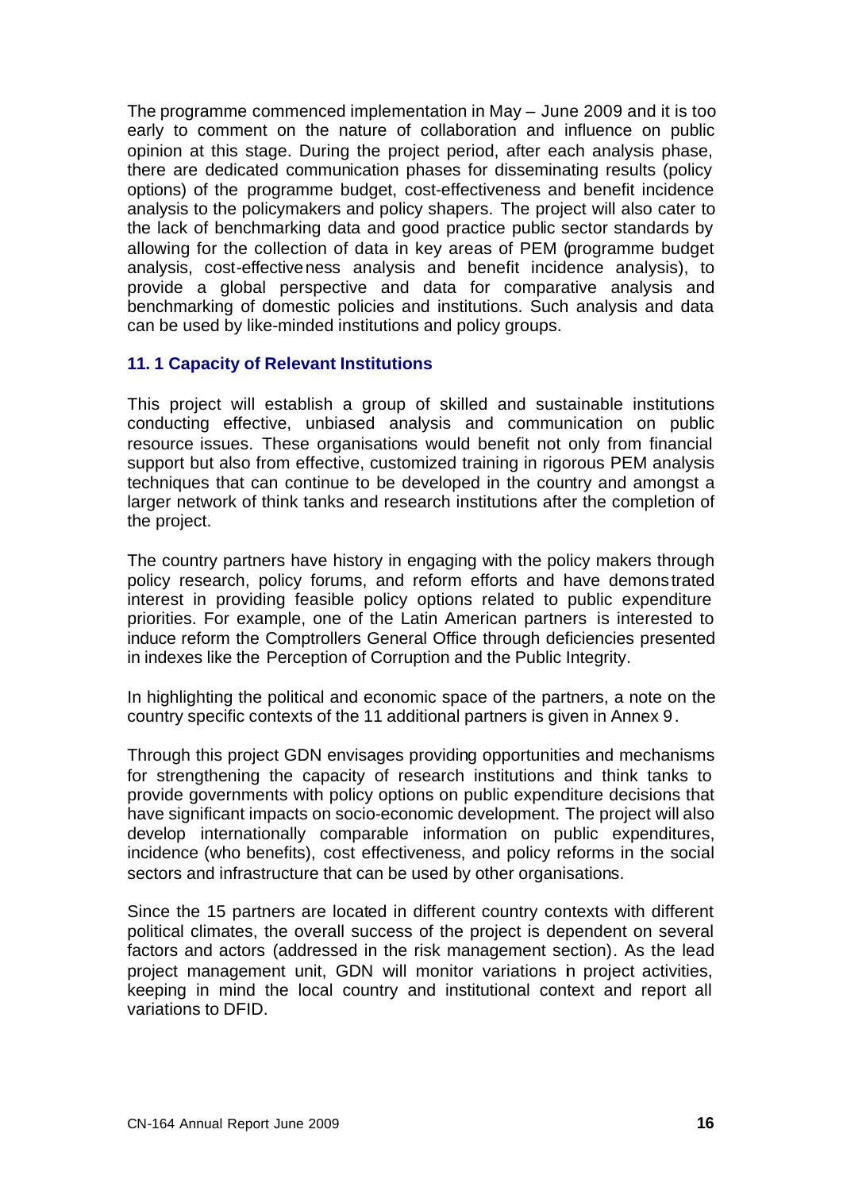The programme commenced implementation in May – June 2009 and it is too early to comment on the nature of collaboration and influence on public opinion at this stage. During the project period, after each analysis phase, there are dedicated communication phases for disseminating results (policy options) of the programme budget, cost-effectiveness and benefit incidence analysis to the policymakers and policy shapers. The project will also cater to the lack of benchmarking data and good practice public sector standards by allowing for the collection of data in key areas of PEM (programme budget analysis, cost-effectiveness analysis and benefit incidence analysis), to provide a global perspective and data for comparative analysis and benchmarking of domestic policies and institutions. Such analysis and data can be used by like-minded institutions and policy groups.

### 11. 1 Capacity of Relevant Institutions

This project will establish a group of skilled and sustainable institutions conducting effective, unbiased analysis and communication on public resource issues. These organisations would benefit not only from financial support but also from effective, customized training in rigorous PEM analysis techniques that can continue to be developed in the country and amongst a larger network of think tanks and research institutions after the completion of the project.

The country partners have history in engaging with the policy makers through policy research, policy forums, and reform efforts and have demonstrated interest in providing feasible policy options related to public expenditure priorities. For example, one of the Latin American partners is interested to induce reform the Comptrollers General Office through deficiencies presented in indexes like the Perception of Corruption and the Public Integrity.

In highlighting the political and economic space of the partners, a note on the country specific contexts of the 11 additional partners is given in Annex 9.

Through this project GDN envisages providing opportunities and mechanisms for strengthening the capacity of research institutions and think tanks to provide governments with policy options on public expenditure decisions that have significant impacts on socio-economic development. The project will also develop internationally comparable information on public expenditures, incidence (who benefits), cost effectiveness, and policy reforms in the social sectors and infrastructure that can be used by other organisations.

Since the 15 partners are located in different country contexts with different political climates, the overall success of the project is dependent on several factors and actors (addressed in the risk management section). As the lead project management unit, GDN will monitor variations in project activities, keeping in mind the local country and institutional context and report all variations to DFID.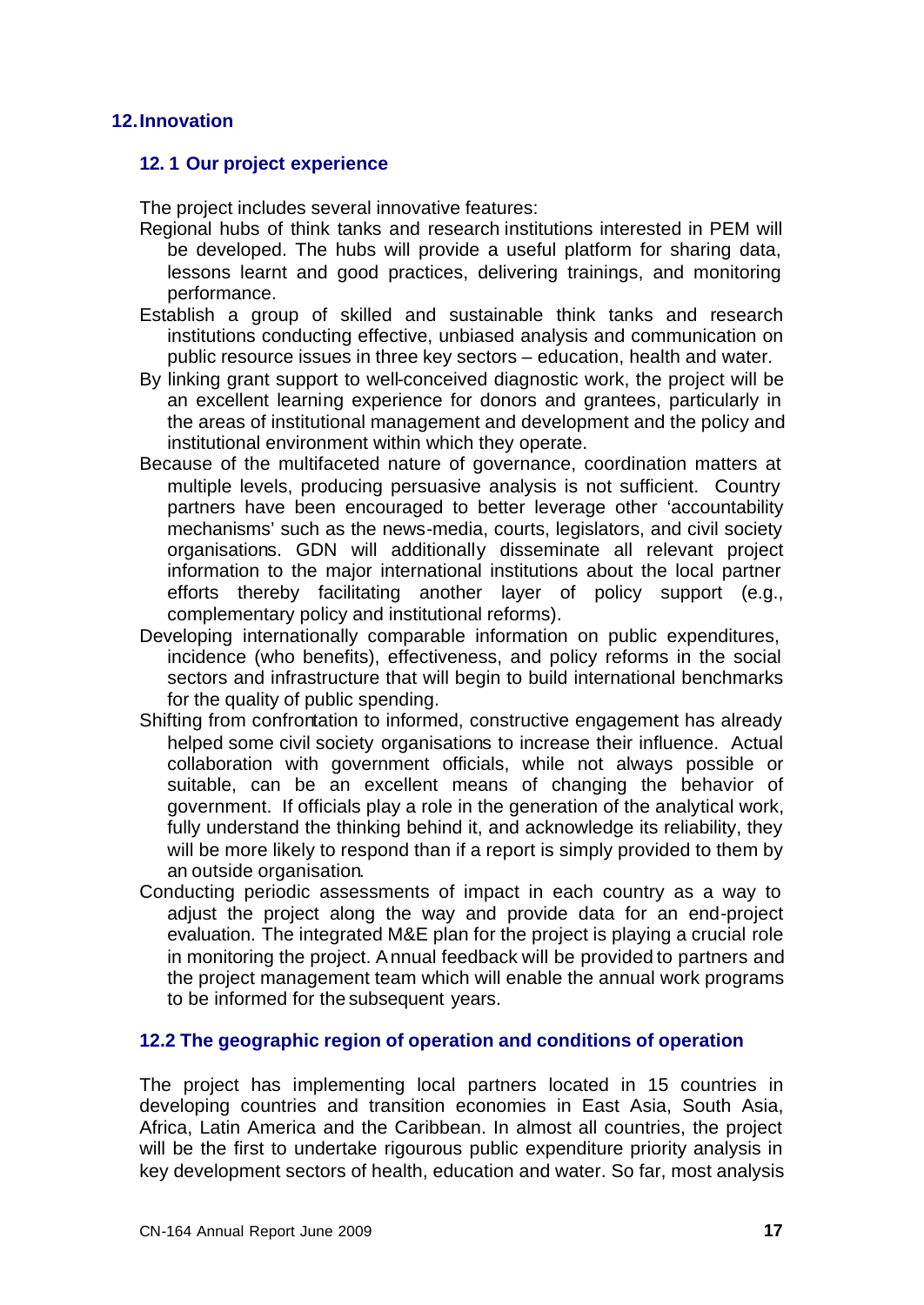## 12. Innovation

### 12. 1 Our project experience

The project includes several innovative features:

- Regional hubs of think tanks and research institutions interested in PEM will be developed. The hubs will provide a useful platform for sharing data, lessons learnt and good practices, delivering trainings, and monitoring performance.
- Establish a group of skilled and sustainable think tanks and research institutions conducting effective, unbiased analysis and communication on public resource issues in three key sectors – education, health and water.
- By linking grant support to well-conceived diagnostic work, the project will be an excellent learning experience for donors and grantees, particularly in the areas of institutional management and development and the policy and institutional environment within which they operate.
- Because of the multifaceted nature of governance, coordination matters at multiple levels, producing persuasive analysis is not sufficient. Country partners have been encouraged to better leverage other 'accountability mechanisms' such as the news-media, courts, legislators, and civil society organisations. GDN will additionally disseminate all relevant project information to the major international institutions about the local partner efforts thereby facilitating another layer of policy support (e.g., complementary policy and institutional reforms).
- Developing internationally comparable information on public expenditures, incidence (who benefits), effectiveness, and policy reforms in the social sectors and infrastructure that will begin to build international benchmarks for the quality of public spending.
- Shifting from confrontation to informed, constructive engagement has already helped some civil society organisations to increase their influence. Actual collaboration with government officials, while not always possible or suitable, can be an excellent means of changing the behavior of government. If officials play a role in the generation of the analytical work, fully understand the thinking behind it, and acknowledge its reliability, they will be more likely to respond than if a report is simply provided to them by an outside organisation.
- Conducting periodic assessments of impact in each country as a way to adjust the project along the way and provide data for an end-project evaluation. The integrated M&E plan for the project is playing a crucial role in monitoring the project. Annual feedback will be provided to partners and the project management team which will enable the annual work programs to be informed for the subsequent years.

### 12.2 The geographic region of operation and conditions of operation

The project has implementing local partners located in 15 countries in developing countries and transition economies in East Asia, South Asia, Africa, Latin America and the Caribbean. In almost all countries, the project will be the first to undertake rigourous public expenditure priority analysis in key development sectors of health, education and water. So far, most analysis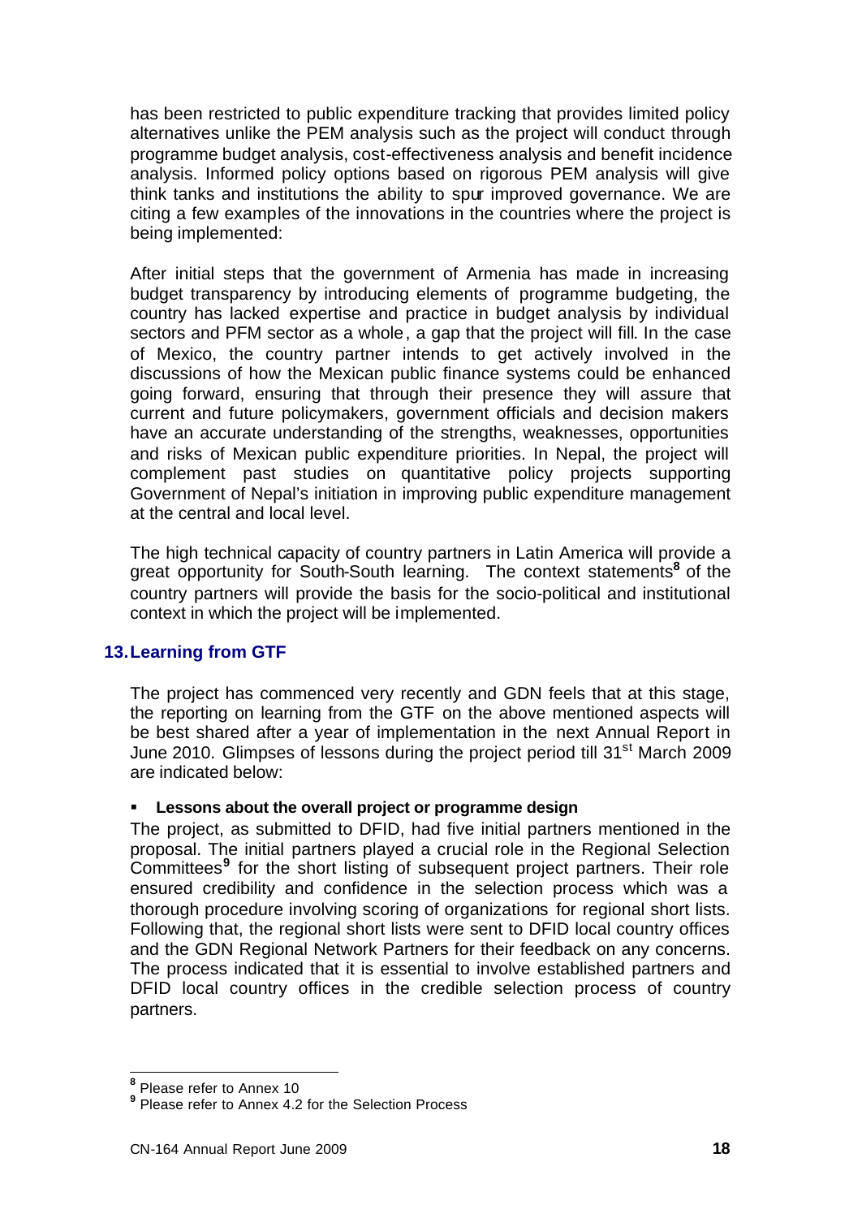has been restricted to public expenditure tracking that provides limited policy alternatives unlike the PEM analysis such as the project will conduct through programme budget analysis, cost-effectiveness analysis and benefit incidence analysis. Informed policy options based on rigorous PEM analysis will give think tanks and institutions the ability to spur improved governance. We are citing a few examples of the innovations in the countries where the project is being implemented:

After initial steps that the government of Armenia has made in increasing budget transparency by introducing elements of programme budgeting, the country has lacked expertise and practice in budget analysis by individual sectors and PFM sector as a whole, a gap that the project will fill. In the case of Mexico, the country partner intends to get actively involved in the discussions of how the Mexican public finance systems could be enhanced going forward, ensuring that through their presence they will assure that current and future policymakers, government officials and decision makers have an accurate understanding of the strengths, weaknesses, opportunities and risks of Mexican public expenditure priorities. In Nepal, the project will complement past studies on quantitative policy projects supporting Government of Nepal's initiation in improving public expenditure management at the central and local level.

The high technical capacity of country partners in Latin America will provide a great opportunity for South-South learning. The context statements[8] of the country partners will provide the basis for the socio-political and institutional context in which the project will be implemented.

## 13. Learning from GTF

The project has commenced very recently and GDN feels that at this stage, the reporting on learning from the GTF on the above mentioned aspects will be best shared after a year of implementation in the next Annual Report in June 2010. Glimpses of lessons during the project period till 31st March 2009 are indicated below:

- **Lessons about the overall project or programme design**

The project, as submitted to DFID, had five initial partners mentioned in the proposal. The initial partners played a crucial role in the Regional Selection Committees[9] for the short listing of subsequent project partners. Their role ensured credibility and confidence in the selection process which was a thorough procedure involving scoring of organizations for regional short lists. Following that, the regional short lists were sent to DFID local country offices and the GDN Regional Network Partners for their feedback on any concerns. The process indicated that it is essential to involve established partners and DFID local country offices in the credible selection process of country partners.

[8] Please refer to Annex 10

[9] Please refer to Annex 4.2 for the Selection Process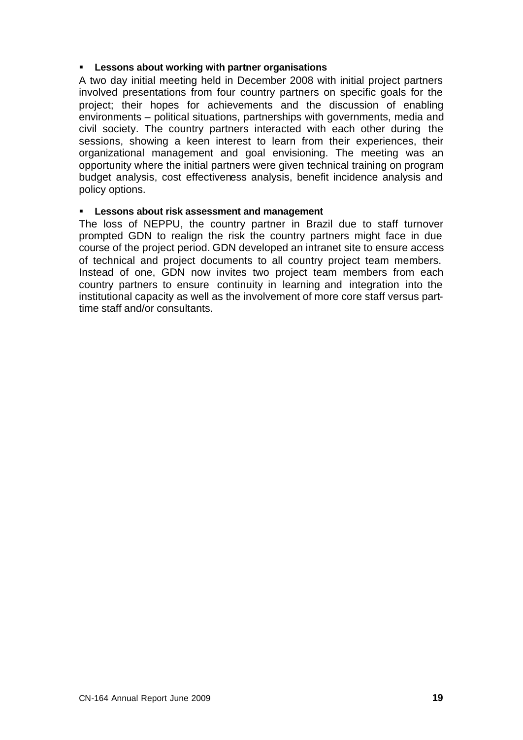- **Lessons about working with partner organisations**

A two day initial meeting held in December 2008 with initial project partners involved presentations from four country partners on specific goals for the project; their hopes for achievements and the discussion of enabling environments – political situations, partnerships with governments, media and civil society. The country partners interacted with each other during the sessions, showing a keen interest to learn from their experiences, their organizational management and goal envisioning. The meeting was an opportunity where the initial partners were given technical training on program budget analysis, cost effectiveness analysis, benefit incidence analysis and policy options.

- **Lessons about risk assessment and management**

The loss of NEPPU, the country partner in Brazil due to staff turnover prompted GDN to realign the risk the country partners might face in due course of the project period. GDN developed an intranet site to ensure access of technical and project documents to all country project team members. Instead of one, GDN now invites two project team members from each country partners to ensure continuity in learning and integration into the institutional capacity as well as the involvement of more core staff versus part-time staff and/or consultants.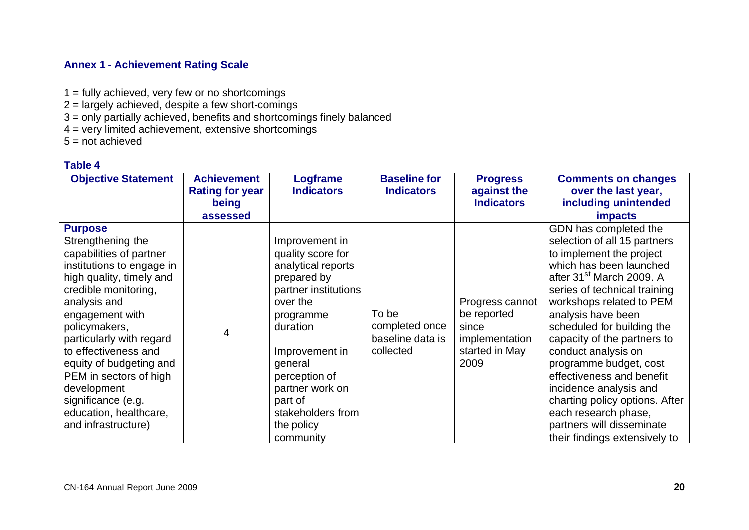### Annex 1 - Achievement Rating Scale

1 = fully achieved, very few or no shortcomings
2 = largely achieved, despite a few short-comings
3 = only partially achieved, benefits and shortcomings finely balanced
4 = very limited achievement, extensive shortcomings
5 = not achieved

**Table 4**

| Objective Statement | Achievement Rating for year being assessed | Logframe Indicators | Baseline for Indicators | Progress against the Indicators | Comments on changes over the last year, including unintended impacts |
|---|---|---|---|---|---|
| **Purpose** Strengthening the capabilities of partner institutions to engage in high quality, timely and credible monitoring, analysis and engagement with policymakers, particularly with regard to effectiveness and equity of budgeting and PEM in sectors of high development significance (e.g. education, healthcare, and infrastructure) | 4 | Improvement in quality score for analytical reports prepared by partner institutions over the programme duration<br><br>Improvement in general perception of partner work on part of stakeholders from the policy community | To be completed once baseline data is collected | Progress cannot be reported since implementation started in May 2009 | GDN has completed the selection of all 15 partners to implement the project which has been launched after 31st March 2009. A series of technical training workshops related to PEM analysis have been scheduled for building the capacity of the partners to conduct analysis on programme budget, cost effectiveness and benefit incidence analysis and charting policy options. After each research phase, partners will disseminate their findings extensively to |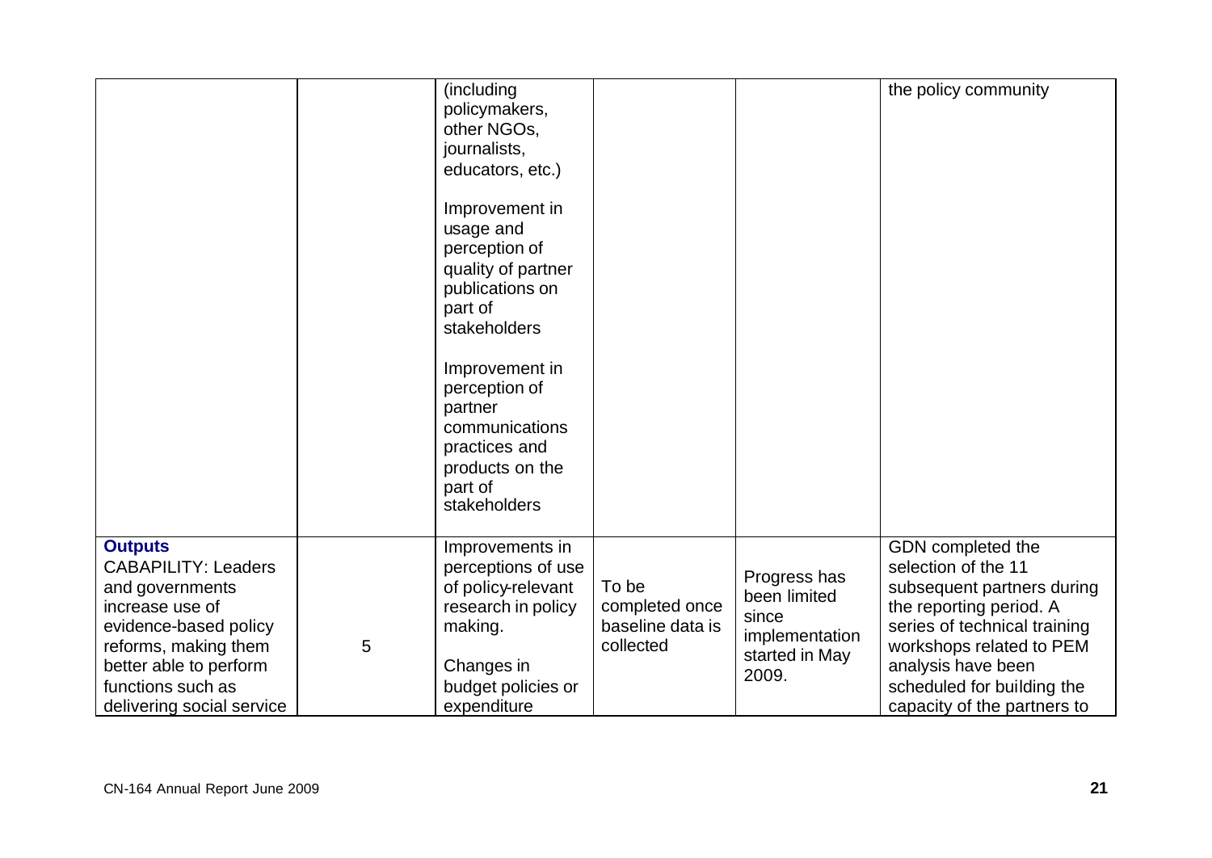| | | | | | |
|---|---|---|---|---|---|
| | | (including policymakers, other NGOs, journalists, educators, etc.)<br><br>Improvement in usage and perception of quality of partner publications on part of stakeholders<br><br>Improvement in perception of partner communications practices and products on the part of stakeholders | | | the policy community |
| **Outputs**<br>CABAPILITY: Leaders and governments increase use of evidence-based policy reforms, making them better able to perform functions such as delivering social service | 5 | Improvements in perceptions of use of policy-relevant research in policy making.<br><br>Changes in budget policies or expenditure | To be completed once baseline data is collected | Progress has been limited since implementation started in May 2009. | GDN completed the selection of the 11 subsequent partners during the reporting period. A series of technical training workshops related to PEM analysis have been scheduled for building the capacity of the partners to |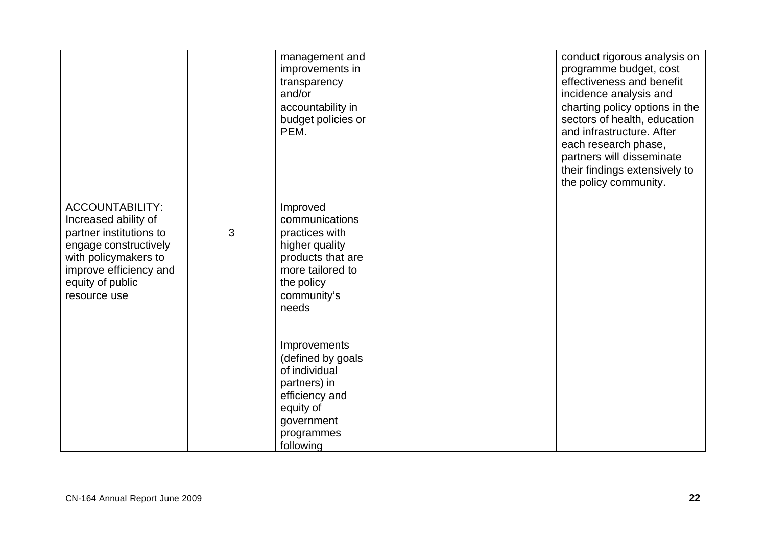| | | | | | |
|---|---|---|---|---|---|
| | | management and improvements in transparency and/or accountability in budget policies or PEM. | | | conduct rigorous analysis on programme budget, cost effectiveness and benefit incidence analysis and charting policy options in the sectors of health, education and infrastructure. After each research phase, partners will disseminate their findings extensively to the policy community. |
| ACCOUNTABILITY: Increased ability of partner institutions to engage constructively with policymakers to improve efficiency and equity of public resource use | 3 | Improved communications practices with higher quality products that are more tailored to the policy community's needs<br><br>Improvements (defined by goals of individual partners) in efficiency and equity of government programmes following | | | |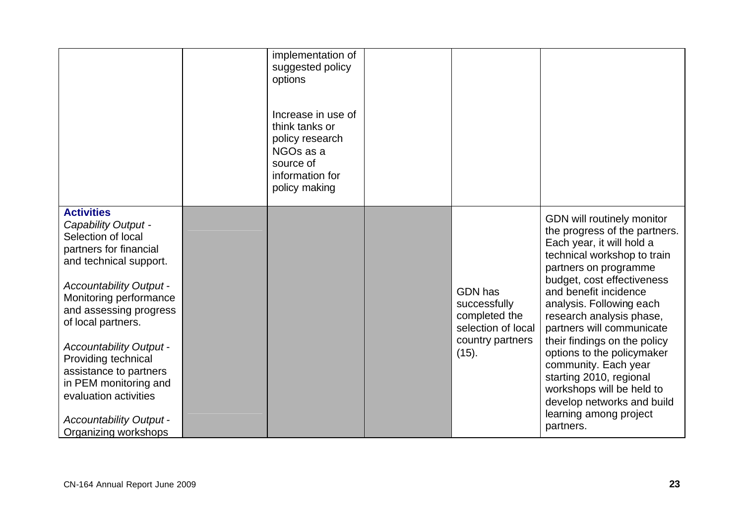| | | | | | |
|---|---|---|---|---|---|
| | | implementation of suggested policy options<br><br>Increase in use of think tanks or policy research NGOs as a source of information for policy making | | | |
| **Activities**<br>*Capability Output -* Selection of local partners for financial and technical support.<br><br>*Accountability Output -* Monitoring performance and assessing progress of local partners.<br><br>*Accountability Output -* Providing technical assistance to partners in PEM monitoring and evaluation activities<br><br>*Accountability Output -* Organizing workshops | | | | GDN has successfully completed the selection of local country partners (15). | GDN will routinely monitor the progress of the partners. Each year, it will hold a technical workshop to train partners on programme budget, cost effectiveness and benefit incidence analysis. Following each research analysis phase, partners will communicate their findings on the policy options to the policymaker community. Each year starting 2010, regional workshops will be held to develop networks and build learning among project partners. |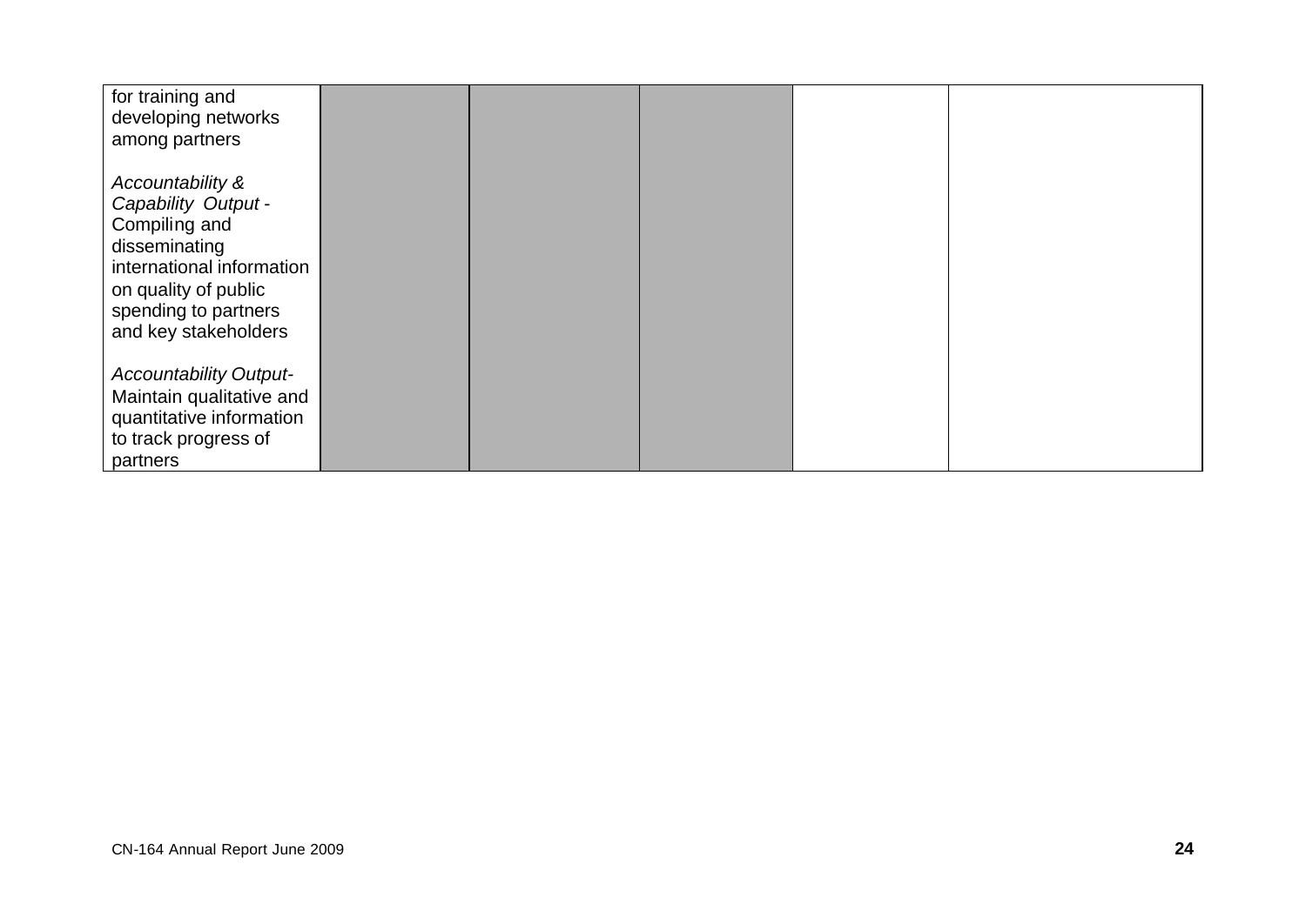| | | | | | |
|---|---|---|---|---|---|
| for training and developing networks among partners<br><br>*Accountability & Capability Output* - Compiling and disseminating international information on quality of public spending to partners and key stakeholders<br><br>*Accountability Output*- Maintain qualitative and quantitative information to track progress of partners | | | | | |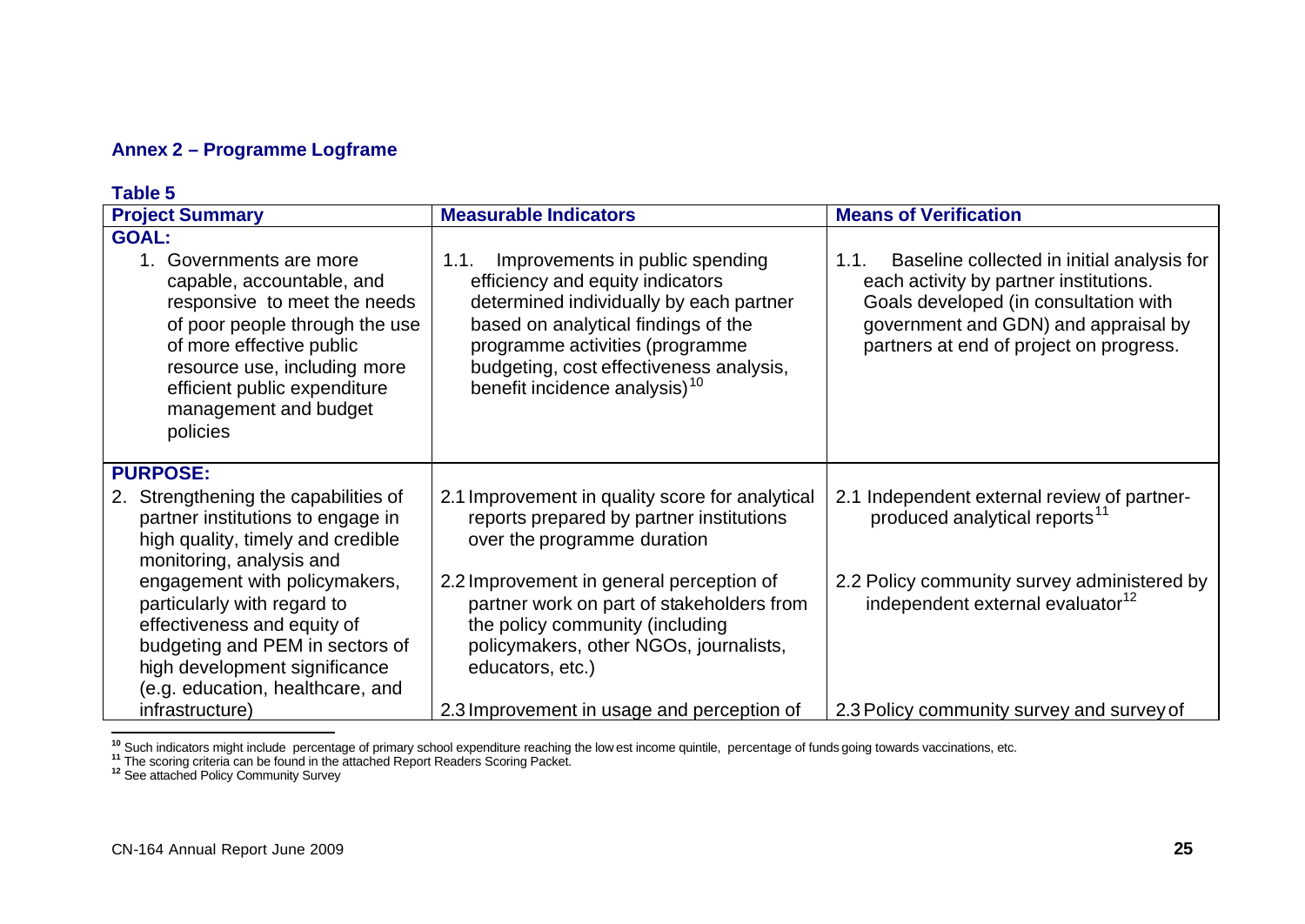## Annex 2 – Programme Logframe

**Table 5**

| Project Summary | Measurable Indicators | Means of Verification |
|---|---|---|
| **GOAL:** | | |
| 1. Governments are more capable, accountable, and responsive to meet the needs of poor people through the use of more effective public resource use, including more efficient public expenditure management and budget policies | 1.1. Improvements in public spending efficiency and equity indicators determined individually by each partner based on analytical findings of the programme activities (programme budgeting, cost effectiveness analysis, benefit incidence analysis)[10] | 1.1. Baseline collected in initial analysis for each activity by partner institutions. Goals developed (in consultation with government and GDN) and appraisal by partners at end of project on progress. |
| **PURPOSE:** | | |
| 2. Strengthening the capabilities of partner institutions to engage in high quality, timely and credible monitoring, analysis and engagement with policymakers, particularly with regard to effectiveness and equity of budgeting and PEM in sectors of high development significance (e.g. education, healthcare, and infrastructure) | 2.1 Improvement in quality score for analytical reports prepared by partner institutions over the programme duration | 2.1 Independent external review of partner-produced analytical reports[11] |
| | 2.2 Improvement in general perception of partner work on part of stakeholders from the policy community (including policymakers, other NGOs, journalists, educators, etc.) | 2.2 Policy community survey administered by independent external evaluator[12] |
| | 2.3 Improvement in usage and perception of | 2.3 Policy community survey and survey of |

[10] Such indicators might include percentage of primary school expenditure reaching the lowest income quintile, percentage of funds going towards vaccinations, etc.

[11] The scoring criteria can be found in the attached Report Readers Scoring Packet.

[12] See attached Policy Community Survey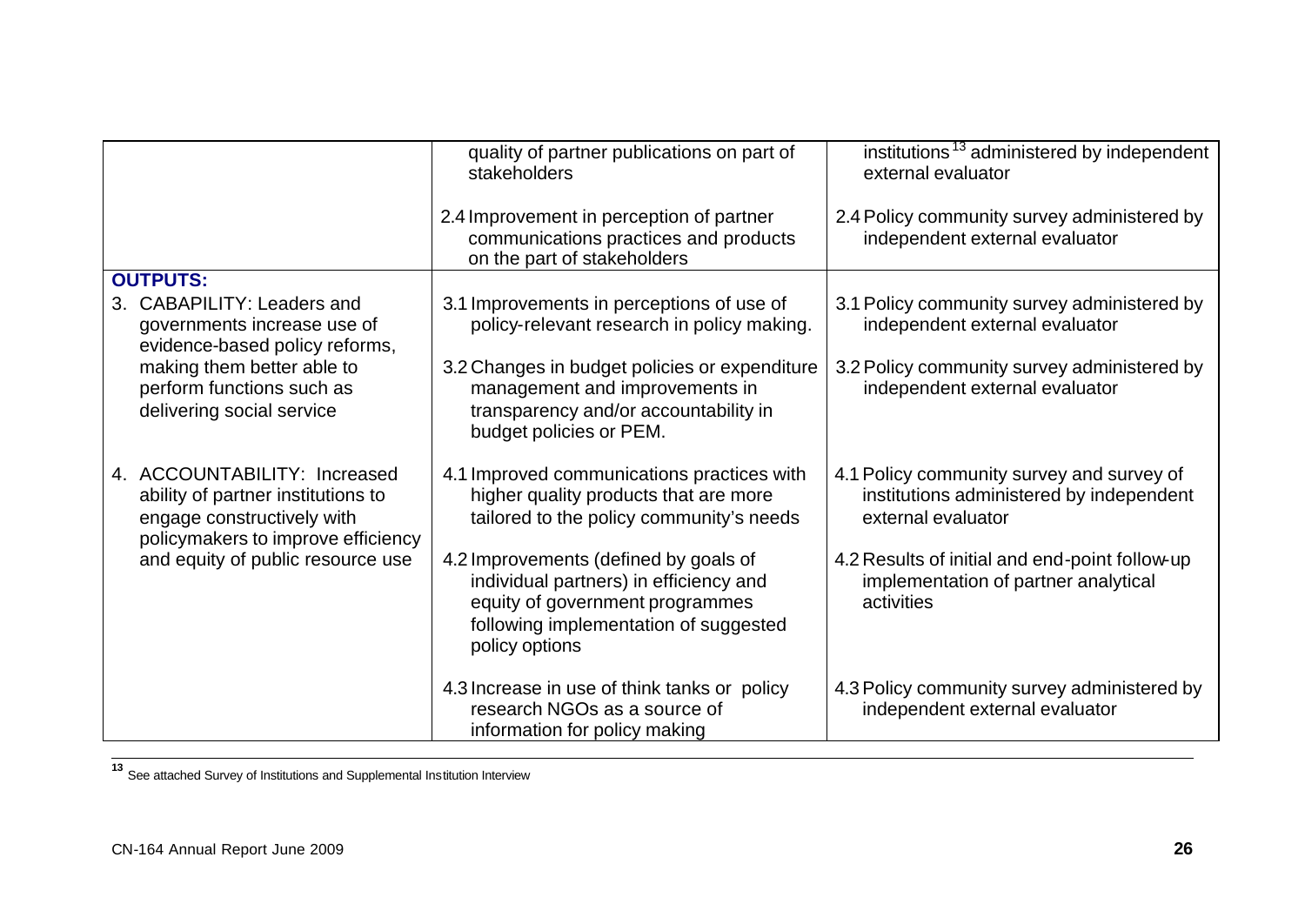| | | |
|---|---|---|
| | quality of partner publications on part of stakeholders | institutions[13] administered by independent external evaluator |
| | 2.4 Improvement in perception of partner communications practices and products on the part of stakeholders | 2.4 Policy community survey administered by independent external evaluator |
| **OUTPUTS:** | | |
| 3. CABAPILITY: Leaders and governments increase use of evidence-based policy reforms, making them better able to perform functions such as delivering social service | 3.1 Improvements in perceptions of use of policy-relevant research in policy making. | 3.1 Policy community survey administered by independent external evaluator |
| | 3.2 Changes in budget policies or expenditure management and improvements in transparency and/or accountability in budget policies or PEM. | 3.2 Policy community survey administered by independent external evaluator |
| 4. ACCOUNTABILITY: Increased ability of partner institutions to engage constructively with policymakers to improve efficiency and equity of public resource use | 4.1 Improved communications practices with higher quality products that are more tailored to the policy community's needs | 4.1 Policy community survey and survey of institutions administered by independent external evaluator |
| | 4.2 Improvements (defined by goals of individual partners) in efficiency and equity of government programmes following implementation of suggested policy options | 4.2 Results of initial and end-point follow-up implementation of partner analytical activities |
| | 4.3 Increase in use of think tanks or policy research NGOs as a source of information for policy making | 4.3 Policy community survey administered by independent external evaluator |

[13] See attached Survey of Institutions and Supplemental Institution Interview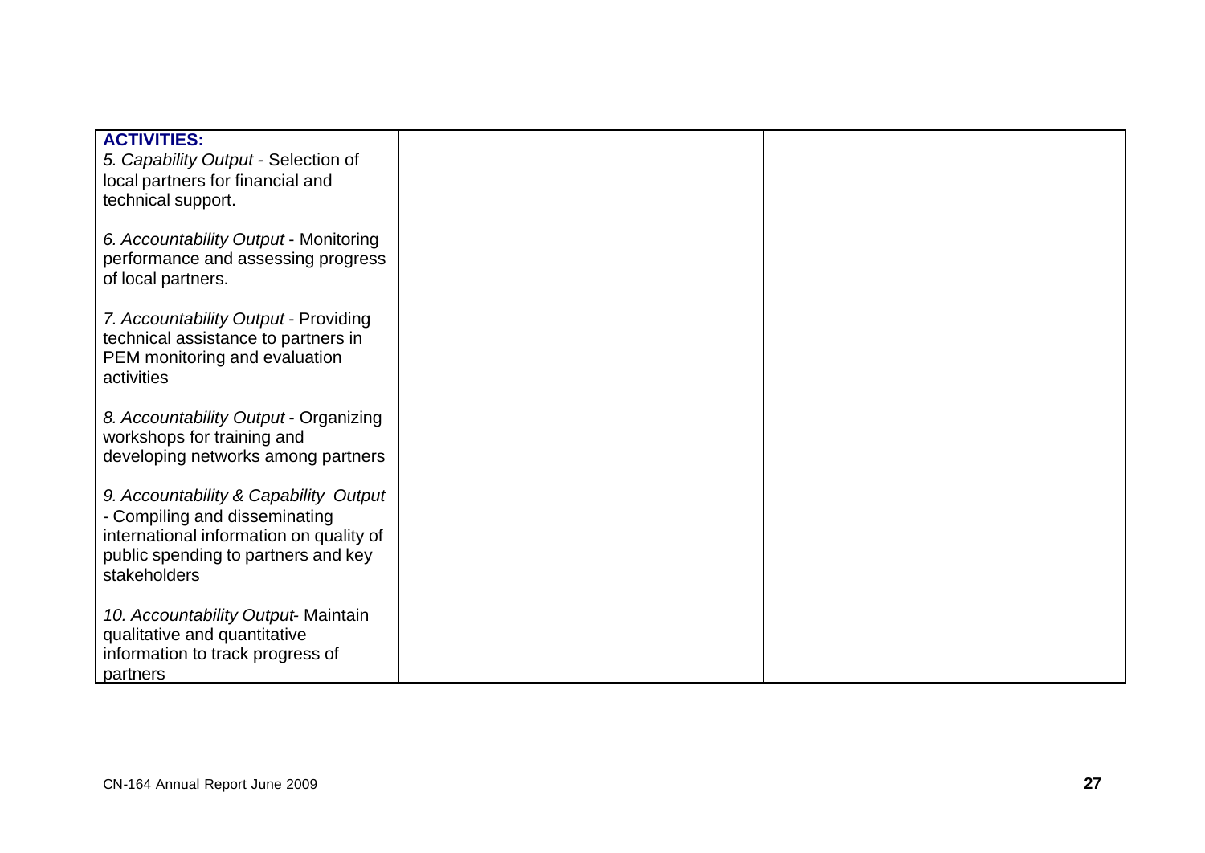| **ACTIVITIES:**<br>*5. Capability Output* - Selection of local partners for financial and technical support.<br><br>*6. Accountability Output* - Monitoring performance and assessing progress of local partners.<br><br>*7. Accountability Output* - Providing technical assistance to partners in PEM monitoring and evaluation activities<br><br>*8. Accountability Output* - Organizing workshops for training and developing networks among partners<br><br>*9. Accountability & Capability Output* - Compiling and disseminating international information on quality of public spending to partners and key stakeholders<br><br>*10. Accountability Output*- Maintain qualitative and quantitative information to track progress of partners | | |
|---|---|---|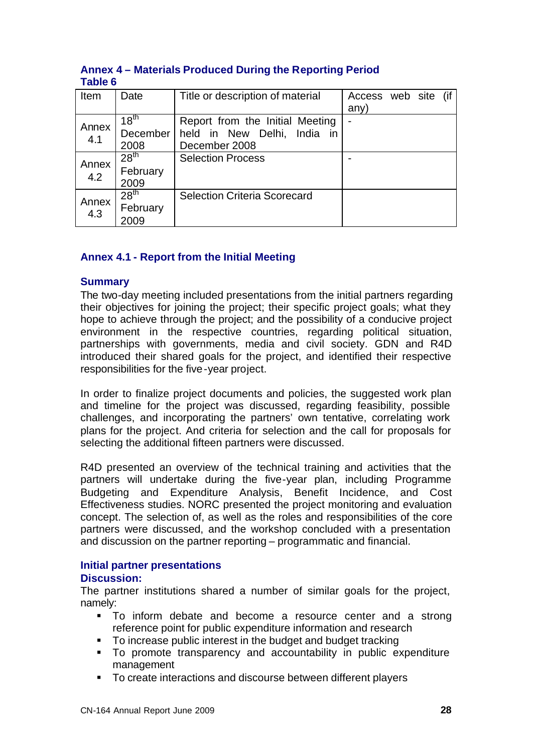## Annex 4 – Materials Produced During the Reporting Period

**Table 6**

| Item | Date | Title or description of material | Access web site (if any) |
|---|---|---|---|
| Annex 4.1 | 18th December 2008 | Report from the Initial Meeting held in New Delhi, India in December 2008 | - |
| Annex 4.2 | 28th February 2009 | Selection Process | - |
| Annex 4.3 | 28th February 2009 | Selection Criteria Scorecard | |

### Annex 4.1 - Report from the Initial Meeting

#### Summary

The two-day meeting included presentations from the initial partners regarding their objectives for joining the project; their specific project goals; what they hope to achieve through the project; and the possibility of a conducive project environment in the respective countries, regarding political situation, partnerships with governments, media and civil society. GDN and R4D introduced their shared goals for the project, and identified their respective responsibilities for the five-year project.

In order to finalize project documents and policies, the suggested work plan and timeline for the project was discussed, regarding feasibility, possible challenges, and incorporating the partners' own tentative, correlating work plans for the project. And criteria for selection and the call for proposals for selecting the additional fifteen partners were discussed.

R4D presented an overview of the technical training and activities that the partners will undertake during the five-year plan, including Programme Budgeting and Expenditure Analysis, Benefit Incidence, and Cost Effectiveness studies. NORC presented the project monitoring and evaluation concept. The selection of, as well as the roles and responsibilities of the core partners were discussed, and the workshop concluded with a presentation and discussion on the partner reporting – programmatic and financial.

#### Initial partner presentations

#### Discussion:

The partner institutions shared a number of similar goals for the project, namely:

- To inform debate and become a resource center and a strong reference point for public expenditure information and research
- To increase public interest in the budget and budget tracking
- To promote transparency and accountability in public expenditure management
- To create interactions and discourse between different players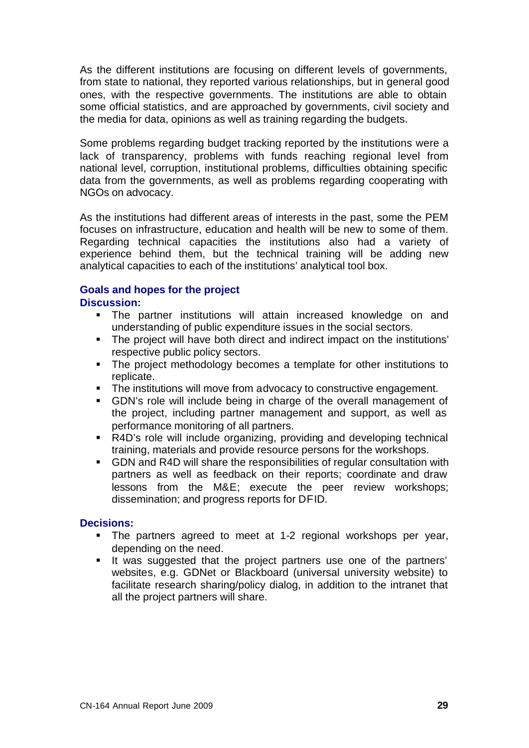As the different institutions are focusing on different levels of governments, from state to national, they reported various relationships, but in general good ones, with the respective governments. The institutions are able to obtain some official statistics, and are approached by governments, civil society and the media for data, opinions as well as training regarding the budgets.

Some problems regarding budget tracking reported by the institutions were a lack of transparency, problems with funds reaching regional level from national level, corruption, institutional problems, difficulties obtaining specific data from the governments, as well as problems regarding cooperating with NGOs on advocacy.

As the institutions had different areas of interests in the past, some the PEM focuses on infrastructure, education and health will be new to some of them. Regarding technical capacities the institutions also had a variety of experience behind them, but the technical training will be adding new analytical capacities to each of the institutions' analytical tool box.

### Goals and hopes for the project

**Discussion:**

- The partner institutions will attain increased knowledge on and understanding of public expenditure issues in the social sectors.
- The project will have both direct and indirect impact on the institutions' respective public policy sectors.
- The project methodology becomes a template for other institutions to replicate.
- The institutions will move from advocacy to constructive engagement.
- GDN's role will include being in charge of the overall management of the project, including partner management and support, as well as performance monitoring of all partners.
- R4D's role will include organizing, providing and developing technical training, materials and provide resource persons for the workshops.
- GDN and R4D will share the responsibilities of regular consultation with partners as well as feedback on their reports; coordinate and draw lessons from the M&E; execute the peer review workshops; dissemination; and progress reports for DFID.

**Decisions:**

- The partners agreed to meet at 1-2 regional workshops per year, depending on the need.
- It was suggested that the project partners use one of the partners' websites, e.g. GDNet or Blackboard (universal university website) to facilitate research sharing/policy dialog, in addition to the intranet that all the project partners will share.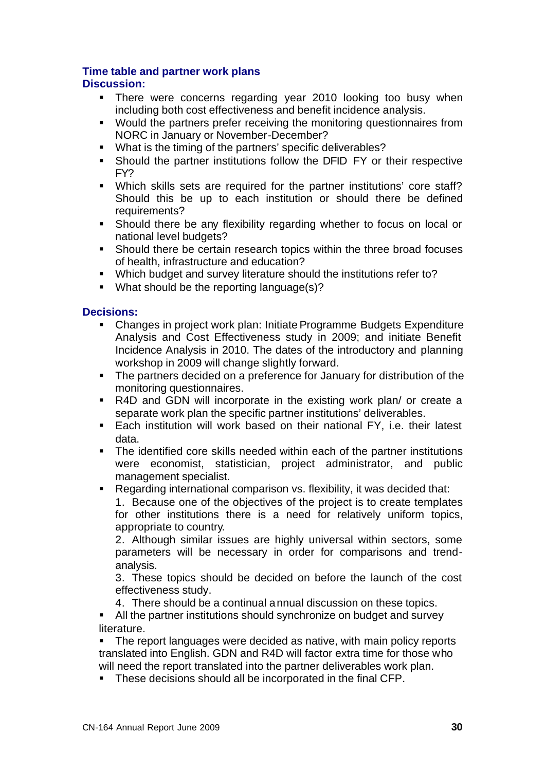**Time table and partner work plans**

**Discussion:**

- There were concerns regarding year 2010 looking too busy when including both cost effectiveness and benefit incidence analysis.
- Would the partners prefer receiving the monitoring questionnaires from NORC in January or November-December?
- What is the timing of the partners' specific deliverables?
- Should the partner institutions follow the DFID FY or their respective FY?
- Which skills sets are required for the partner institutions' core staff? Should this be up to each institution or should there be defined requirements?
- Should there be any flexibility regarding whether to focus on local or national level budgets?
- Should there be certain research topics within the three broad focuses of health, infrastructure and education?
- Which budget and survey literature should the institutions refer to?
- What should be the reporting language(s)?

**Decisions:**

- Changes in project work plan: Initiate Programme Budgets Expenditure Analysis and Cost Effectiveness study in 2009; and initiate Benefit Incidence Analysis in 2010. The dates of the introductory and planning workshop in 2009 will change slightly forward.
- The partners decided on a preference for January for distribution of the monitoring questionnaires.
- R4D and GDN will incorporate in the existing work plan/ or create a separate work plan the specific partner institutions' deliverables.
- Each institution will work based on their national FY, i.e. their latest data.
- The identified core skills needed within each of the partner institutions were economist, statistician, project administrator, and public management specialist.
- Regarding international comparison vs. flexibility, it was decided that:
  1. Because one of the objectives of the project is to create templates for other institutions there is a need for relatively uniform topics, appropriate to country.
  2. Although similar issues are highly universal within sectors, some parameters will be necessary in order for comparisons and trend-analysis.
  3. These topics should be decided on before the launch of the cost effectiveness study.
  4. There should be a continual annual discussion on these topics.
- All the partner institutions should synchronize on budget and survey literature.
- The report languages were decided as native, with main policy reports translated into English. GDN and R4D will factor extra time for those who will need the report translated into the partner deliverables work plan.
- These decisions should all be incorporated in the final CFP.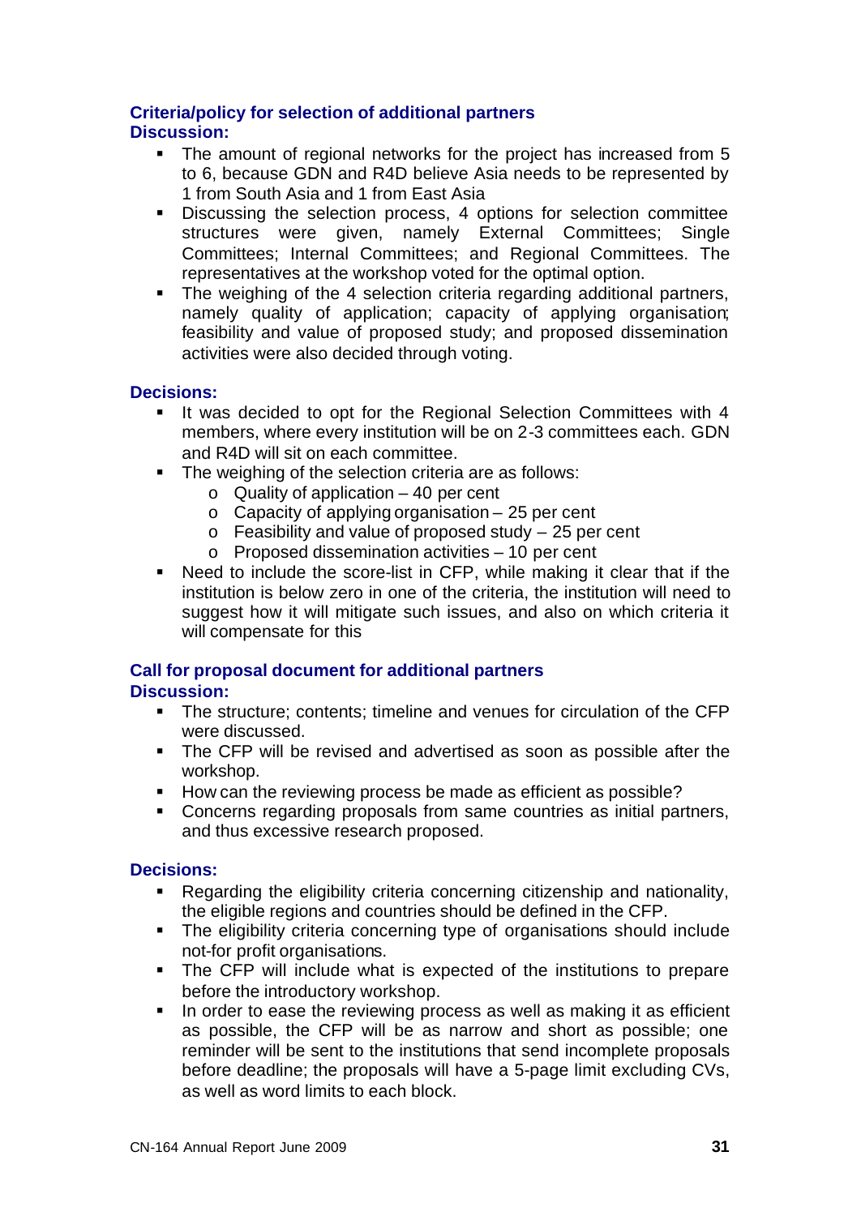### Criteria/policy for selection of additional partners

**Discussion:**

- The amount of regional networks for the project has increased from 5 to 6, because GDN and R4D believe Asia needs to be represented by 1 from South Asia and 1 from East Asia
- Discussing the selection process, 4 options for selection committee structures were given, namely External Committees; Single Committees; Internal Committees; and Regional Committees. The representatives at the workshop voted for the optimal option.
- The weighing of the 4 selection criteria regarding additional partners, namely quality of application; capacity of applying organisation; feasibility and value of proposed study; and proposed dissemination activities were also decided through voting.

**Decisions:**

- It was decided to opt for the Regional Selection Committees with 4 members, where every institution will be on 2-3 committees each. GDN and R4D will sit on each committee.
- The weighing of the selection criteria are as follows:
  - Quality of application – 40 per cent
  - Capacity of applying organisation – 25 per cent
  - Feasibility and value of proposed study – 25 per cent
  - Proposed dissemination activities – 10 per cent
- Need to include the score-list in CFP, while making it clear that if the institution is below zero in one of the criteria, the institution will need to suggest how it will mitigate such issues, and also on which criteria it will compensate for this

### Call for proposal document for additional partners

**Discussion:**

- The structure; contents; timeline and venues for circulation of the CFP were discussed.
- The CFP will be revised and advertised as soon as possible after the workshop.
- How can the reviewing process be made as efficient as possible?
- Concerns regarding proposals from same countries as initial partners, and thus excessive research proposed.

**Decisions:**

- Regarding the eligibility criteria concerning citizenship and nationality, the eligible regions and countries should be defined in the CFP.
- The eligibility criteria concerning type of organisations should include not-for profit organisations.
- The CFP will include what is expected of the institutions to prepare before the introductory workshop.
- In order to ease the reviewing process as well as making it as efficient as possible, the CFP will be as narrow and short as possible; one reminder will be sent to the institutions that send incomplete proposals before deadline; the proposals will have a 5-page limit excluding CVs, as well as word limits to each block.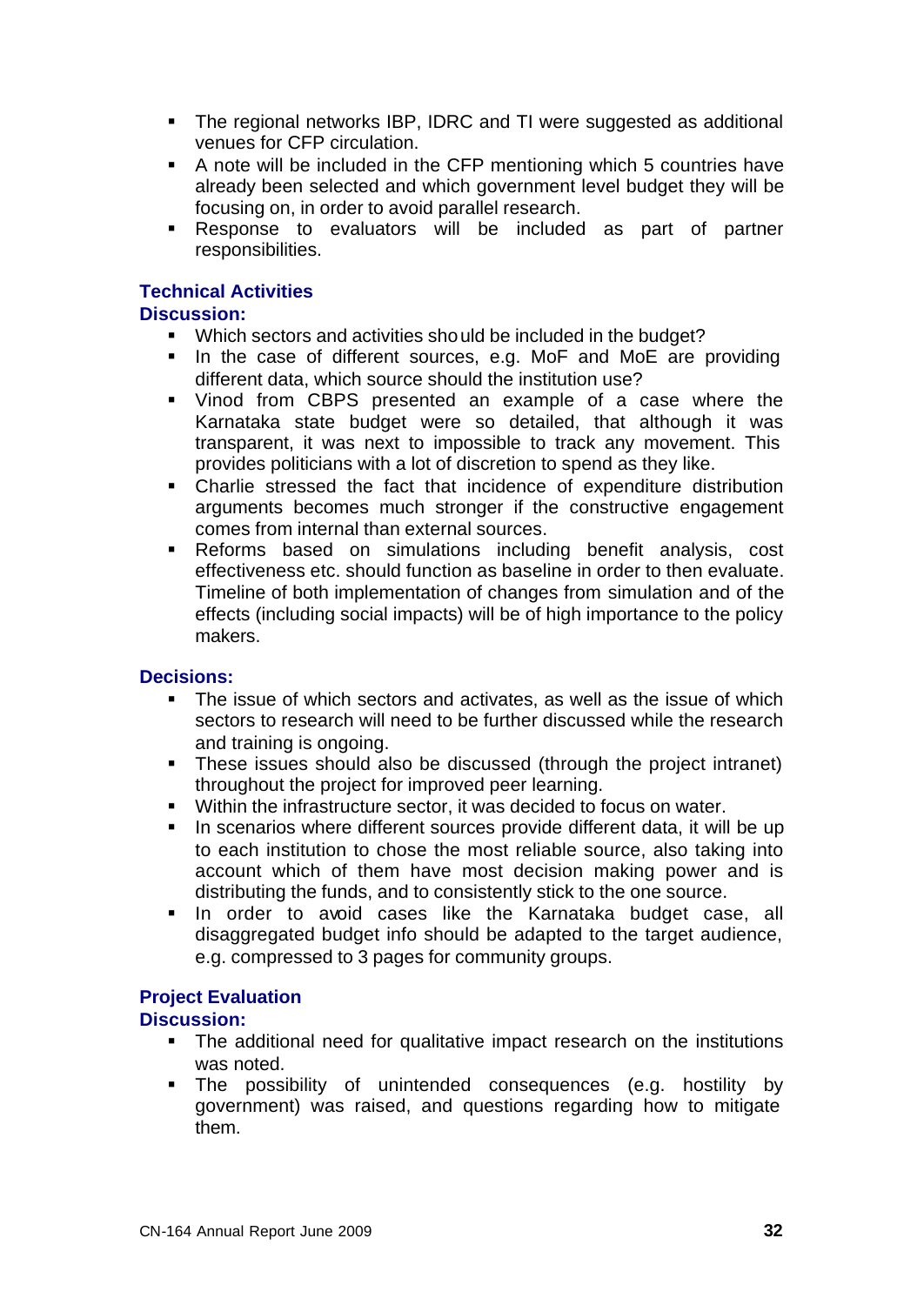- The regional networks IBP, IDRC and TI were suggested as additional venues for CFP circulation.
- A note will be included in the CFP mentioning which 5 countries have already been selected and which government level budget they will be focusing on, in order to avoid parallel research.
- Response to evaluators will be included as part of partner responsibilities.

**Technical Activities**

**Discussion:**

- Which sectors and activities should be included in the budget?
- In the case of different sources, e.g. MoF and MoE are providing different data, which source should the institution use?
- Vinod from CBPS presented an example of a case where the Karnataka state budget were so detailed, that although it was transparent, it was next to impossible to track any movement. This provides politicians with a lot of discretion to spend as they like.
- Charlie stressed the fact that incidence of expenditure distribution arguments becomes much stronger if the constructive engagement comes from internal than external sources.
- Reforms based on simulations including benefit analysis, cost effectiveness etc. should function as baseline in order to then evaluate. Timeline of both implementation of changes from simulation and of the effects (including social impacts) will be of high importance to the policy makers.

**Decisions:**

- The issue of which sectors and activates, as well as the issue of which sectors to research will need to be further discussed while the research and training is ongoing.
- These issues should also be discussed (through the project intranet) throughout the project for improved peer learning.
- Within the infrastructure sector, it was decided to focus on water.
- In scenarios where different sources provide different data, it will be up to each institution to chose the most reliable source, also taking into account which of them have most decision making power and is distributing the funds, and to consistently stick to the one source.
- In order to avoid cases like the Karnataka budget case, all disaggregated budget info should be adapted to the target audience, e.g. compressed to 3 pages for community groups.

**Project Evaluation**

**Discussion:**

- The additional need for qualitative impact research on the institutions was noted.
- The possibility of unintended consequences (e.g. hostility by government) was raised, and questions regarding how to mitigate them.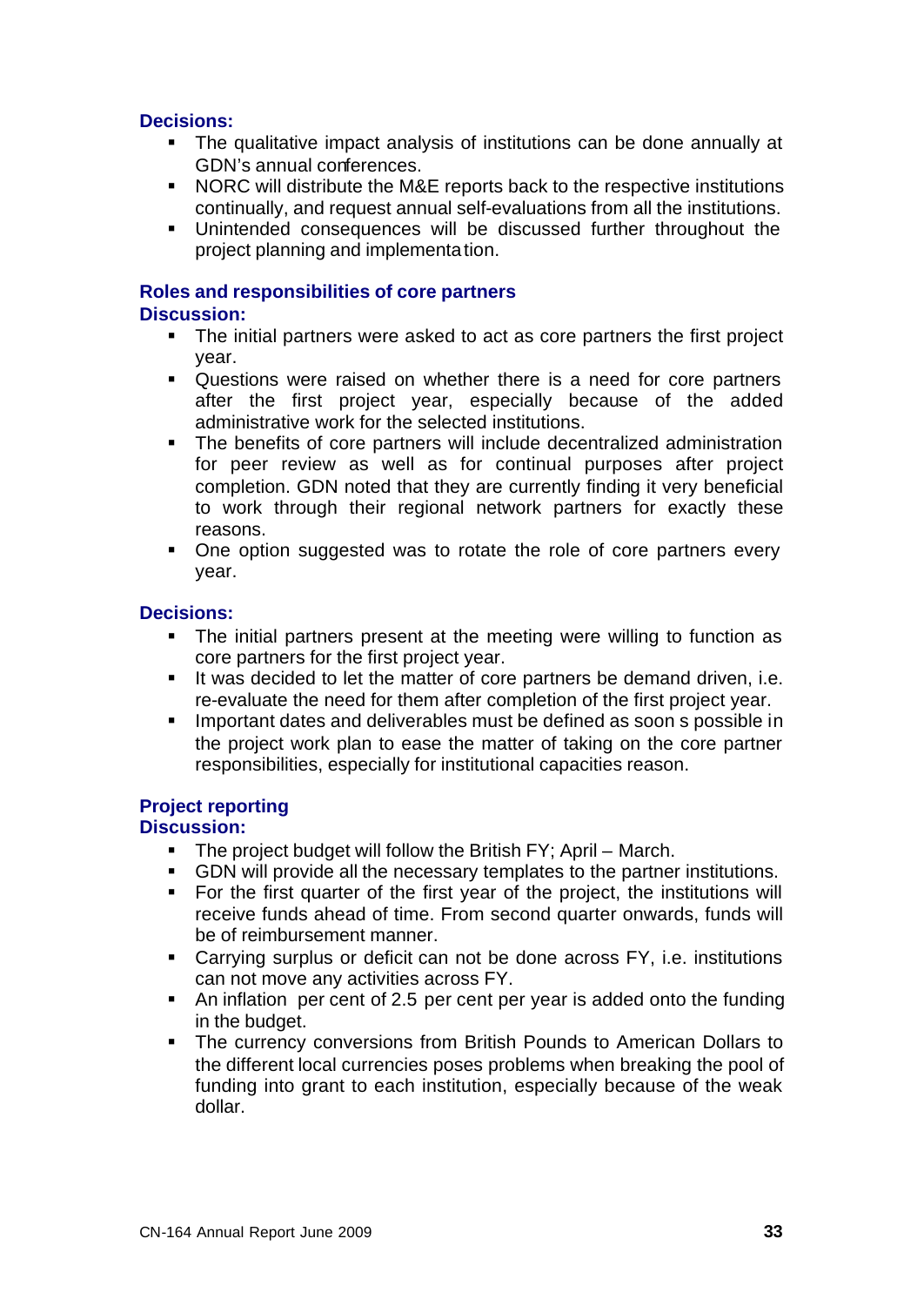**Decisions:**

- The qualitative impact analysis of institutions can be done annually at GDN's annual conferences.
- NORC will distribute the M&E reports back to the respective institutions continually, and request annual self-evaluations from all the institutions.
- Unintended consequences will be discussed further throughout the project planning and implementation.

**Roles and responsibilities of core partners**

**Discussion:**

- The initial partners were asked to act as core partners the first project year.
- Questions were raised on whether there is a need for core partners after the first project year, especially because of the added administrative work for the selected institutions.
- The benefits of core partners will include decentralized administration for peer review as well as for continual purposes after project completion. GDN noted that they are currently finding it very beneficial to work through their regional network partners for exactly these reasons.
- One option suggested was to rotate the role of core partners every year.

**Decisions:**

- The initial partners present at the meeting were willing to function as core partners for the first project year.
- It was decided to let the matter of core partners be demand driven, i.e. re-evaluate the need for them after completion of the first project year.
- Important dates and deliverables must be defined as soon s possible in the project work plan to ease the matter of taking on the core partner responsibilities, especially for institutional capacities reason.

**Project reporting**

**Discussion:**

- The project budget will follow the British FY; April – March.
- GDN will provide all the necessary templates to the partner institutions.
- For the first quarter of the first year of the project, the institutions will receive funds ahead of time. From second quarter onwards, funds will be of reimbursement manner.
- Carrying surplus or deficit can not be done across FY, i.e. institutions can not move any activities across FY.
- An inflation per cent of 2.5 per cent per year is added onto the funding in the budget.
- The currency conversions from British Pounds to American Dollars to the different local currencies poses problems when breaking the pool of funding into grant to each institution, especially because of the weak dollar.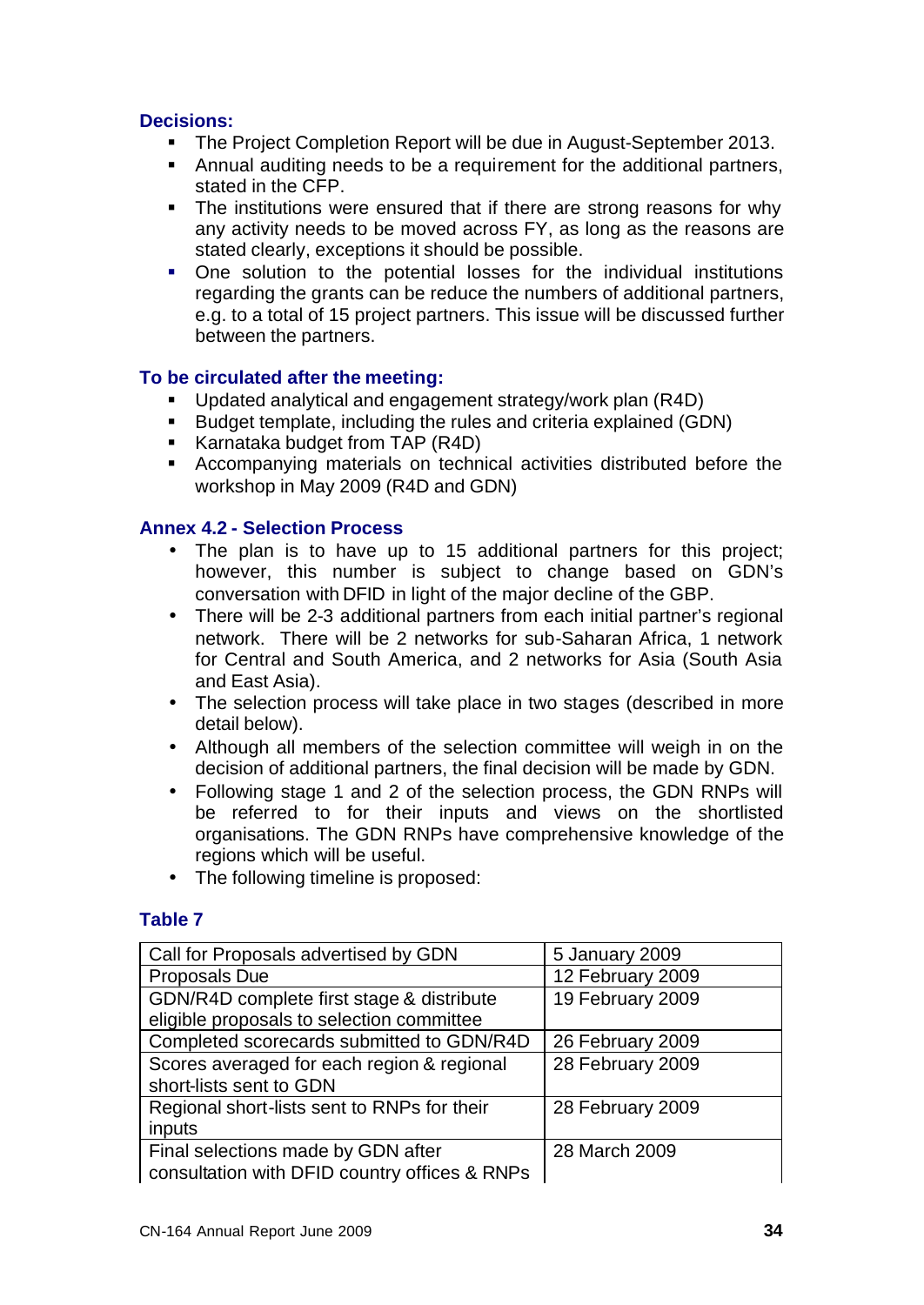**Decisions:**

- The Project Completion Report will be due in August-September 2013.
- Annual auditing needs to be a requirement for the additional partners, stated in the CFP.
- The institutions were ensured that if there are strong reasons for why any activity needs to be moved across FY, as long as the reasons are stated clearly, exceptions it should be possible.
- One solution to the potential losses for the individual institutions regarding the grants can be reduce the numbers of additional partners, e.g. to a total of 15 project partners. This issue will be discussed further between the partners.

**To be circulated after the meeting:**

- Updated analytical and engagement strategy/work plan (R4D)
- Budget template, including the rules and criteria explained (GDN)
- Karnataka budget from TAP (R4D)
- Accompanying materials on technical activities distributed before the workshop in May 2009 (R4D and GDN)

**Annex 4.2 - Selection Process**

- The plan is to have up to 15 additional partners for this project; however, this number is subject to change based on GDN's conversation with DFID in light of the major decline of the GBP.
- There will be 2-3 additional partners from each initial partner's regional network. There will be 2 networks for sub-Saharan Africa, 1 network for Central and South America, and 2 networks for Asia (South Asia and East Asia).
- The selection process will take place in two stages (described in more detail below).
- Although all members of the selection committee will weigh in on the decision of additional partners, the final decision will be made by GDN.
- Following stage 1 and 2 of the selection process, the GDN RNPs will be referred to for their inputs and views on the shortlisted organisations. The GDN RNPs have comprehensive knowledge of the regions which will be useful.
- The following timeline is proposed:

**Table 7**

| Call for Proposals advertised by GDN | 5 January 2009 |
|---|---|
| Proposals Due | 12 February 2009 |
| GDN/R4D complete first stage & distribute eligible proposals to selection committee | 19 February 2009 |
| Completed scorecards submitted to GDN/R4D | 26 February 2009 |
| Scores averaged for each region & regional short-lists sent to GDN | 28 February 2009 |
| Regional short-lists sent to RNPs for their inputs | 28 February 2009 |
| Final selections made by GDN after consultation with DFID country offices & RNPs | 28 March 2009 |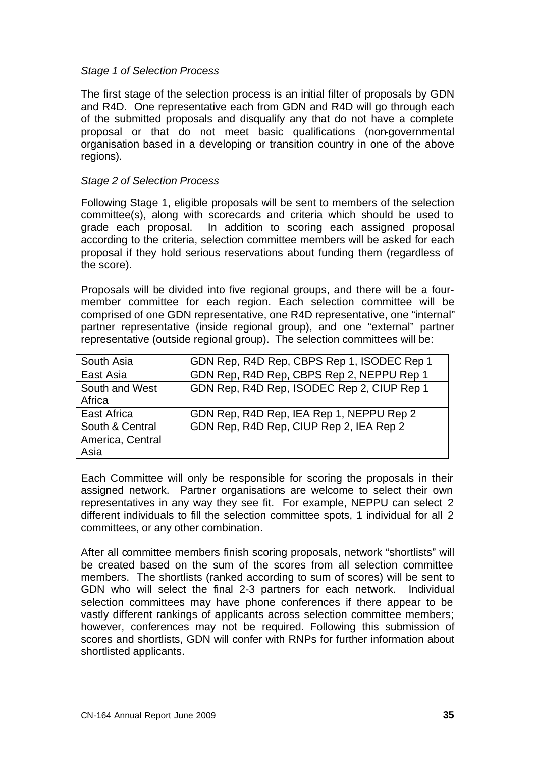*Stage 1 of Selection Process*

The first stage of the selection process is an initial filter of proposals by GDN and R4D. One representative each from GDN and R4D will go through each of the submitted proposals and disqualify any that do not have a complete proposal or that do not meet basic qualifications (non-governmental organisation based in a developing or transition country in one of the above regions).

*Stage 2 of Selection Process*

Following Stage 1, eligible proposals will be sent to members of the selection committee(s), along with scorecards and criteria which should be used to grade each proposal. In addition to scoring each assigned proposal according to the criteria, selection committee members will be asked for each proposal if they hold serious reservations about funding them (regardless of the score).

Proposals will be divided into five regional groups, and there will be a four-member committee for each region. Each selection committee will be comprised of one GDN representative, one R4D representative, one "internal" partner representative (inside regional group), and one "external" partner representative (outside regional group). The selection committees will be:

| | |
|---|---|
| South Asia | GDN Rep, R4D Rep, CBPS Rep 1, ISODEC Rep 1 |
| East Asia | GDN Rep, R4D Rep, CBPS Rep 2, NEPPU Rep 1 |
| South and West Africa | GDN Rep, R4D Rep, ISODEC Rep 2, CIUP Rep 1 |
| East Africa | GDN Rep, R4D Rep, IEA Rep 1, NEPPU Rep 2 |
| South & Central America, Central Asia | GDN Rep, R4D Rep, CIUP Rep 2, IEA Rep 2 |

Each Committee will only be responsible for scoring the proposals in their assigned network. Partner organisations are welcome to select their own representatives in any way they see fit. For example, NEPPU can select 2 different individuals to fill the selection committee spots, 1 individual for all 2 committees, or any other combination.

After all committee members finish scoring proposals, network "shortlists" will be created based on the sum of the scores from all selection committee members. The shortlists (ranked according to sum of scores) will be sent to GDN who will select the final 2-3 partners for each network. Individual selection committees may have phone conferences if there appear to be vastly different rankings of applicants across selection committee members; however, conferences may not be required. Following this submission of scores and shortlists, GDN will confer with RNPs for further information about shortlisted applicants.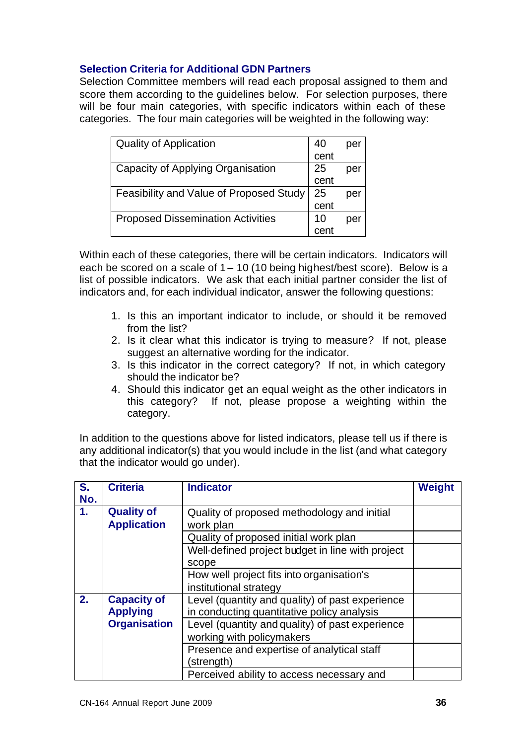### Selection Criteria for Additional GDN Partners

Selection Committee members will read each proposal assigned to them and score them according to the guidelines below. For selection purposes, there will be four main categories, with specific indicators within each of these categories. The four main categories will be weighted in the following way:

| | |
|---|---|
| Quality of Application | 40 per cent |
| Capacity of Applying Organisation | 25 per cent |
| Feasibility and Value of Proposed Study | 25 per cent |
| Proposed Dissemination Activities | 10 per cent |

Within each of these categories, there will be certain indicators. Indicators will each be scored on a scale of 1 – 10 (10 being highest/best score). Below is a list of possible indicators. We ask that each initial partner consider the list of indicators and, for each individual indicator, answer the following questions:

1. Is this an important indicator to include, or should it be removed from the list?
2. Is it clear what this indicator is trying to measure? If not, please suggest an alternative wording for the indicator.
3. Is this indicator in the correct category? If not, in which category should the indicator be?
4. Should this indicator get an equal weight as the other indicators in this category? If not, please propose a weighting within the category.

In addition to the questions above for listed indicators, please tell us if there is any additional indicator(s) that you would include in the list (and what category that the indicator would go under).

| S. No. | Criteria | Indicator | Weight |
|---|---|---|---|
| **1.** | **Quality of Application** | Quality of proposed methodology and initial work plan | |
| | | Quality of proposed initial work plan | |
| | | Well-defined project budget in line with project scope | |
| | | How well project fits into organisation's institutional strategy | |
| **2.** | **Capacity of Applying Organisation** | Level (quantity and quality) of past experience in conducting quantitative policy analysis | |
| | | Level (quantity and quality) of past experience working with policymakers | |
| | | Presence and expertise of analytical staff (strength) | |
| | | Perceived ability to access necessary and | |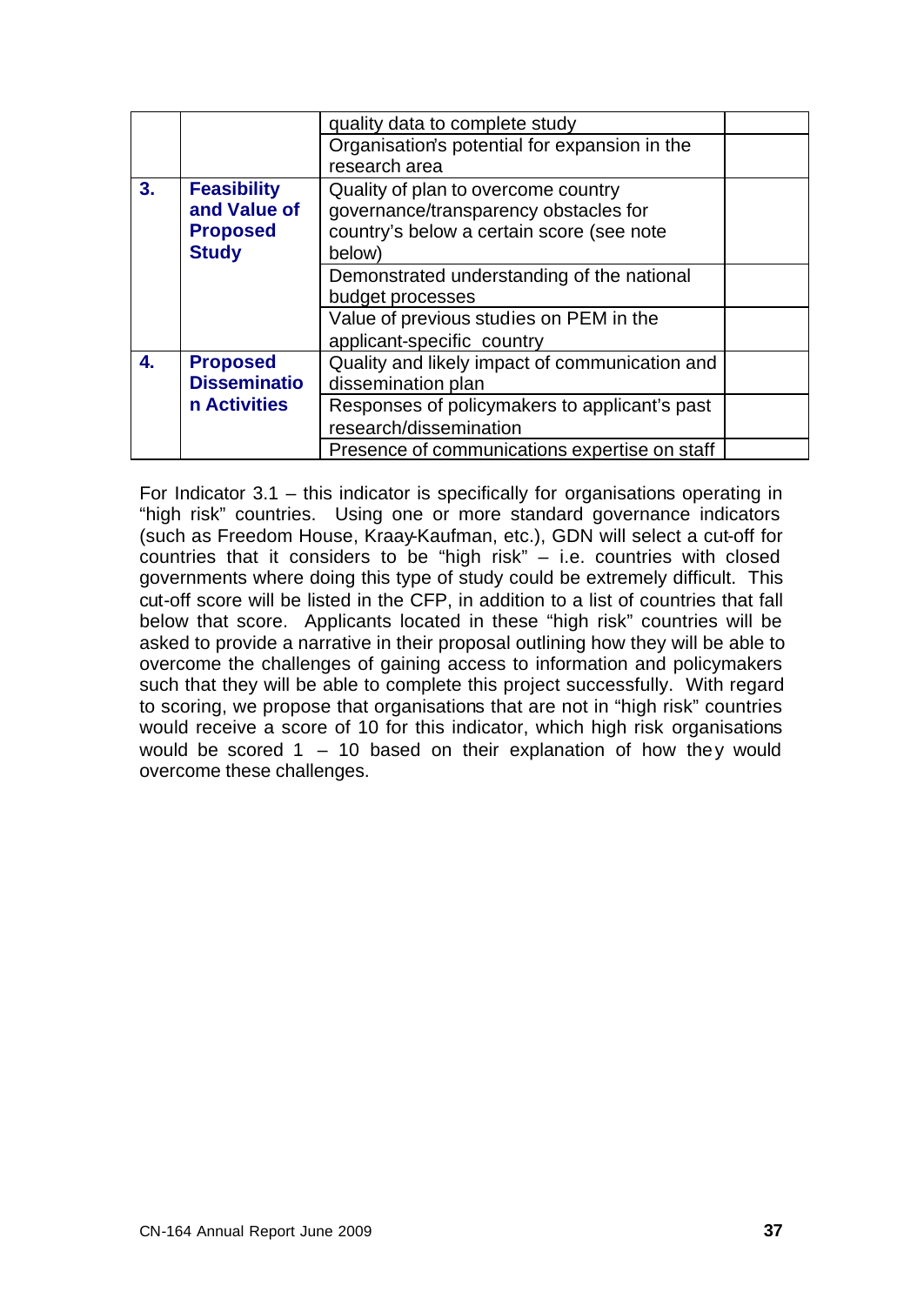|  |  | quality data to complete study |  |
|---|---|---|---|
|  |  | Organisation's potential for expansion in the research area |  |
| **3.** | **Feasibility and Value of Proposed Study** | Quality of plan to overcome country governance/transparency obstacles for country's below a certain score (see note below) |  |
|  |  | Demonstrated understanding of the national budget processes |  |
|  |  | Value of previous studies on PEM in the applicant-specific country |  |
| **4.** | **Proposed Dissemination Activities** | Quality and likely impact of communication and dissemination plan |  |
|  |  | Responses of policymakers to applicant's past research/dissemination |  |
|  |  | Presence of communications expertise on staff |  |

For Indicator 3.1 – this indicator is specifically for organisations operating in "high risk" countries. Using one or more standard governance indicators (such as Freedom House, Kraay-Kaufman, etc.), GDN will select a cut-off for countries that it considers to be "high risk" – i.e. countries with closed governments where doing this type of study could be extremely difficult. This cut-off score will be listed in the CFP, in addition to a list of countries that fall below that score. Applicants located in these "high risk" countries will be asked to provide a narrative in their proposal outlining how they will be able to overcome the challenges of gaining access to information and policymakers such that they will be able to complete this project successfully. With regard to scoring, we propose that organisations that are not in "high risk" countries would receive a score of 10 for this indicator, which high risk organisations would be scored 1 – 10 based on their explanation of how they would overcome these challenges.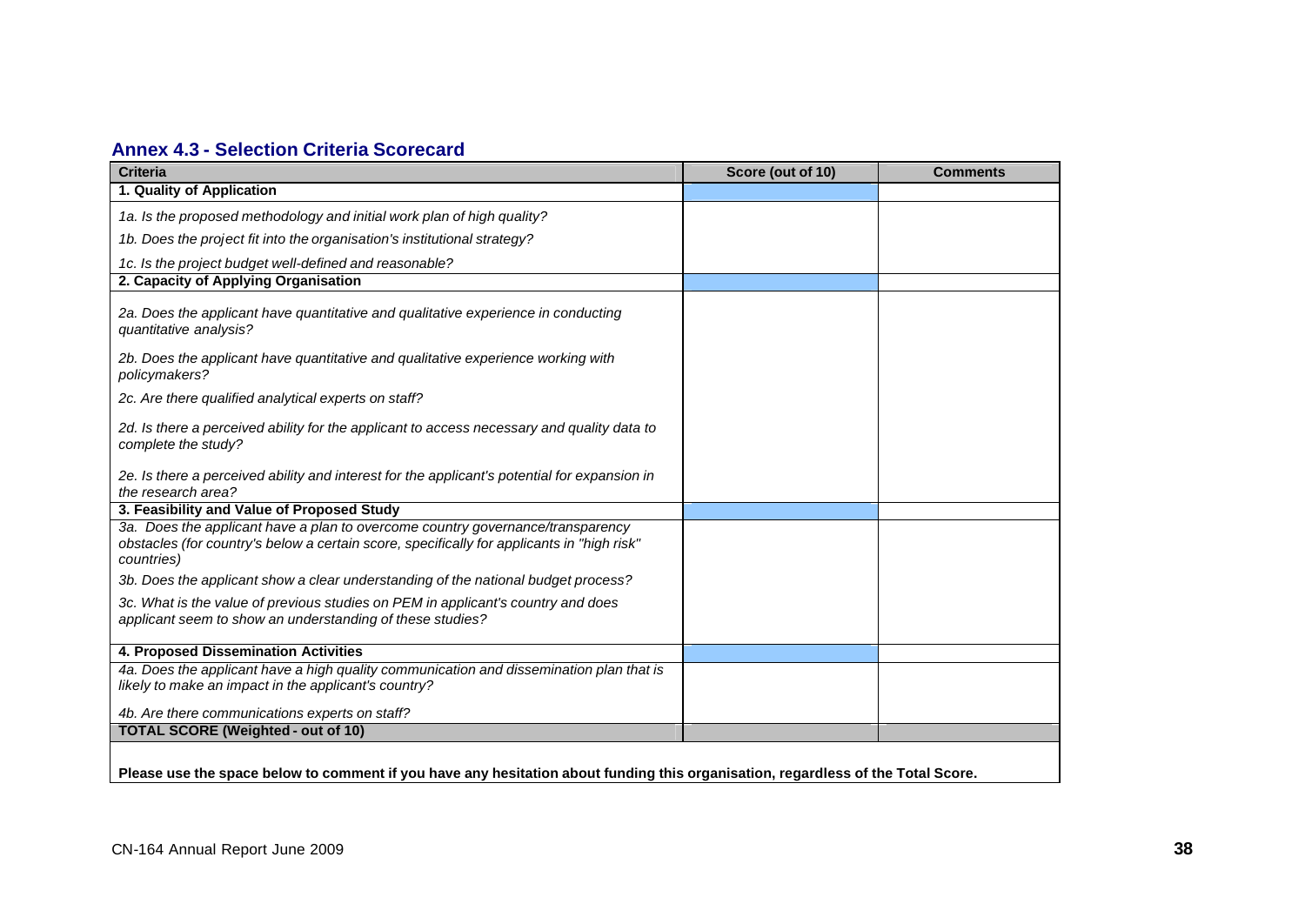### Annex 4.3 - Selection Criteria Scorecard

| Criteria | Score (out of 10) | Comments |
|---|---|---|
| **1. Quality of Application** | | |
| *1a. Is the proposed methodology and initial work plan of high quality?* | | |
| *1b. Does the project fit into the organisation's institutional strategy?* | | |
| *1c. Is the project budget well-defined and reasonable?* | | |
| **2. Capacity of Applying Organisation** | | |
| *2a. Does the applicant have quantitative and qualitative experience in conducting quantitative analysis?* | | |
| *2b. Does the applicant have quantitative and qualitative experience working with policymakers?* | | |
| *2c. Are there qualified analytical experts on staff?* | | |
| *2d. Is there a perceived ability for the applicant to access necessary and quality data to complete the study?* | | |
| *2e. Is there a perceived ability and interest for the applicant's potential for expansion in the research area?* | | |
| **3. Feasibility and Value of Proposed Study** | | |
| *3a. Does the applicant have a plan to overcome country governance/transparency obstacles (for country's below a certain score, specifically for applicants in "high risk" countries)* | | |
| *3b. Does the applicant show a clear understanding of the national budget process?* | | |
| *3c. What is the value of previous studies on PEM in applicant's country and does applicant seem to show an understanding of these studies?* | | |
| **4. Proposed Dissemination Activities** | | |
| *4a. Does the applicant have a high quality communication and dissemination plan that is likely to make an impact in the applicant's country?* | | |
| *4b. Are there communications experts on staff?* | | |
| **TOTAL SCORE (Weighted - out of 10)** | | |

**Please use the space below to comment if you have any hesitation about funding this organisation, regardless of the Total Score.**

CN-164 Annual Report June 2009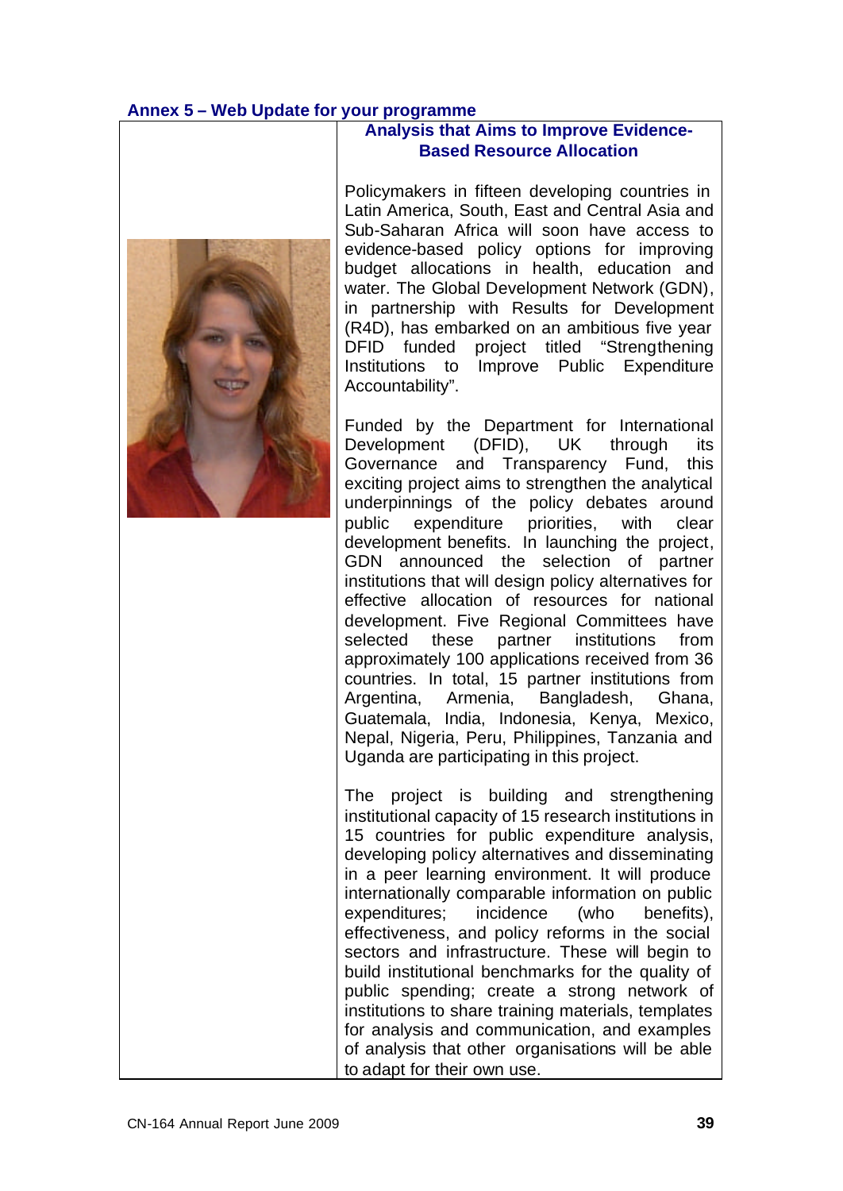**Annex 5 – Web Update for your programme**

## Analysis that Aims to Improve Evidence-Based Resource Allocation

Policymakers in fifteen developing countries in Latin America, South, East and Central Asia and Sub-Saharan Africa will soon have access to evidence-based policy options for improving budget allocations in health, education and water. The Global Development Network (GDN), in partnership with Results for Development (R4D), has embarked on an ambitious five year DFID funded project titled "Strengthening Institutions to Improve Public Expenditure Accountability".

Funded by the Department for International Development (DFID), UK through its Governance and Transparency Fund, this exciting project aims to strengthen the analytical underpinnings of the policy debates around public expenditure priorities, with clear development benefits. In launching the project, GDN announced the selection of partner institutions that will design policy alternatives for effective allocation of resources for national development. Five Regional Committees have selected these partner institutions from approximately 100 applications received from 36 countries. In total, 15 partner institutions from Argentina, Armenia, Bangladesh, Ghana, Guatemala, India, Indonesia, Kenya, Mexico, Nepal, Nigeria, Peru, Philippines, Tanzania and Uganda are participating in this project.

The project is building and strengthening institutional capacity of 15 research institutions in 15 countries for public expenditure analysis, developing policy alternatives and disseminating in a peer learning environment. It will produce internationally comparable information on public expenditures; incidence (who benefits), effectiveness, and policy reforms in the social sectors and infrastructure. These will begin to build institutional benchmarks for the quality of public spending; create a strong network of institutions to share training materials, templates for analysis and communication, and examples of analysis that other organisations will be able to adapt for their own use.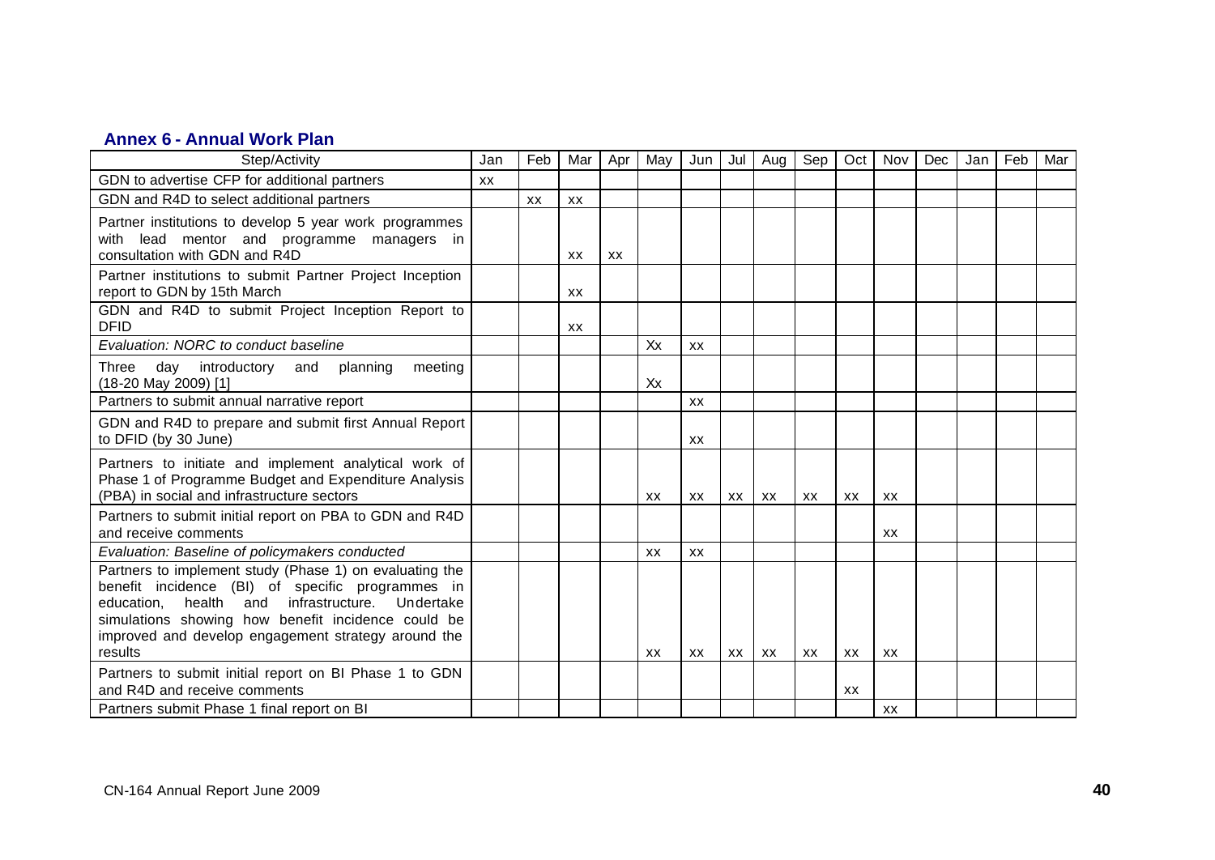### Annex 6 - Annual Work Plan

| Step/Activity | Jan | Feb | Mar | Apr | May | Jun | Jul | Aug | Sep | Oct | Nov | Dec | Jan | Feb | Mar |
|---|---|---|---|---|---|---|---|---|---|---|---|---|---|---|---|
| GDN to advertise CFP for additional partners | xx | | | | | | | | | | | | | | |
| GDN and R4D to select additional partners | | xx | xx | | | | | | | | | | | | |
| Partner institutions to develop 5 year work programmes with lead mentor and programme managers in consultation with GDN and R4D | | | xx | xx | | | | | | | | | | | |
| Partner institutions to submit Partner Project Inception report to GDN by 15th March | | | xx | | | | | | | | | | | | |
| GDN and R4D to submit Project Inception Report to DFID | | | xx | | | | | | | | | | | | |
| *Evaluation: NORC to conduct baseline* | | | | | Xx | xx | | | | | | | | | |
| Three day introductory and planning meeting (18-20 May 2009) [1] | | | | | Xx | | | | | | | | | | |
| Partners to submit annual narrative report | | | | | | xx | | | | | | | | | |
| GDN and R4D to prepare and submit first Annual Report to DFID (by 30 June) | | | | | | xx | | | | | | | | | |
| Partners to initiate and implement analytical work of Phase 1 of Programme Budget and Expenditure Analysis (PBA) in social and infrastructure sectors | | | | | xx | xx | xx | xx | xx | xx | xx | | | | |
| Partners to submit initial report on PBA to GDN and R4D and receive comments | | | | | | | | | | | xx | | | | |
| *Evaluation: Baseline of policymakers conducted* | | | | | xx | xx | | | | | | | | | |
| Partners to implement study (Phase 1) on evaluating the benefit incidence (BI) of specific programmes in education, health and infrastructure. Undertake simulations showing how benefit incidence could be improved and develop engagement strategy around the results | | | | | xx | xx | xx | xx | xx | xx | xx | | | | |
| Partners to submit initial report on BI Phase 1 to GDN and R4D and receive comments | | | | | | | | | | xx | | | | | |
| Partners submit Phase 1 final report on BI | | | | | | | | | | | xx | | | | |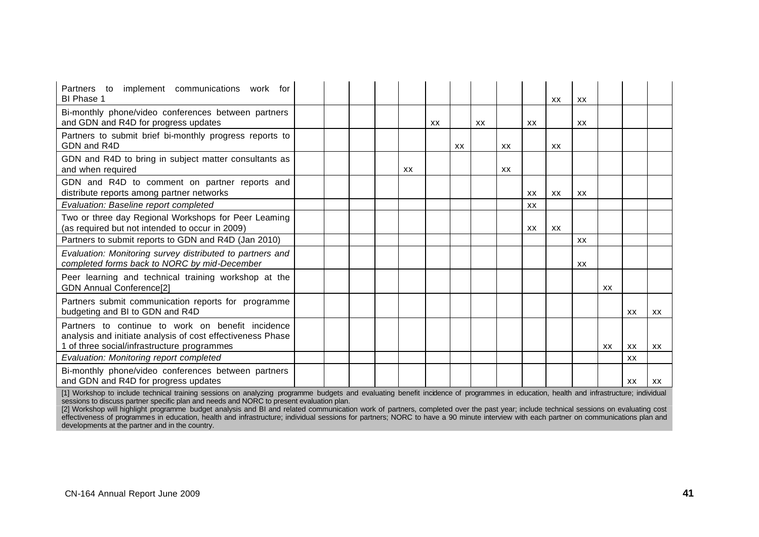| | | | | | | | | | | | | | | | |
|---|---|---|---|---|---|---|---|---|---|---|---|---|---|---|---|
| Partners to implement communications work for BI Phase 1 | | | | | | | | | | | xx | xx | | | |
| Bi-monthly phone/video conferences between partners and GDN and R4D for progress updates | | | | | | xx | | xx | | xx | | xx | | | |
| Partners to submit brief bi-monthly progress reports to GDN and R4D | | | | | | | xx | | xx | | xx | | | | |
| GDN and R4D to bring in subject matter consultants as and when required | | | | | xx | | | | xx | | | | | | |
| GDN and R4D to comment on partner reports and distribute reports among partner networks | | | | | | | | | | xx | xx | xx | | | |
| *Evaluation: Baseline report completed* | | | | | | | | | | xx | | | | | |
| Two or three day Regional Workshops for Peer Learning (as required but not intended to occur in 2009) | | | | | | | | | | xx | xx | | | | |
| Partners to submit reports to GDN and R4D (Jan 2010) | | | | | | | | | | | | xx | | | |
| *Evaluation: Monitoring survey distributed to partners and completed forms back to NORC by mid-December* | | | | | | | | | | | | xx | | | |
| Peer learning and technical training workshop at the GDN Annual Conference[2] | | | | | | | | | | | | | xx | | |
| Partners submit communication reports for programme budgeting and BI to GDN and R4D | | | | | | | | | | | | | | xx | xx |
| Partners to continue to work on benefit incidence analysis and initiate analysis of cost effectiveness Phase 1 of three social/infrastructure programmes | | | | | | | | | | | | | xx | xx | xx |
| *Evaluation: Monitoring report completed* | | | | | | | | | | | | | | xx | |
| Bi-monthly phone/video conferences between partners and GDN and R4D for progress updates | | | | | | | | | | | | | | xx | xx |

[1] Workshop to include technical training sessions on analyzing programme budgets and evaluating benefit incidence of programmes in education, health and infrastructure; individual sessions to discuss partner specific plan and needs and NORC to present evaluation plan.

[2] Workshop will highlight programme budget analysis and BI and related communication work of partners, completed over the past year; include technical sessions on evaluating cost effectiveness of programmes in education, health and infrastructure; individual sessions for partners; NORC to have a 90 minute interview with each partner on communications plan and developments at the partner and in the country.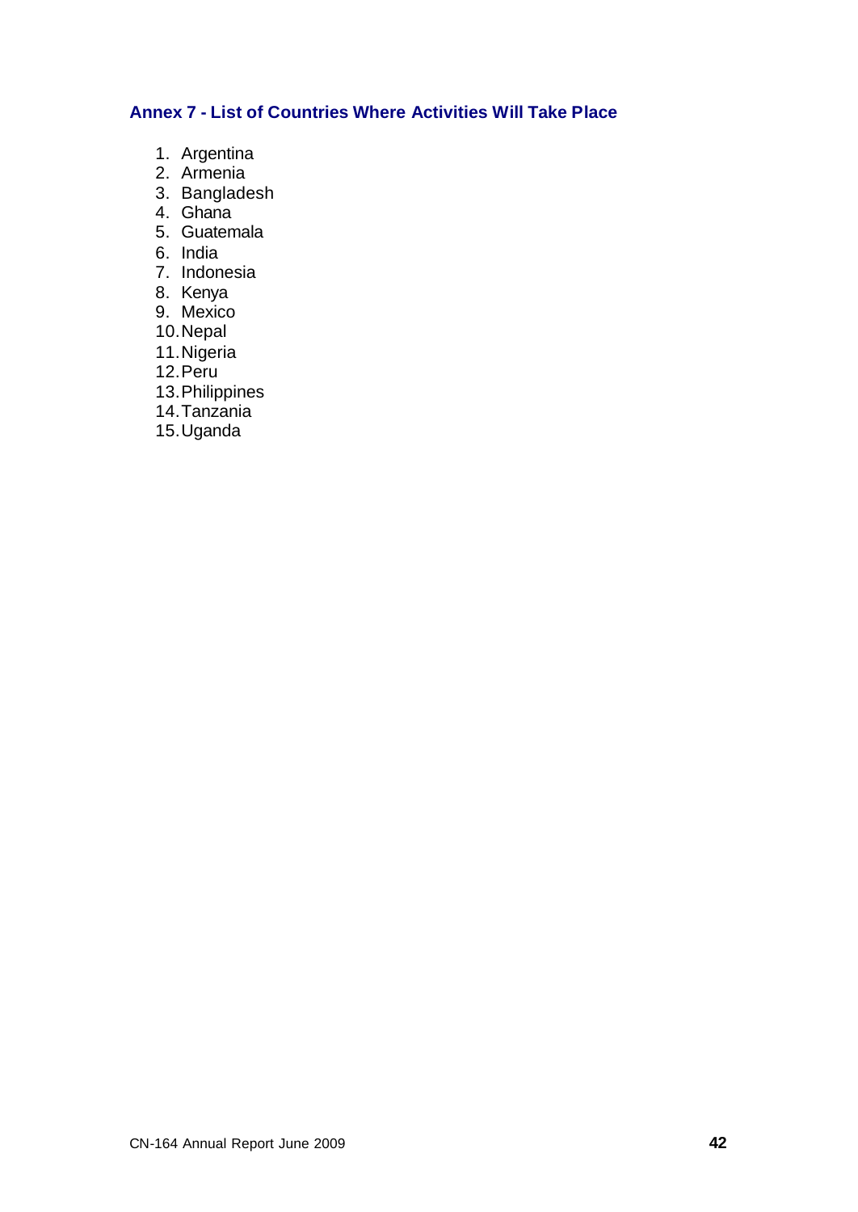## Annex 7 - List of Countries Where Activities Will Take Place

1. Argentina
2. Armenia
3. Bangladesh
4. Ghana
5. Guatemala
6. India
7. Indonesia
8. Kenya
9. Mexico
10. Nepal
11. Nigeria
12. Peru
13. Philippines
14. Tanzania
15. Uganda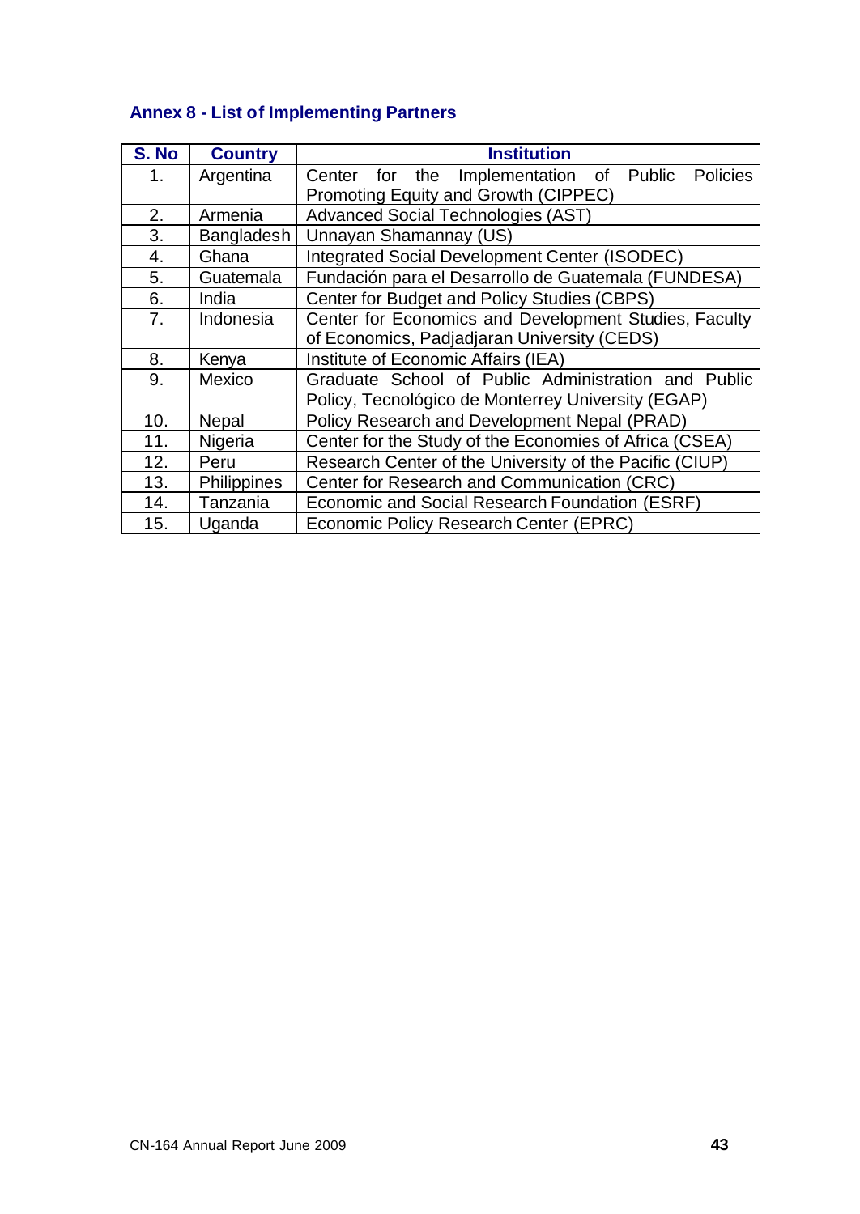## Annex 8 - List of Implementing Partners

| S. No | Country | Institution |
|---|---|---|
| 1. | Argentina | Center for the Implementation of Public Policies Promoting Equity and Growth (CIPPEC) |
| 2. | Armenia | Advanced Social Technologies (AST) |
| 3. | Bangladesh | Unnayan Shamannay (US) |
| 4. | Ghana | Integrated Social Development Center (ISODEC) |
| 5. | Guatemala | Fundación para el Desarrollo de Guatemala (FUNDESA) |
| 6. | India | Center for Budget and Policy Studies (CBPS) |
| 7. | Indonesia | Center for Economics and Development Studies, Faculty of Economics, Padjadjaran University (CEDS) |
| 8. | Kenya | Institute of Economic Affairs (IEA) |
| 9. | Mexico | Graduate School of Public Administration and Public Policy, Tecnológico de Monterrey University (EGAP) |
| 10. | Nepal | Policy Research and Development Nepal (PRAD) |
| 11. | Nigeria | Center for the Study of the Economies of Africa (CSEA) |
| 12. | Peru | Research Center of the University of the Pacific (CIUP) |
| 13. | Philippines | Center for Research and Communication (CRC) |
| 14. | Tanzania | Economic and Social Research Foundation (ESRF) |
| 15. | Uganda | Economic Policy Research Center (EPRC) |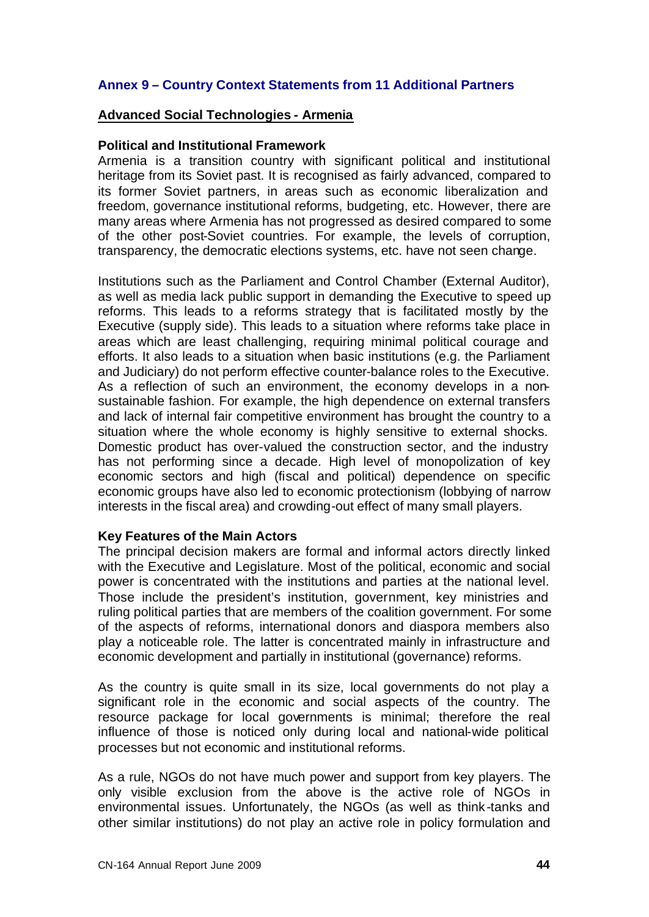## Annex 9 – Country Context Statements from 11 Additional Partners

### Advanced Social Technologies - Armenia

**Political and Institutional Framework**

Armenia is a transition country with significant political and institutional heritage from its Soviet past. It is recognised as fairly advanced, compared to its former Soviet partners, in areas such as economic liberalization and freedom, governance institutional reforms, budgeting, etc. However, there are many areas where Armenia has not progressed as desired compared to some of the other post-Soviet countries. For example, the levels of corruption, transparency, the democratic elections systems, etc. have not seen change.

Institutions such as the Parliament and Control Chamber (External Auditor), as well as media lack public support in demanding the Executive to speed up reforms. This leads to a reforms strategy that is facilitated mostly by the Executive (supply side). This leads to a situation where reforms take place in areas which are least challenging, requiring minimal political courage and efforts. It also leads to a situation when basic institutions (e.g. the Parliament and Judiciary) do not perform effective counter-balance roles to the Executive. As a reflection of such an environment, the economy develops in a non-sustainable fashion. For example, the high dependence on external transfers and lack of internal fair competitive environment has brought the country to a situation where the whole economy is highly sensitive to external shocks. Domestic product has over-valued the construction sector, and the industry has not performing since a decade. High level of monopolization of key economic sectors and high (fiscal and political) dependence on specific economic groups have also led to economic protectionism (lobbying of narrow interests in the fiscal area) and crowding-out effect of many small players.

**Key Features of the Main Actors**

The principal decision makers are formal and informal actors directly linked with the Executive and Legislature. Most of the political, economic and social power is concentrated with the institutions and parties at the national level. Those include the president's institution, government, key ministries and ruling political parties that are members of the coalition government. For some of the aspects of reforms, international donors and diaspora members also play a noticeable role. The latter is concentrated mainly in infrastructure and economic development and partially in institutional (governance) reforms.

As the country is quite small in its size, local governments do not play a significant role in the economic and social aspects of the country. The resource package for local governments is minimal; therefore the real influence of those is noticed only during local and national-wide political processes but not economic and institutional reforms.

As a rule, NGOs do not have much power and support from key players. The only visible exclusion from the above is the active role of NGOs in environmental issues. Unfortunately, the NGOs (as well as think-tanks and other similar institutions) do not play an active role in policy formulation and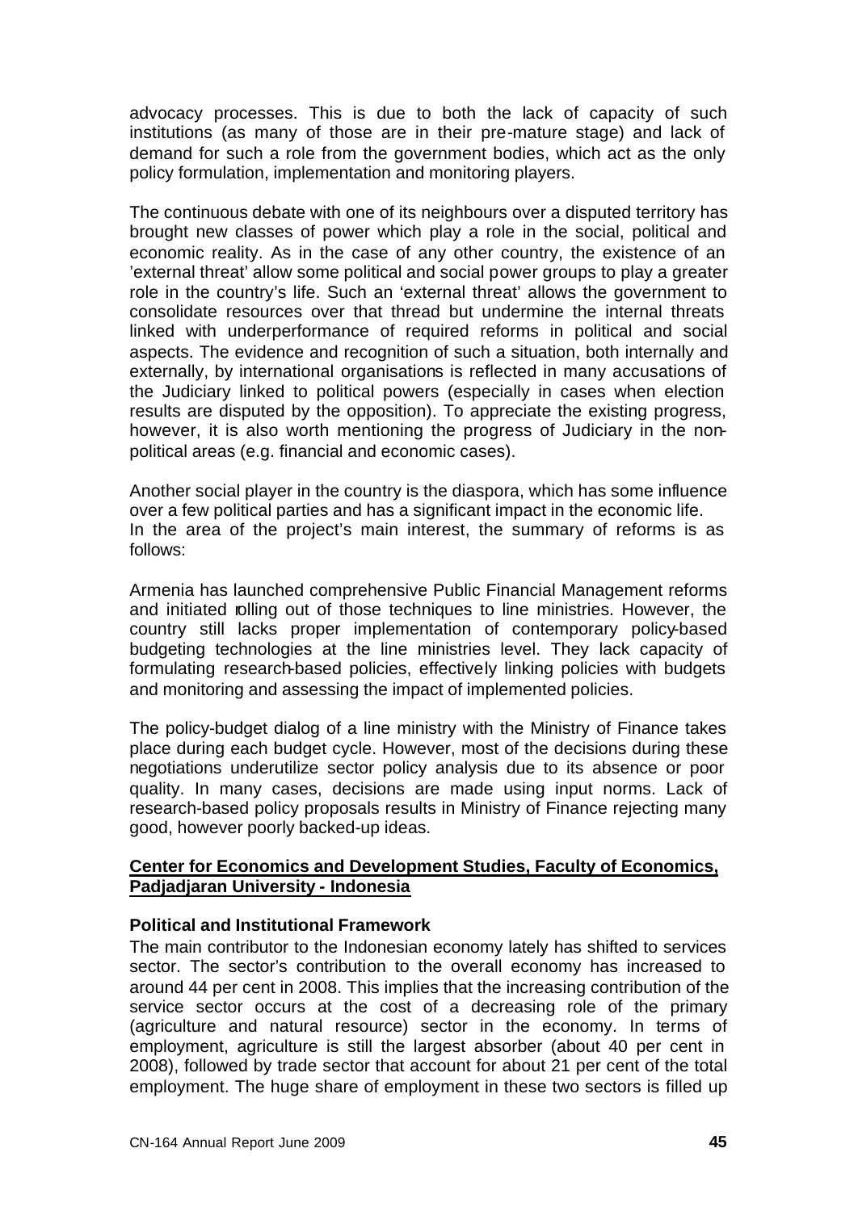advocacy processes. This is due to both the lack of capacity of such institutions (as many of those are in their pre-mature stage) and lack of demand for such a role from the government bodies, which act as the only policy formulation, implementation and monitoring players.

The continuous debate with one of its neighbours over a disputed territory has brought new classes of power which play a role in the social, political and economic reality. As in the case of any other country, the existence of an 'external threat' allow some political and social power groups to play a greater role in the country's life. Such an 'external threat' allows the government to consolidate resources over that thread but undermine the internal threats linked with underperformance of required reforms in political and social aspects. The evidence and recognition of such a situation, both internally and externally, by international organisations is reflected in many accusations of the Judiciary linked to political powers (especially in cases when election results are disputed by the opposition). To appreciate the existing progress, however, it is also worth mentioning the progress of Judiciary in the non-political areas (e.g. financial and economic cases).

Another social player in the country is the diaspora, which has some influence over a few political parties and has a significant impact in the economic life.
In the area of the project's main interest, the summary of reforms is as follows:

Armenia has launched comprehensive Public Financial Management reforms and initiated rolling out of those techniques to line ministries. However, the country still lacks proper implementation of contemporary policy-based budgeting technologies at the line ministries level. They lack capacity of formulating research-based policies, effectively linking policies with budgets and monitoring and assessing the impact of implemented policies.

The policy-budget dialog of a line ministry with the Ministry of Finance takes place during each budget cycle. However, most of the decisions during these negotiations underutilize sector policy analysis due to its absence or poor quality. In many cases, decisions are made using input norms. Lack of research-based policy proposals results in Ministry of Finance rejecting many good, however poorly backed-up ideas.

**Center for Economics and Development Studies, Faculty of Economics, Padjadjaran University - Indonesia**

**Political and Institutional Framework**

The main contributor to the Indonesian economy lately has shifted to services sector. The sector's contribution to the overall economy has increased to around 44 per cent in 2008. This implies that the increasing contribution of the service sector occurs at the cost of a decreasing role of the primary (agriculture and natural resource) sector in the economy. In terms of employment, agriculture is still the largest absorber (about 40 per cent in 2008), followed by trade sector that account for about 21 per cent of the total employment. The huge share of employment in these two sectors is filled up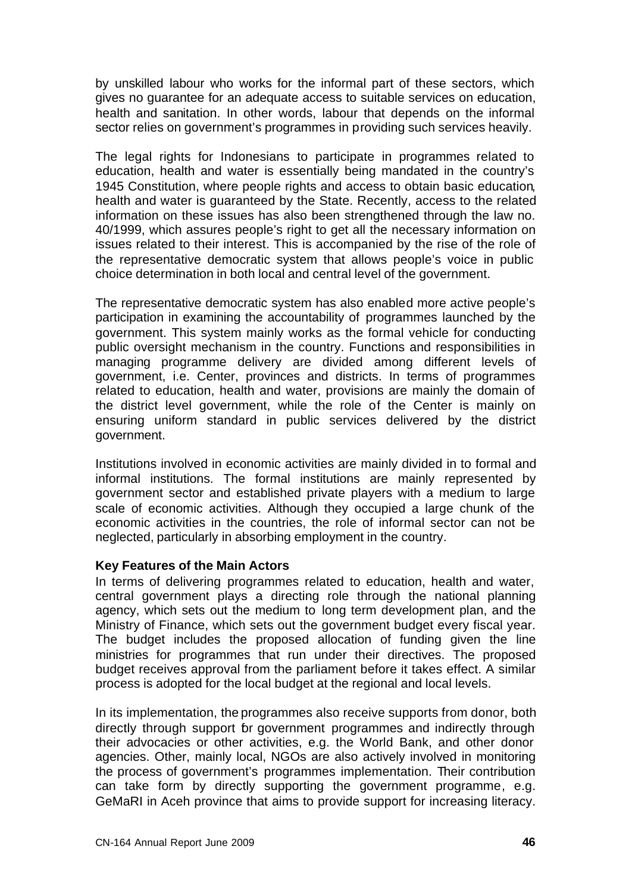by unskilled labour who works for the informal part of these sectors, which gives no guarantee for an adequate access to suitable services on education, health and sanitation. In other words, labour that depends on the informal sector relies on government's programmes in providing such services heavily.

The legal rights for Indonesians to participate in programmes related to education, health and water is essentially being mandated in the country's 1945 Constitution, where people rights and access to obtain basic education, health and water is guaranteed by the State. Recently, access to the related information on these issues has also been strengthened through the law no. 40/1999, which assures people's right to get all the necessary information on issues related to their interest. This is accompanied by the rise of the role of the representative democratic system that allows people's voice in public choice determination in both local and central level of the government.

The representative democratic system has also enabled more active people's participation in examining the accountability of programmes launched by the government. This system mainly works as the formal vehicle for conducting public oversight mechanism in the country. Functions and responsibilities in managing programme delivery are divided among different levels of government, i.e. Center, provinces and districts. In terms of programmes related to education, health and water, provisions are mainly the domain of the district level government, while the role of the Center is mainly on ensuring uniform standard in public services delivered by the district government.

Institutions involved in economic activities are mainly divided in to formal and informal institutions. The formal institutions are mainly represented by government sector and established private players with a medium to large scale of economic activities. Although they occupied a large chunk of the economic activities in the countries, the role of informal sector can not be neglected, particularly in absorbing employment in the country.

**Key Features of the Main Actors**

In terms of delivering programmes related to education, health and water, central government plays a directing role through the national planning agency, which sets out the medium to long term development plan, and the Ministry of Finance, which sets out the government budget every fiscal year. The budget includes the proposed allocation of funding given the line ministries for programmes that run under their directives. The proposed budget receives approval from the parliament before it takes effect. A similar process is adopted for the local budget at the regional and local levels.

In its implementation, the programmes also receive supports from donor, both directly through support for government programmes and indirectly through their advocacies or other activities, e.g. the World Bank, and other donor agencies. Other, mainly local, NGOs are also actively involved in monitoring the process of government's programmes implementation. Their contribution can take form by directly supporting the government programme, e.g. GeMaRI in Aceh province that aims to provide support for increasing literacy.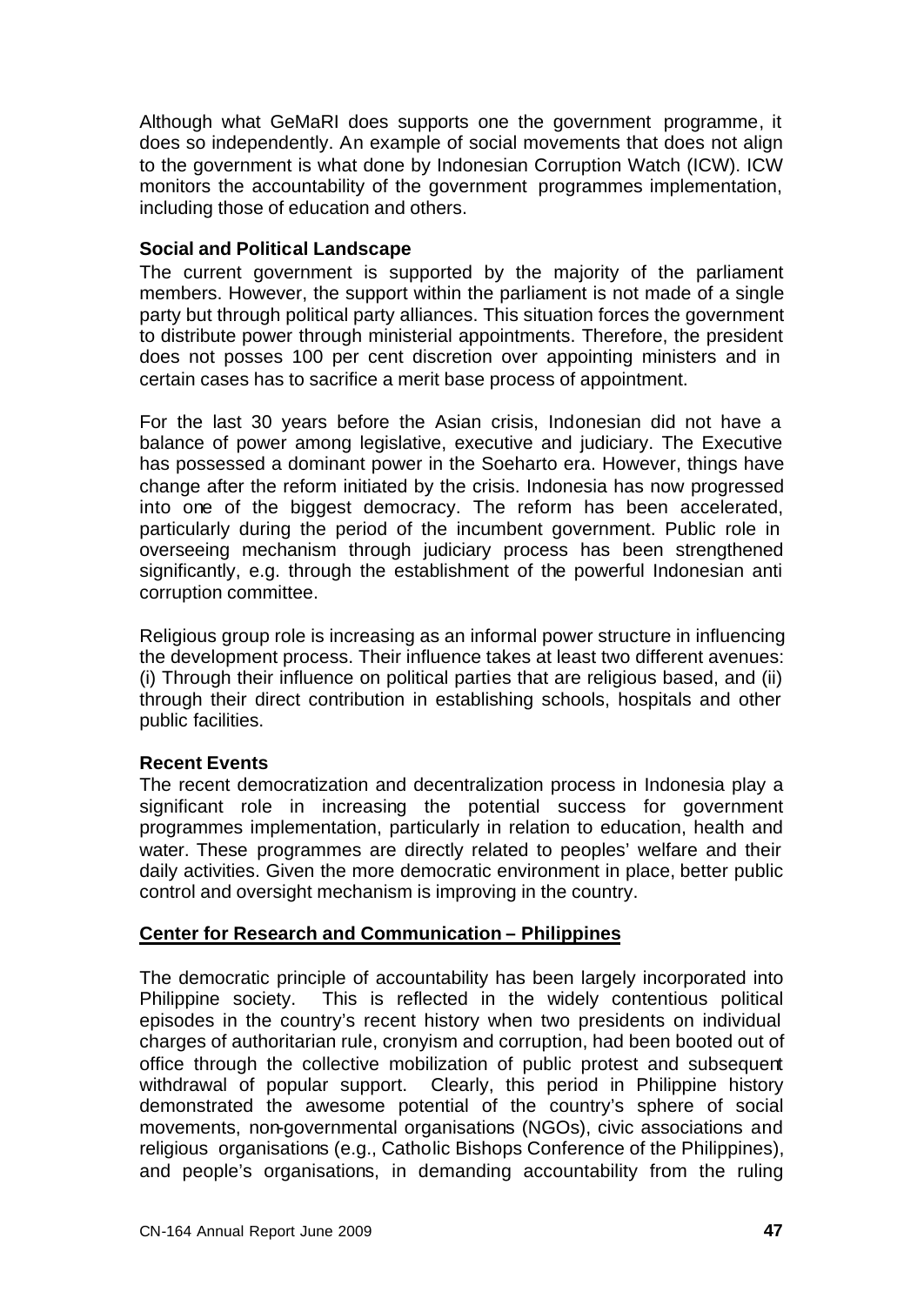Although what GeMaRI does supports one the government programme, it does so independently. An example of social movements that does not align to the government is what done by Indonesian Corruption Watch (ICW). ICW monitors the accountability of the government programmes implementation, including those of education and others.

**Social and Political Landscape**

The current government is supported by the majority of the parliament members. However, the support within the parliament is not made of a single party but through political party alliances. This situation forces the government to distribute power through ministerial appointments. Therefore, the president does not posses 100 per cent discretion over appointing ministers and in certain cases has to sacrifice a merit base process of appointment.

For the last 30 years before the Asian crisis, Indonesian did not have a balance of power among legislative, executive and judiciary. The Executive has possessed a dominant power in the Soeharto era. However, things have change after the reform initiated by the crisis. Indonesia has now progressed into one of the biggest democracy. The reform has been accelerated, particularly during the period of the incumbent government. Public role in overseeing mechanism through judiciary process has been strengthened significantly, e.g. through the establishment of the powerful Indonesian anti corruption committee.

Religious group role is increasing as an informal power structure in influencing the development process. Their influence takes at least two different avenues: (i) Through their influence on political parties that are religious based, and (ii) through their direct contribution in establishing schools, hospitals and other public facilities.

**Recent Events**

The recent democratization and decentralization process in Indonesia play a significant role in increasing the potential success for government programmes implementation, particularly in relation to education, health and water. These programmes are directly related to peoples' welfare and their daily activities. Given the more democratic environment in place, better public control and oversight mechanism is improving in the country.

**Center for Research and Communication – Philippines**

The democratic principle of accountability has been largely incorporated into Philippine society. This is reflected in the widely contentious political episodes in the country's recent history when two presidents on individual charges of authoritarian rule, cronyism and corruption, had been booted out of office through the collective mobilization of public protest and subsequent withdrawal of popular support. Clearly, this period in Philippine history demonstrated the awesome potential of the country's sphere of social movements, non-governmental organisations (NGOs), civic associations and religious organisations (e.g., Catholic Bishops Conference of the Philippines), and people's organisations, in demanding accountability from the ruling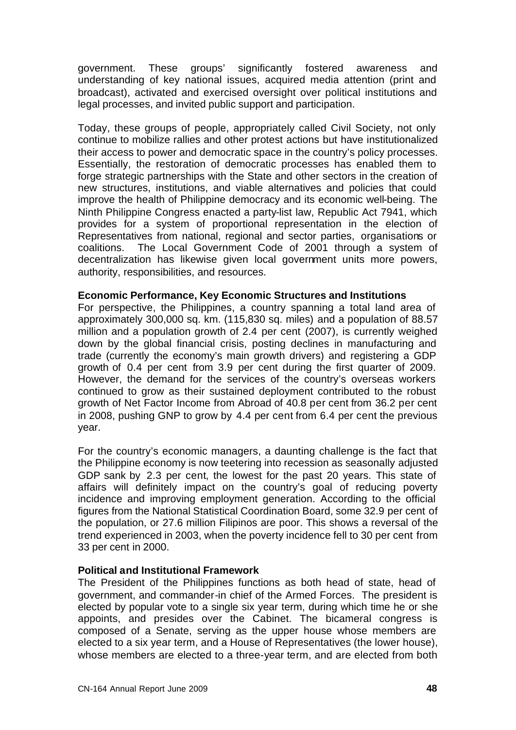government. These groups' significantly fostered awareness and understanding of key national issues, acquired media attention (print and broadcast), activated and exercised oversight over political institutions and legal processes, and invited public support and participation.

Today, these groups of people, appropriately called Civil Society, not only continue to mobilize rallies and other protest actions but have institutionalized their access to power and democratic space in the country's policy processes. Essentially, the restoration of democratic processes has enabled them to forge strategic partnerships with the State and other sectors in the creation of new structures, institutions, and viable alternatives and policies that could improve the health of Philippine democracy and its economic well-being. The Ninth Philippine Congress enacted a party-list law, Republic Act 7941, which provides for a system of proportional representation in the election of Representatives from national, regional and sector parties, organisations or coalitions. The Local Government Code of 2001 through a system of decentralization has likewise given local government units more powers, authority, responsibilities, and resources.

**Economic Performance, Key Economic Structures and Institutions**

For perspective, the Philippines, a country spanning a total land area of approximately 300,000 sq. km. (115,830 sq. miles) and a population of 88.57 million and a population growth of 2.4 per cent (2007), is currently weighed down by the global financial crisis, posting declines in manufacturing and trade (currently the economy's main growth drivers) and registering a GDP growth of 0.4 per cent from 3.9 per cent during the first quarter of 2009. However, the demand for the services of the country's overseas workers continued to grow as their sustained deployment contributed to the robust growth of Net Factor Income from Abroad of 40.8 per cent from 36.2 per cent in 2008, pushing GNP to grow by 4.4 per cent from 6.4 per cent the previous year.

For the country's economic managers, a daunting challenge is the fact that the Philippine economy is now teetering into recession as seasonally adjusted GDP sank by 2.3 per cent, the lowest for the past 20 years. This state of affairs will definitely impact on the country's goal of reducing poverty incidence and improving employment generation. According to the official figures from the National Statistical Coordination Board, some 32.9 per cent of the population, or 27.6 million Filipinos are poor. This shows a reversal of the trend experienced in 2003, when the poverty incidence fell to 30 per cent from 33 per cent in 2000.

**Political and Institutional Framework**

The President of the Philippines functions as both head of state, head of government, and commander-in chief of the Armed Forces. The president is elected by popular vote to a single six year term, during which time he or she appoints, and presides over the Cabinet. The bicameral congress is composed of a Senate, serving as the upper house whose members are elected to a six year term, and a House of Representatives (the lower house), whose members are elected to a three-year term, and are elected from both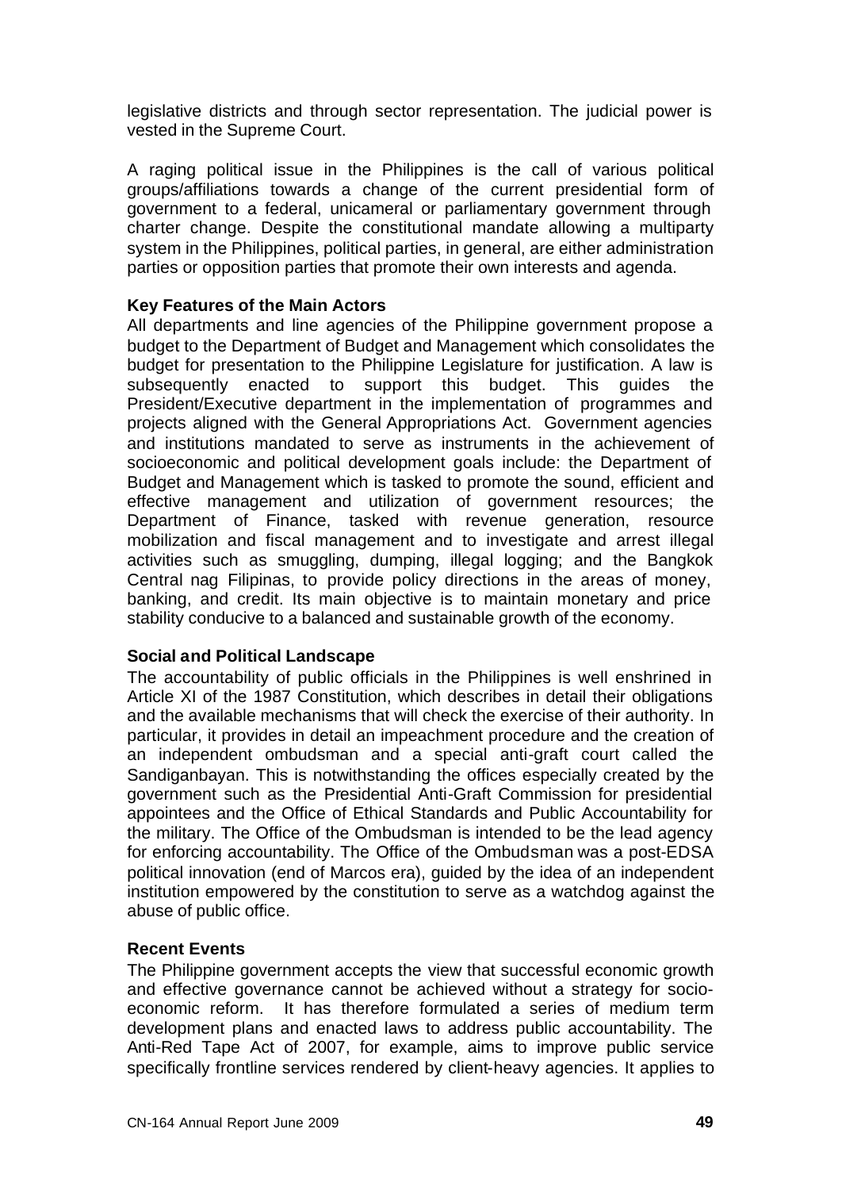legislative districts and through sector representation. The judicial power is vested in the Supreme Court.

A raging political issue in the Philippines is the call of various political groups/affiliations towards a change of the current presidential form of government to a federal, unicameral or parliamentary government through charter change. Despite the constitutional mandate allowing a multiparty system in the Philippines, political parties, in general, are either administration parties or opposition parties that promote their own interests and agenda.

**Key Features of the Main Actors**

All departments and line agencies of the Philippine government propose a budget to the Department of Budget and Management which consolidates the budget for presentation to the Philippine Legislature for justification. A law is subsequently enacted to support this budget. This guides the President/Executive department in the implementation of programmes and projects aligned with the General Appropriations Act. Government agencies and institutions mandated to serve as instruments in the achievement of socioeconomic and political development goals include: the Department of Budget and Management which is tasked to promote the sound, efficient and effective management and utilization of government resources; the Department of Finance, tasked with revenue generation, resource mobilization and fiscal management and to investigate and arrest illegal activities such as smuggling, dumping, illegal logging; and the Bangkok Central nag Filipinas, to provide policy directions in the areas of money, banking, and credit. Its main objective is to maintain monetary and price stability conducive to a balanced and sustainable growth of the economy.

**Social and Political Landscape**

The accountability of public officials in the Philippines is well enshrined in Article XI of the 1987 Constitution, which describes in detail their obligations and the available mechanisms that will check the exercise of their authority. In particular, it provides in detail an impeachment procedure and the creation of an independent ombudsman and a special anti-graft court called the Sandiganbayan. This is notwithstanding the offices especially created by the government such as the Presidential Anti-Graft Commission for presidential appointees and the Office of Ethical Standards and Public Accountability for the military. The Office of the Ombudsman is intended to be the lead agency for enforcing accountability. The Office of the Ombudsman was a post-EDSA political innovation (end of Marcos era), guided by the idea of an independent institution empowered by the constitution to serve as a watchdog against the abuse of public office.

**Recent Events**

The Philippine government accepts the view that successful economic growth and effective governance cannot be achieved without a strategy for socio-economic reform. It has therefore formulated a series of medium term development plans and enacted laws to address public accountability. The Anti-Red Tape Act of 2007, for example, aims to improve public service specifically frontline services rendered by client-heavy agencies. It applies to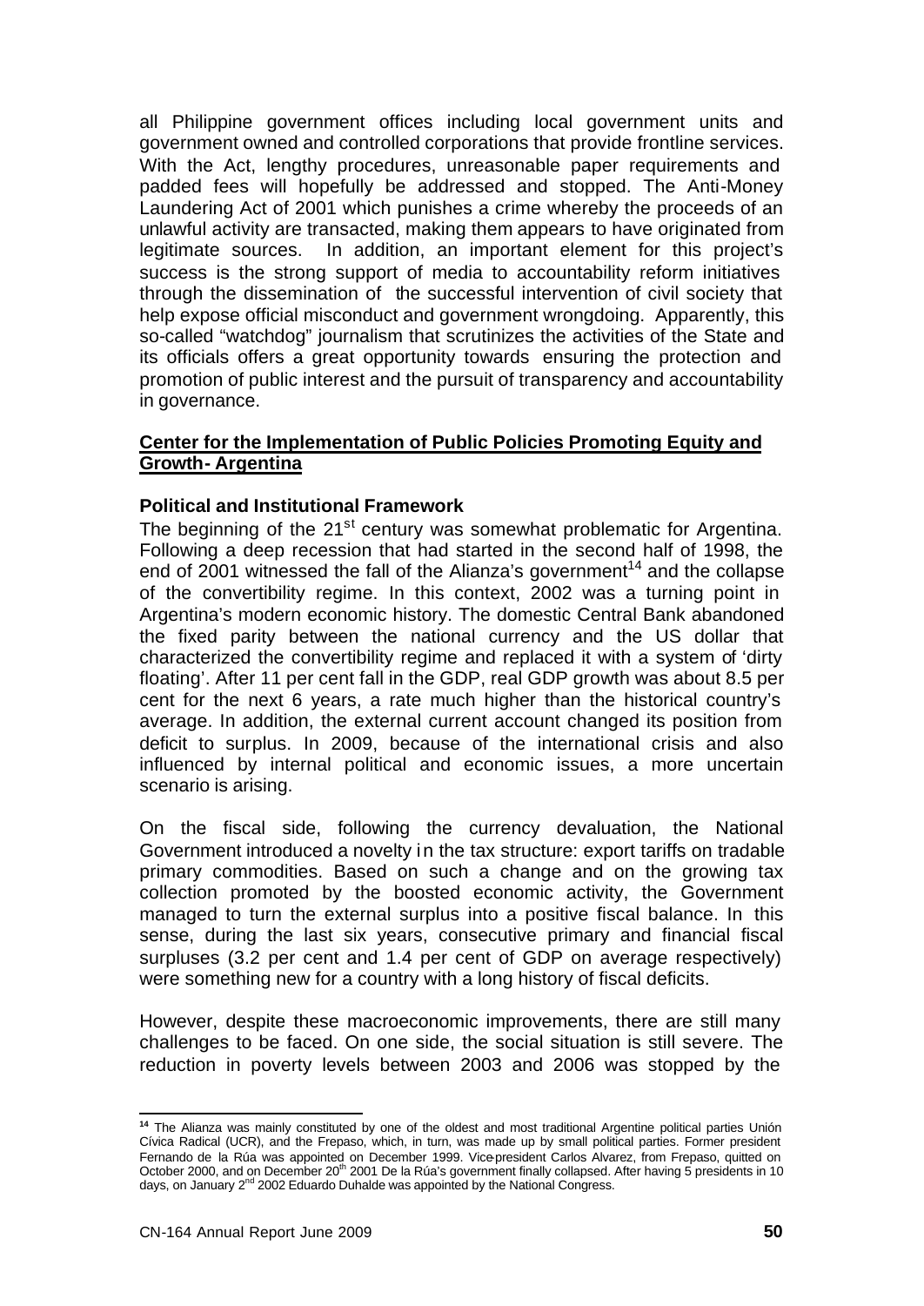all Philippine government offices including local government units and government owned and controlled corporations that provide frontline services. With the Act, lengthy procedures, unreasonable paper requirements and padded fees will hopefully be addressed and stopped. The Anti-Money Laundering Act of 2001 which punishes a crime whereby the proceeds of an unlawful activity are transacted, making them appears to have originated from legitimate sources. In addition, an important element for this project's success is the strong support of media to accountability reform initiatives through the dissemination of the successful intervention of civil society that help expose official misconduct and government wrongdoing. Apparently, this so-called "watchdog" journalism that scrutinizes the activities of the State and its officials offers a great opportunity towards ensuring the protection and promotion of public interest and the pursuit of transparency and accountability in governance.

**Center for the Implementation of Public Policies Promoting Equity and Growth- Argentina**

**Political and Institutional Framework**

The beginning of the 21st century was somewhat problematic for Argentina. Following a deep recession that had started in the second half of 1998, the end of 2001 witnessed the fall of the Alianza's government[14] and the collapse of the convertibility regime. In this context, 2002 was a turning point in Argentina's modern economic history. The domestic Central Bank abandoned the fixed parity between the national currency and the US dollar that characterized the convertibility regime and replaced it with a system of 'dirty floating'. After 11 per cent fall in the GDP, real GDP growth was about 8.5 per cent for the next 6 years, a rate much higher than the historical country's average. In addition, the external current account changed its position from deficit to surplus. In 2009, because of the international crisis and also influenced by internal political and economic issues, a more uncertain scenario is arising.

On the fiscal side, following the currency devaluation, the National Government introduced a novelty in the tax structure: export tariffs on tradable primary commodities. Based on such a change and on the growing tax collection promoted by the boosted economic activity, the Government managed to turn the external surplus into a positive fiscal balance. In this sense, during the last six years, consecutive primary and financial fiscal surpluses (3.2 per cent and 1.4 per cent of GDP on average respectively) were something new for a country with a long history of fiscal deficits.

However, despite these macroeconomic improvements, there are still many challenges to be faced. On one side, the social situation is still severe. The reduction in poverty levels between 2003 and 2006 was stopped by the

[14] The Alianza was mainly constituted by one of the oldest and most traditional Argentine political parties Unión Cívica Radical (UCR), and the Frepaso, which, in turn, was made up by small political parties. Former president Fernando de la Rúa was appointed on December 1999. Vice-president Carlos Alvarez, from Frepaso, quitted on October 2000, and on December 20th 2001 De la Rúa's government finally collapsed. After having 5 presidents in 10 days, on January 2nd 2002 Eduardo Duhalde was appointed by the National Congress.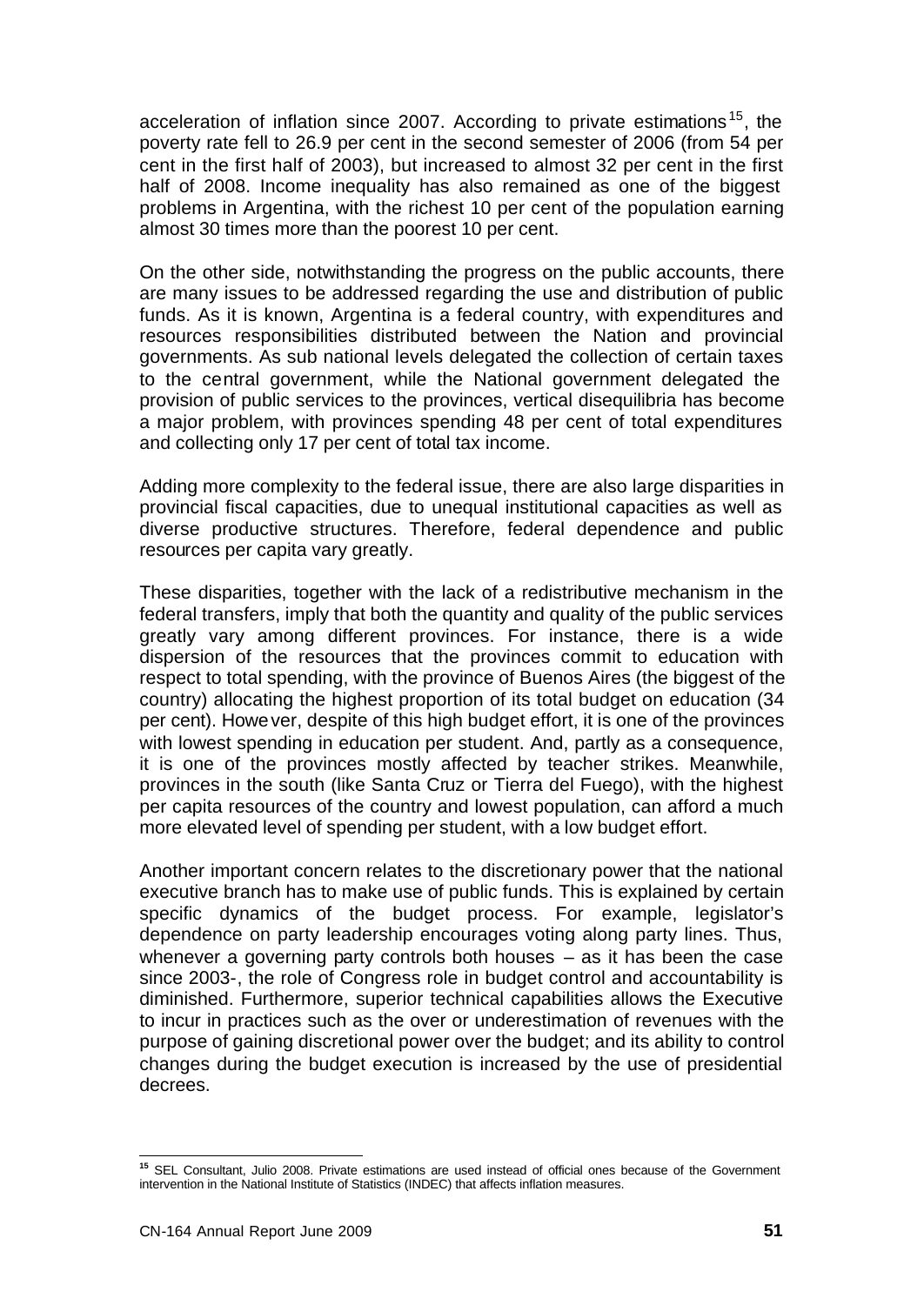acceleration of inflation since 2007. According to private estimations[15], the poverty rate fell to 26.9 per cent in the second semester of 2006 (from 54 per cent in the first half of 2003), but increased to almost 32 per cent in the first half of 2008. Income inequality has also remained as one of the biggest problems in Argentina, with the richest 10 per cent of the population earning almost 30 times more than the poorest 10 per cent.

On the other side, notwithstanding the progress on the public accounts, there are many issues to be addressed regarding the use and distribution of public funds. As it is known, Argentina is a federal country, with expenditures and resources responsibilities distributed between the Nation and provincial governments. As sub national levels delegated the collection of certain taxes to the central government, while the National government delegated the provision of public services to the provinces, vertical disequilibria has become a major problem, with provinces spending 48 per cent of total expenditures and collecting only 17 per cent of total tax income.

Adding more complexity to the federal issue, there are also large disparities in provincial fiscal capacities, due to unequal institutional capacities as well as diverse productive structures. Therefore, federal dependence and public resources per capita vary greatly.

These disparities, together with the lack of a redistributive mechanism in the federal transfers, imply that both the quantity and quality of the public services greatly vary among different provinces. For instance, there is a wide dispersion of the resources that the provinces commit to education with respect to total spending, with the province of Buenos Aires (the biggest of the country) allocating the highest proportion of its total budget on education (34 per cent). However, despite of this high budget effort, it is one of the provinces with lowest spending in education per student. And, partly as a consequence, it is one of the provinces mostly affected by teacher strikes. Meanwhile, provinces in the south (like Santa Cruz or Tierra del Fuego), with the highest per capita resources of the country and lowest population, can afford a much more elevated level of spending per student, with a low budget effort.

Another important concern relates to the discretionary power that the national executive branch has to make use of public funds. This is explained by certain specific dynamics of the budget process. For example, legislator's dependence on party leadership encourages voting along party lines. Thus, whenever a governing party controls both houses – as it has been the case since 2003-, the role of Congress role in budget control and accountability is diminished. Furthermore, superior technical capabilities allows the Executive to incur in practices such as the over or underestimation of revenues with the purpose of gaining discretional power over the budget; and its ability to control changes during the budget execution is increased by the use of presidential decrees.

---

[15] SEL Consultant, Julio 2008. Private estimations are used instead of official ones because of the Government intervention in the National Institute of Statistics (INDEC) that affects inflation measures.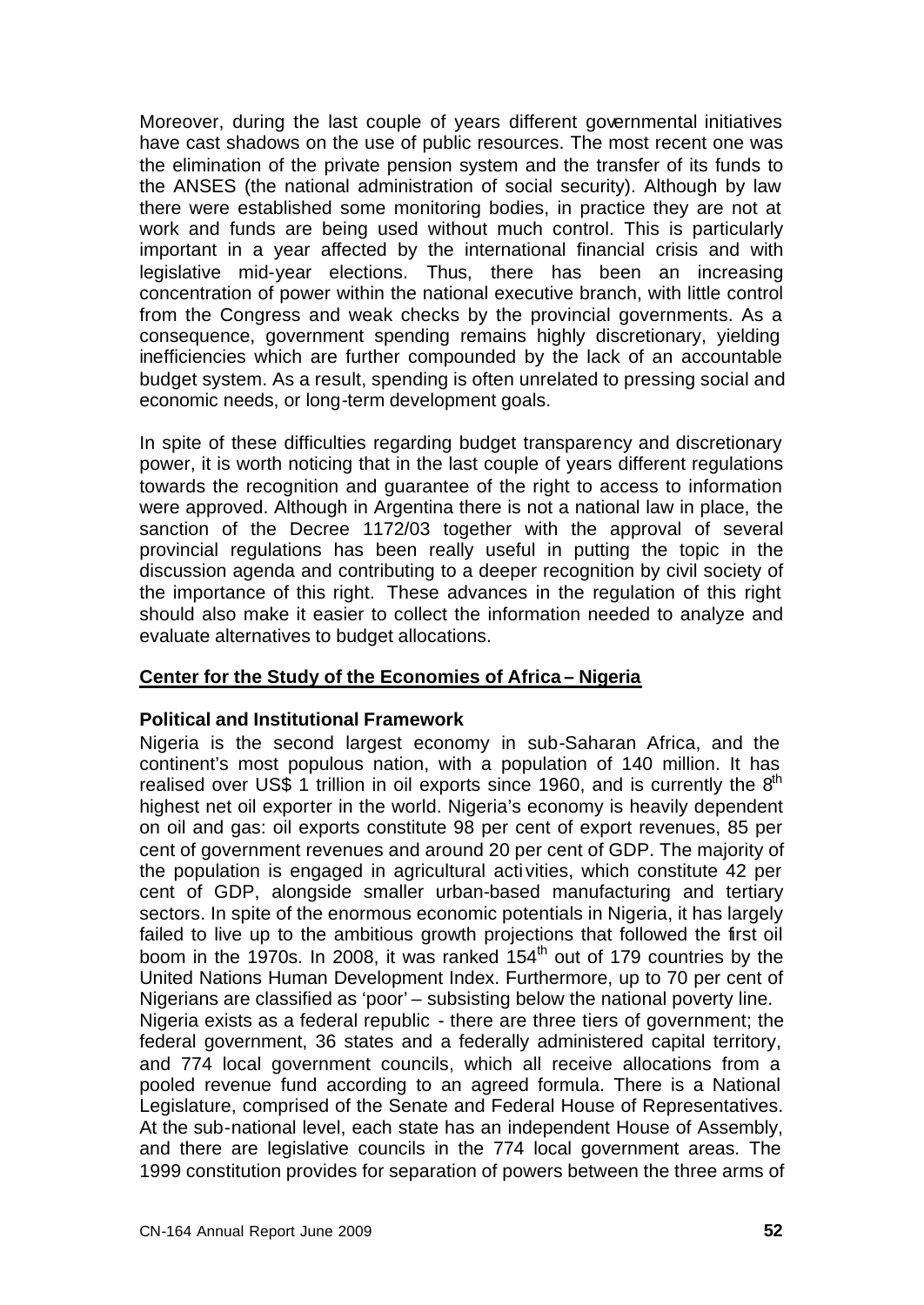Moreover, during the last couple of years different governmental initiatives have cast shadows on the use of public resources. The most recent one was the elimination of the private pension system and the transfer of its funds to the ANSES (the national administration of social security). Although by law there were established some monitoring bodies, in practice they are not at work and funds are being used without much control. This is particularly important in a year affected by the international financial crisis and with legislative mid-year elections. Thus, there has been an increasing concentration of power within the national executive branch, with little control from the Congress and weak checks by the provincial governments. As a consequence, government spending remains highly discretionary, yielding inefficiencies which are further compounded by the lack of an accountable budget system. As a result, spending is often unrelated to pressing social and economic needs, or long-term development goals.

In spite of these difficulties regarding budget transparency and discretionary power, it is worth noticing that in the last couple of years different regulations towards the recognition and guarantee of the right to access to information were approved. Although in Argentina there is not a national law in place, the sanction of the Decree 1172/03 together with the approval of several provincial regulations has been really useful in putting the topic in the discussion agenda and contributing to a deeper recognition by civil society of the importance of this right. These advances in the regulation of this right should also make it easier to collect the information needed to analyze and evaluate alternatives to budget allocations.

## Center for the Study of the Economies of Africa – Nigeria

### Political and Institutional Framework

Nigeria is the second largest economy in sub-Saharan Africa, and the continent's most populous nation, with a population of 140 million. It has realised over US$ 1 trillion in oil exports since 1960, and is currently the 8th highest net oil exporter in the world. Nigeria's economy is heavily dependent on oil and gas: oil exports constitute 98 per cent of export revenues, 85 per cent of government revenues and around 20 per cent of GDP. The majority of the population is engaged in agricultural activities, which constitute 42 per cent of GDP, alongside smaller urban-based manufacturing and tertiary sectors. In spite of the enormous economic potentials in Nigeria, it has largely failed to live up to the ambitious growth projections that followed the first oil boom in the 1970s. In 2008, it was ranked 154th out of 179 countries by the United Nations Human Development Index. Furthermore, up to 70 per cent of Nigerians are classified as 'poor' – subsisting below the national poverty line.

Nigeria exists as a federal republic - there are three tiers of government; the federal government, 36 states and a federally administered capital territory, and 774 local government councils, which all receive allocations from a pooled revenue fund according to an agreed formula. There is a National Legislature, comprised of the Senate and Federal House of Representatives. At the sub-national level, each state has an independent House of Assembly, and there are legislative councils in the 774 local government areas. The 1999 constitution provides for separation of powers between the three arms of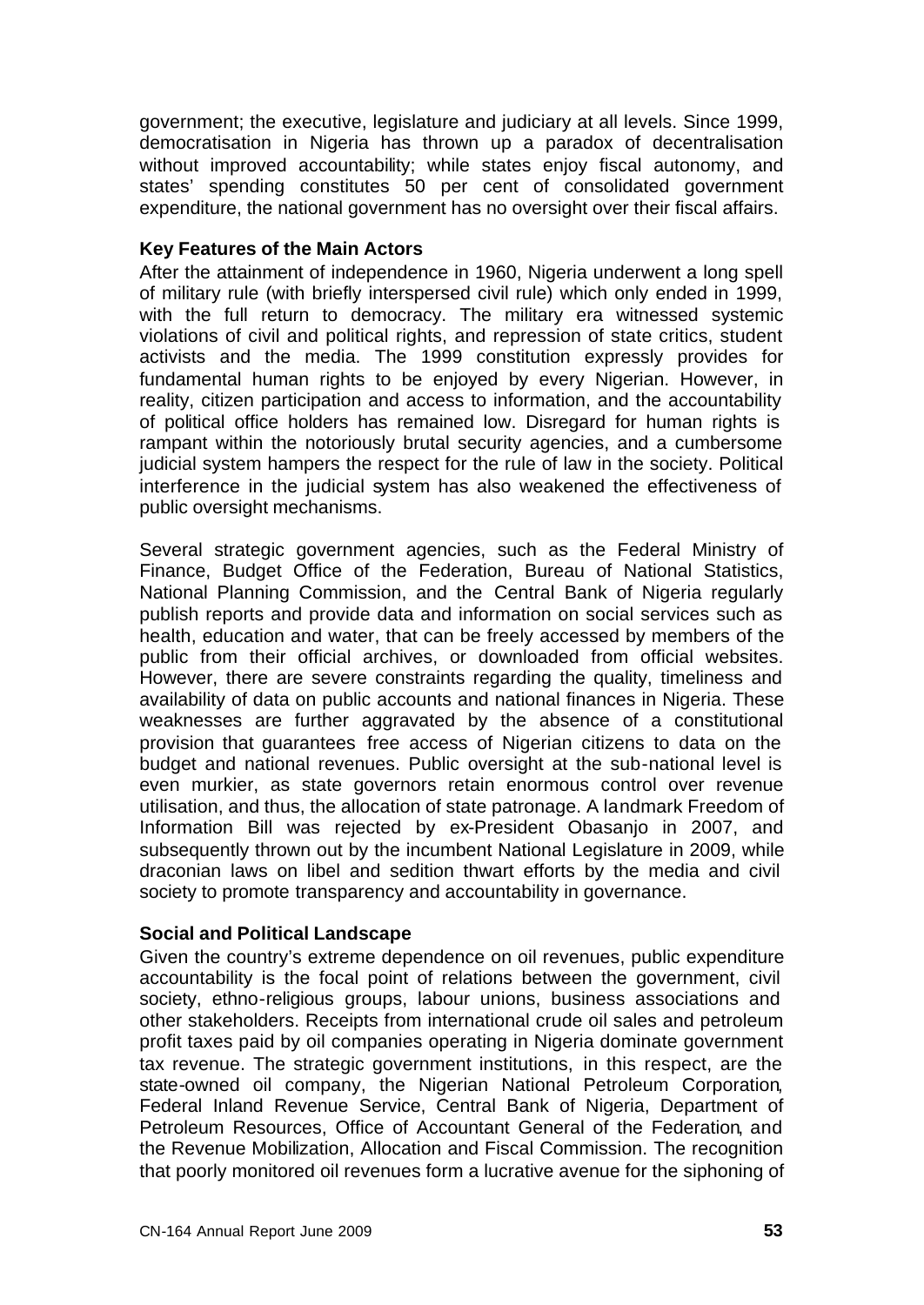government; the executive, legislature and judiciary at all levels. Since 1999, democratisation in Nigeria has thrown up a paradox of decentralisation without improved accountability; while states enjoy fiscal autonomy, and states' spending constitutes 50 per cent of consolidated government expenditure, the national government has no oversight over their fiscal affairs.

**Key Features of the Main Actors**

After the attainment of independence in 1960, Nigeria underwent a long spell of military rule (with briefly interspersed civil rule) which only ended in 1999, with the full return to democracy. The military era witnessed systemic violations of civil and political rights, and repression of state critics, student activists and the media. The 1999 constitution expressly provides for fundamental human rights to be enjoyed by every Nigerian. However, in reality, citizen participation and access to information, and the accountability of political office holders has remained low. Disregard for human rights is rampant within the notoriously brutal security agencies, and a cumbersome judicial system hampers the respect for the rule of law in the society. Political interference in the judicial system has also weakened the effectiveness of public oversight mechanisms.

Several strategic government agencies, such as the Federal Ministry of Finance, Budget Office of the Federation, Bureau of National Statistics, National Planning Commission, and the Central Bank of Nigeria regularly publish reports and provide data and information on social services such as health, education and water, that can be freely accessed by members of the public from their official archives, or downloaded from official websites. However, there are severe constraints regarding the quality, timeliness and availability of data on public accounts and national finances in Nigeria. These weaknesses are further aggravated by the absence of a constitutional provision that guarantees free access of Nigerian citizens to data on the budget and national revenues. Public oversight at the sub-national level is even murkier, as state governors retain enormous control over revenue utilisation, and thus, the allocation of state patronage. A landmark Freedom of Information Bill was rejected by ex-President Obasanjo in 2007, and subsequently thrown out by the incumbent National Legislature in 2009, while draconian laws on libel and sedition thwart efforts by the media and civil society to promote transparency and accountability in governance.

**Social and Political Landscape**

Given the country's extreme dependence on oil revenues, public expenditure accountability is the focal point of relations between the government, civil society, ethno-religious groups, labour unions, business associations and other stakeholders. Receipts from international crude oil sales and petroleum profit taxes paid by oil companies operating in Nigeria dominate government tax revenue. The strategic government institutions, in this respect, are the state-owned oil company, the Nigerian National Petroleum Corporation, Federal Inland Revenue Service, Central Bank of Nigeria, Department of Petroleum Resources, Office of Accountant General of the Federation, and the Revenue Mobilization, Allocation and Fiscal Commission. The recognition that poorly monitored oil revenues form a lucrative avenue for the siphoning of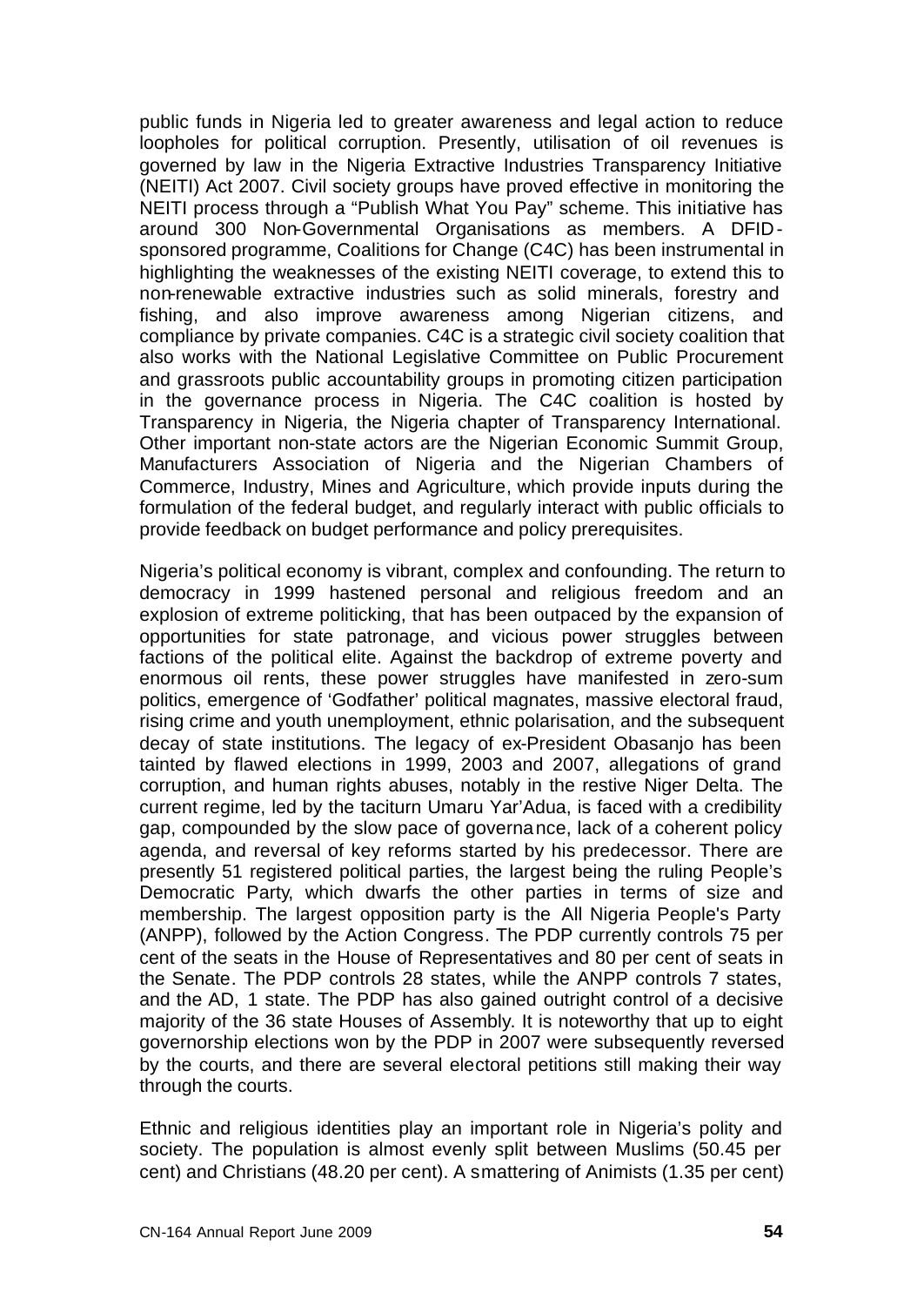public funds in Nigeria led to greater awareness and legal action to reduce loopholes for political corruption. Presently, utilisation of oil revenues is governed by law in the Nigeria Extractive Industries Transparency Initiative (NEITI) Act 2007. Civil society groups have proved effective in monitoring the NEITI process through a "Publish What You Pay" scheme. This initiative has around 300 Non-Governmental Organisations as members. A DFID-sponsored programme, Coalitions for Change (C4C) has been instrumental in highlighting the weaknesses of the existing NEITI coverage, to extend this to non-renewable extractive industries such as solid minerals, forestry and fishing, and also improve awareness among Nigerian citizens, and compliance by private companies. C4C is a strategic civil society coalition that also works with the National Legislative Committee on Public Procurement and grassroots public accountability groups in promoting citizen participation in the governance process in Nigeria. The C4C coalition is hosted by Transparency in Nigeria, the Nigeria chapter of Transparency International. Other important non-state actors are the Nigerian Economic Summit Group, Manufacturers Association of Nigeria and the Nigerian Chambers of Commerce, Industry, Mines and Agriculture, which provide inputs during the formulation of the federal budget, and regularly interact with public officials to provide feedback on budget performance and policy prerequisites.

Nigeria's political economy is vibrant, complex and confounding. The return to democracy in 1999 hastened personal and religious freedom and an explosion of extreme politicking, that has been outpaced by the expansion of opportunities for state patronage, and vicious power struggles between factions of the political elite. Against the backdrop of extreme poverty and enormous oil rents, these power struggles have manifested in zero-sum politics, emergence of 'Godfather' political magnates, massive electoral fraud, rising crime and youth unemployment, ethnic polarisation, and the subsequent decay of state institutions. The legacy of ex-President Obasanjo has been tainted by flawed elections in 1999, 2003 and 2007, allegations of grand corruption, and human rights abuses, notably in the restive Niger Delta. The current regime, led by the taciturn Umaru Yar'Adua, is faced with a credibility gap, compounded by the slow pace of governance, lack of a coherent policy agenda, and reversal of key reforms started by his predecessor. There are presently 51 registered political parties, the largest being the ruling People's Democratic Party, which dwarfs the other parties in terms of size and membership. The largest opposition party is the All Nigeria People's Party (ANPP), followed by the Action Congress. The PDP currently controls 75 per cent of the seats in the House of Representatives and 80 per cent of seats in the Senate. The PDP controls 28 states, while the ANPP controls 7 states, and the AD, 1 state. The PDP has also gained outright control of a decisive majority of the 36 state Houses of Assembly. It is noteworthy that up to eight governorship elections won by the PDP in 2007 were subsequently reversed by the courts, and there are several electoral petitions still making their way through the courts.

Ethnic and religious identities play an important role in Nigeria's polity and society. The population is almost evenly split between Muslims (50.45 per cent) and Christians (48.20 per cent). A smattering of Animists (1.35 per cent)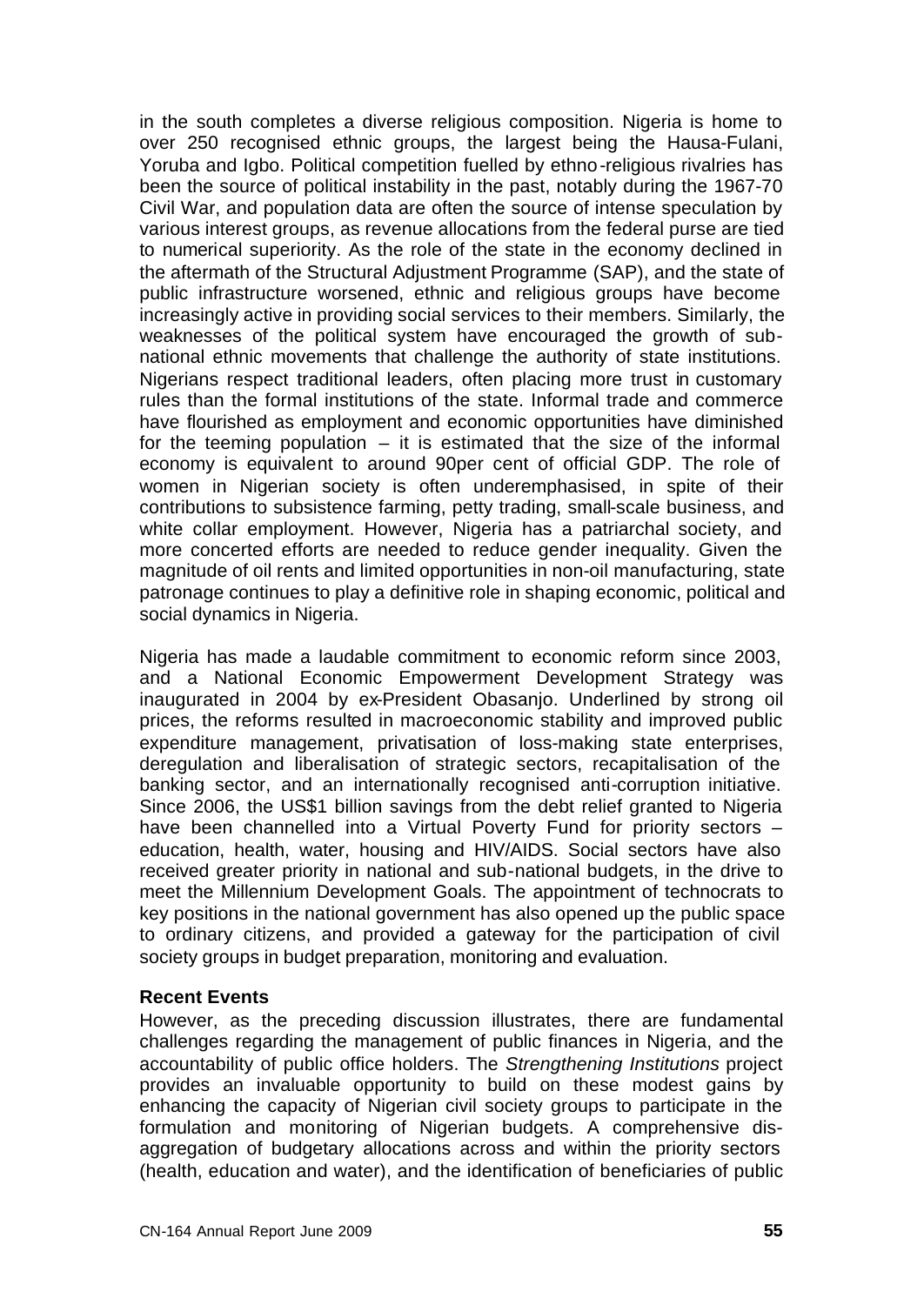in the south completes a diverse religious composition. Nigeria is home to over 250 recognised ethnic groups, the largest being the Hausa-Fulani, Yoruba and Igbo. Political competition fuelled by ethno-religious rivalries has been the source of political instability in the past, notably during the 1967-70 Civil War, and population data are often the source of intense speculation by various interest groups, as revenue allocations from the federal purse are tied to numerical superiority. As the role of the state in the economy declined in the aftermath of the Structural Adjustment Programme (SAP), and the state of public infrastructure worsened, ethnic and religious groups have become increasingly active in providing social services to their members. Similarly, the weaknesses of the political system have encouraged the growth of sub-national ethnic movements that challenge the authority of state institutions. Nigerians respect traditional leaders, often placing more trust in customary rules than the formal institutions of the state. Informal trade and commerce have flourished as employment and economic opportunities have diminished for the teeming population – it is estimated that the size of the informal economy is equivalent to around 90per cent of official GDP. The role of women in Nigerian society is often underemphasised, in spite of their contributions to subsistence farming, petty trading, small-scale business, and white collar employment. However, Nigeria has a patriarchal society, and more concerted efforts are needed to reduce gender inequality. Given the magnitude of oil rents and limited opportunities in non-oil manufacturing, state patronage continues to play a definitive role in shaping economic, political and social dynamics in Nigeria.

Nigeria has made a laudable commitment to economic reform since 2003, and a National Economic Empowerment Development Strategy was inaugurated in 2004 by ex-President Obasanjo. Underlined by strong oil prices, the reforms resulted in macroeconomic stability and improved public expenditure management, privatisation of loss-making state enterprises, deregulation and liberalisation of strategic sectors, recapitalisation of the banking sector, and an internationally recognised anti-corruption initiative. Since 2006, the US$1 billion savings from the debt relief granted to Nigeria have been channelled into a Virtual Poverty Fund for priority sectors – education, health, water, housing and HIV/AIDS. Social sectors have also received greater priority in national and sub-national budgets, in the drive to meet the Millennium Development Goals. The appointment of technocrats to key positions in the national government has also opened up the public space to ordinary citizens, and provided a gateway for the participation of civil society groups in budget preparation, monitoring and evaluation.

**Recent Events**

However, as the preceding discussion illustrates, there are fundamental challenges regarding the management of public finances in Nigeria, and the accountability of public office holders. The *Strengthening Institutions* project provides an invaluable opportunity to build on these modest gains by enhancing the capacity of Nigerian civil society groups to participate in the formulation and monitoring of Nigerian budgets. A comprehensive dis-aggregation of budgetary allocations across and within the priority sectors (health, education and water), and the identification of beneficiaries of public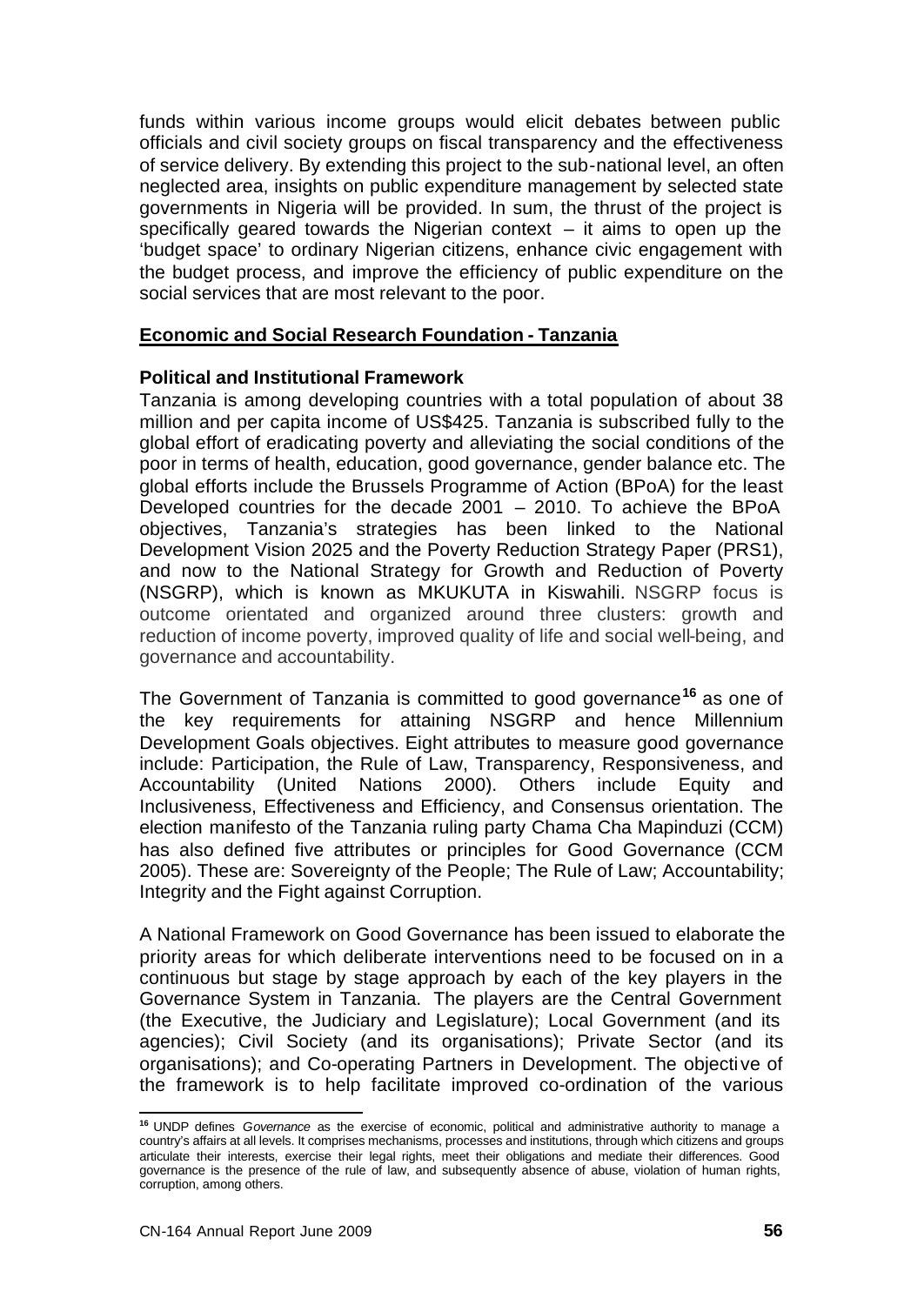funds within various income groups would elicit debates between public officials and civil society groups on fiscal transparency and the effectiveness of service delivery. By extending this project to the sub-national level, an often neglected area, insights on public expenditure management by selected state governments in Nigeria will be provided. In sum, the thrust of the project is specifically geared towards the Nigerian context – it aims to open up the 'budget space' to ordinary Nigerian citizens, enhance civic engagement with the budget process, and improve the efficiency of public expenditure on the social services that are most relevant to the poor.

## Economic and Social Research Foundation - Tanzania

### Political and Institutional Framework

Tanzania is among developing countries with a total population of about 38 million and per capita income of US$425. Tanzania is subscribed fully to the global effort of eradicating poverty and alleviating the social conditions of the poor in terms of health, education, good governance, gender balance etc. The global efforts include the Brussels Programme of Action (BPoA) for the least Developed countries for the decade 2001 – 2010. To achieve the BPoA objectives, Tanzania's strategies has been linked to the National Development Vision 2025 and the Poverty Reduction Strategy Paper (PRS1), and now to the National Strategy for Growth and Reduction of Poverty (NSGRP), which is known as MKUKUTA in Kiswahili. NSGRP focus is outcome orientated and organized around three clusters: growth and reduction of income poverty, improved quality of life and social well-being, and governance and accountability.

The Government of Tanzania is committed to good governance[16] as one of the key requirements for attaining NSGRP and hence Millennium Development Goals objectives. Eight attributes to measure good governance include: Participation, the Rule of Law, Transparency, Responsiveness, and Accountability (United Nations 2000). Others include Equity and Inclusiveness, Effectiveness and Efficiency, and Consensus orientation. The election manifesto of the Tanzania ruling party Chama Cha Mapinduzi (CCM) has also defined five attributes or principles for Good Governance (CCM 2005). These are: Sovereignty of the People; The Rule of Law; Accountability; Integrity and the Fight against Corruption.

A National Framework on Good Governance has been issued to elaborate the priority areas for which deliberate interventions need to be focused on in a continuous but stage by stage approach by each of the key players in the Governance System in Tanzania. The players are the Central Government (the Executive, the Judiciary and Legislature); Local Government (and its agencies); Civil Society (and its organisations); Private Sector (and its organisations); and Co-operating Partners in Development. The objective of the framework is to help facilitate improved co-ordination of the various

[16] UNDP defines *Governance* as the exercise of economic, political and administrative authority to manage a country's affairs at all levels. It comprises mechanisms, processes and institutions, through which citizens and groups articulate their interests, exercise their legal rights, meet their obligations and mediate their differences. Good governance is the presence of the rule of law, and subsequently absence of abuse, violation of human rights, corruption, among others.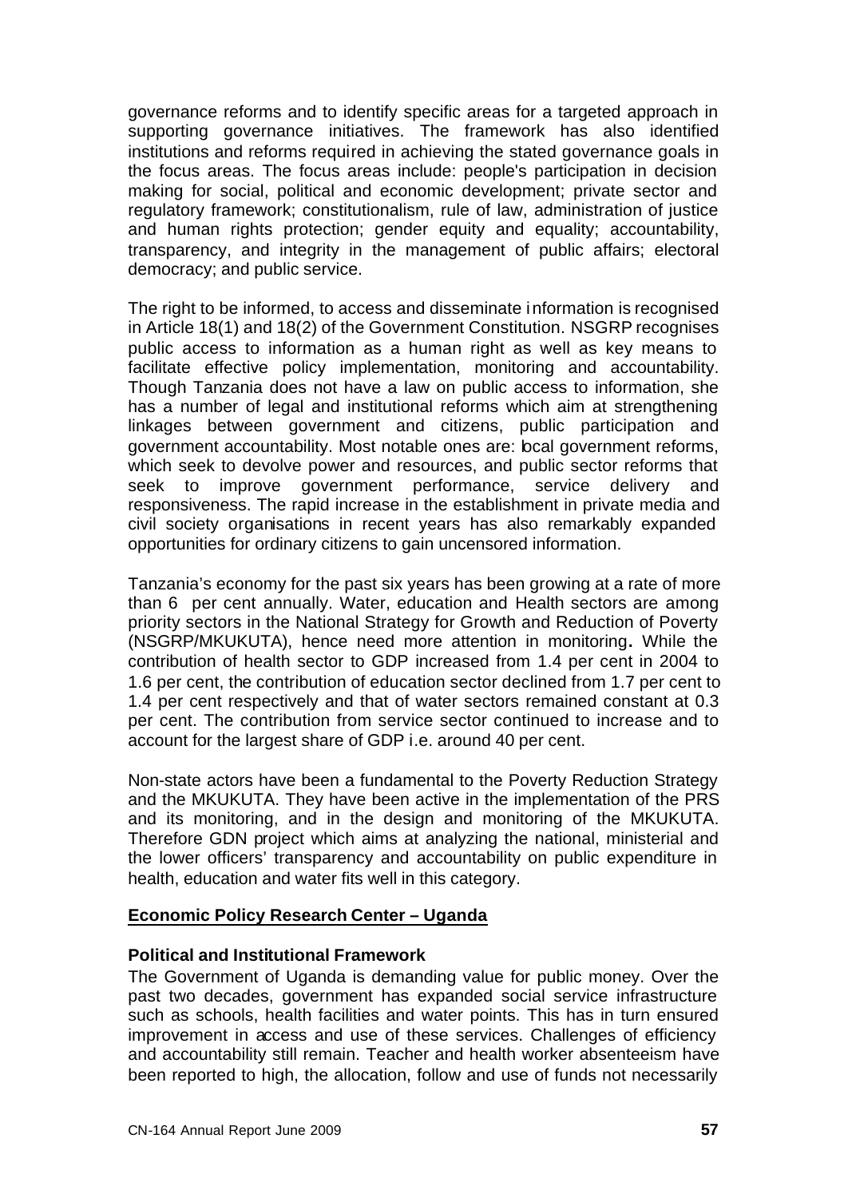governance reforms and to identify specific areas for a targeted approach in supporting governance initiatives. The framework has also identified institutions and reforms required in achieving the stated governance goals in the focus areas. The focus areas include: people's participation in decision making for social, political and economic development; private sector and regulatory framework; constitutionalism, rule of law, administration of justice and human rights protection; gender equity and equality; accountability, transparency, and integrity in the management of public affairs; electoral democracy; and public service.

The right to be informed, to access and disseminate information is recognised in Article 18(1) and 18(2) of the Government Constitution. NSGRP recognises public access to information as a human right as well as key means to facilitate effective policy implementation, monitoring and accountability. Though Tanzania does not have a law on public access to information, she has a number of legal and institutional reforms which aim at strengthening linkages between government and citizens, public participation and government accountability. Most notable ones are: local government reforms, which seek to devolve power and resources, and public sector reforms that seek to improve government performance, service delivery and responsiveness. The rapid increase in the establishment in private media and civil society organisations in recent years has also remarkably expanded opportunities for ordinary citizens to gain uncensored information.

Tanzania's economy for the past six years has been growing at a rate of more than 6 per cent annually. Water, education and Health sectors are among priority sectors in the National Strategy for Growth and Reduction of Poverty (NSGRP/MKUKUTA), hence need more attention in monitoring**.** While the contribution of health sector to GDP increased from 1.4 per cent in 2004 to 1.6 per cent, the contribution of education sector declined from 1.7 per cent to 1.4 per cent respectively and that of water sectors remained constant at 0.3 per cent. The contribution from service sector continued to increase and to account for the largest share of GDP i.e. around 40 per cent.

Non-state actors have been a fundamental to the Poverty Reduction Strategy and the MKUKUTA. They have been active in the implementation of the PRS and its monitoring, and in the design and monitoring of the MKUKUTA. Therefore GDN project which aims at analyzing the national, ministerial and the lower officers' transparency and accountability on public expenditure in health, education and water fits well in this category.

## Economic Policy Research Center – Uganda

### Political and Institutional Framework

The Government of Uganda is demanding value for public money. Over the past two decades, government has expanded social service infrastructure such as schools, health facilities and water points. This has in turn ensured improvement in access and use of these services. Challenges of efficiency and accountability still remain. Teacher and health worker absenteeism have been reported to high, the allocation, follow and use of funds not necessarily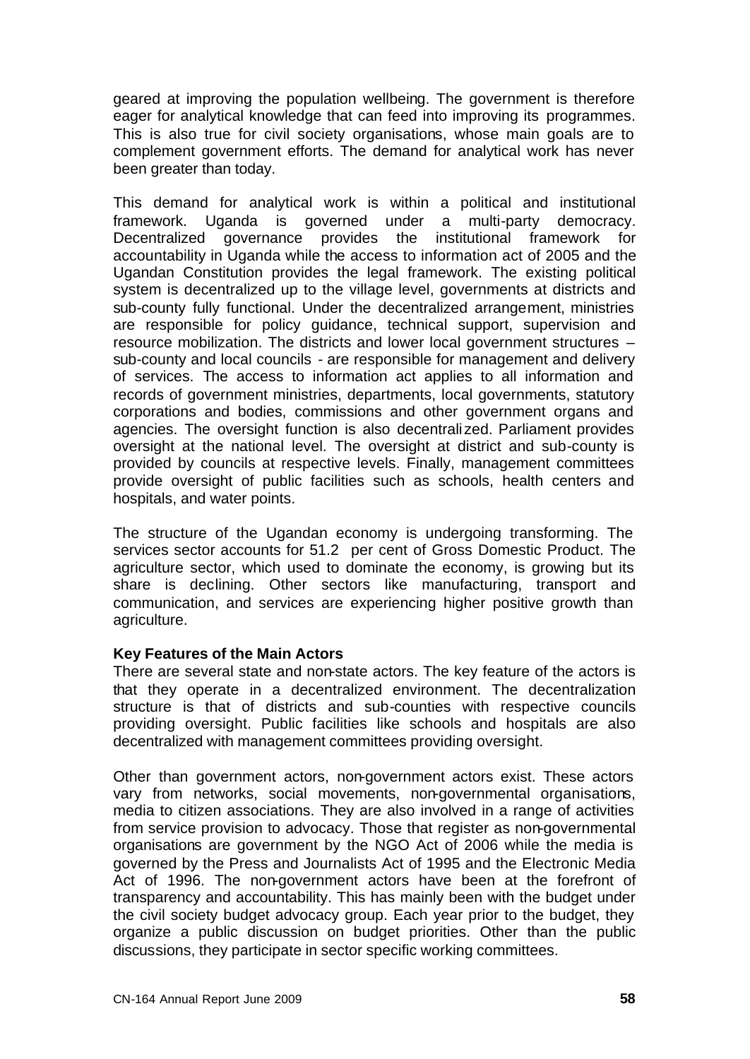geared at improving the population wellbeing. The government is therefore eager for analytical knowledge that can feed into improving its programmes. This is also true for civil society organisations, whose main goals are to complement government efforts. The demand for analytical work has never been greater than today.

This demand for analytical work is within a political and institutional framework. Uganda is governed under a multi-party democracy. Decentralized governance provides the institutional framework for accountability in Uganda while the access to information act of 2005 and the Ugandan Constitution provides the legal framework. The existing political system is decentralized up to the village level, governments at districts and sub-county fully functional. Under the decentralized arrangement, ministries are responsible for policy guidance, technical support, supervision and resource mobilization. The districts and lower local government structures – sub-county and local councils - are responsible for management and delivery of services. The access to information act applies to all information and records of government ministries, departments, local governments, statutory corporations and bodies, commissions and other government organs and agencies. The oversight function is also decentralized. Parliament provides oversight at the national level. The oversight at district and sub-county is provided by councils at respective levels. Finally, management committees provide oversight of public facilities such as schools, health centers and hospitals, and water points.

The structure of the Ugandan economy is undergoing transforming. The services sector accounts for 51.2 per cent of Gross Domestic Product. The agriculture sector, which used to dominate the economy, is growing but its share is declining. Other sectors like manufacturing, transport and communication, and services are experiencing higher positive growth than agriculture.

**Key Features of the Main Actors**

There are several state and non-state actors. The key feature of the actors is that they operate in a decentralized environment. The decentralization structure is that of districts and sub-counties with respective councils providing oversight. Public facilities like schools and hospitals are also decentralized with management committees providing oversight.

Other than government actors, non-government actors exist. These actors vary from networks, social movements, non-governmental organisations, media to citizen associations. They are also involved in a range of activities from service provision to advocacy. Those that register as non-governmental organisations are government by the NGO Act of 2006 while the media is governed by the Press and Journalists Act of 1995 and the Electronic Media Act of 1996. The non-government actors have been at the forefront of transparency and accountability. This has mainly been with the budget under the civil society budget advocacy group. Each year prior to the budget, they organize a public discussion on budget priorities. Other than the public discussions, they participate in sector specific working committees.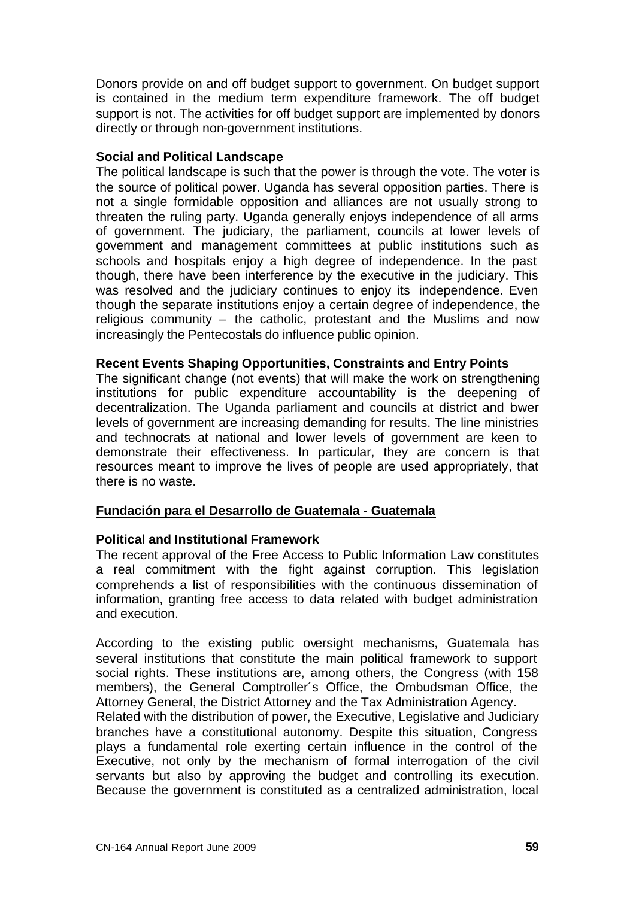Donors provide on and off budget support to government. On budget support is contained in the medium term expenditure framework. The off budget support is not. The activities for off budget support are implemented by donors directly or through non-government institutions.

**Social and Political Landscape**

The political landscape is such that the power is through the vote. The voter is the source of political power. Uganda has several opposition parties. There is not a single formidable opposition and alliances are not usually strong to threaten the ruling party. Uganda generally enjoys independence of all arms of government. The judiciary, the parliament, councils at lower levels of government and management committees at public institutions such as schools and hospitals enjoy a high degree of independence. In the past though, there have been interference by the executive in the judiciary. This was resolved and the judiciary continues to enjoy its independence. Even though the separate institutions enjoy a certain degree of independence, the religious community – the catholic, protestant and the Muslims and now increasingly the Pentecostals do influence public opinion.

**Recent Events Shaping Opportunities, Constraints and Entry Points**

The significant change (not events) that will make the work on strengthening institutions for public expenditure accountability is the deepening of decentralization. The Uganda parliament and councils at district and lower levels of government are increasing demanding for results. The line ministries and technocrats at national and lower levels of government are keen to demonstrate their effectiveness. In particular, they are concern is that resources meant to improve the lives of people are used appropriately, that there is no waste.

**Fundación para el Desarrollo de Guatemala - Guatemala**

**Political and Institutional Framework**

The recent approval of the Free Access to Public Information Law constitutes a real commitment with the fight against corruption. This legislation comprehends a list of responsibilities with the continuous dissemination of information, granting free access to data related with budget administration and execution.

According to the existing public oversight mechanisms, Guatemala has several institutions that constitute the main political framework to support social rights. These institutions are, among others, the Congress (with 158 members), the General Comptroller´s Office, the Ombudsman Office, the Attorney General, the District Attorney and the Tax Administration Agency.

Related with the distribution of power, the Executive, Legislative and Judiciary branches have a constitutional autonomy. Despite this situation, Congress plays a fundamental role exerting certain influence in the control of the Executive, not only by the mechanism of formal interrogation of the civil servants but also by approving the budget and controlling its execution. Because the government is constituted as a centralized administration, local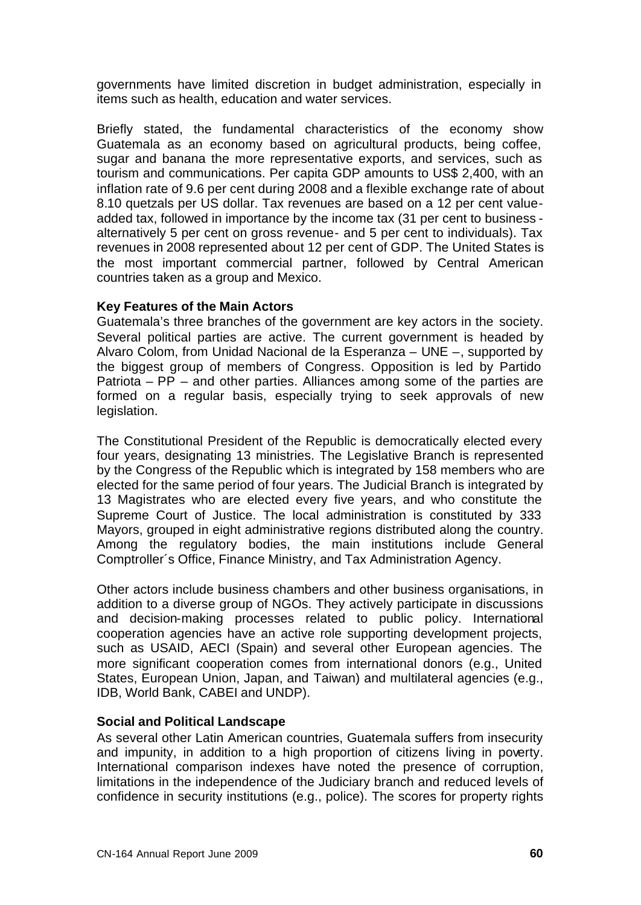governments have limited discretion in budget administration, especially in items such as health, education and water services.

Briefly stated, the fundamental characteristics of the economy show Guatemala as an economy based on agricultural products, being coffee, sugar and banana the more representative exports, and services, such as tourism and communications. Per capita GDP amounts to US$ 2,400, with an inflation rate of 9.6 per cent during 2008 and a flexible exchange rate of about 8.10 quetzals per US dollar. Tax revenues are based on a 12 per cent value-added tax, followed in importance by the income tax (31 per cent to business - alternatively 5 per cent on gross revenue- and 5 per cent to individuals). Tax revenues in 2008 represented about 12 per cent of GDP. The United States is the most important commercial partner, followed by Central American countries taken as a group and Mexico.

**Key Features of the Main Actors**

Guatemala's three branches of the government are key actors in the society. Several political parties are active. The current government is headed by Alvaro Colom, from Unidad Nacional de la Esperanza – UNE –, supported by the biggest group of members of Congress. Opposition is led by Partido Patriota – PP – and other parties. Alliances among some of the parties are formed on a regular basis, especially trying to seek approvals of new legislation.

The Constitutional President of the Republic is democratically elected every four years, designating 13 ministries. The Legislative Branch is represented by the Congress of the Republic which is integrated by 158 members who are elected for the same period of four years. The Judicial Branch is integrated by 13 Magistrates who are elected every five years, and who constitute the Supreme Court of Justice. The local administration is constituted by 333 Mayors, grouped in eight administrative regions distributed along the country. Among the regulatory bodies, the main institutions include General Comptroller´s Office, Finance Ministry, and Tax Administration Agency.

Other actors include business chambers and other business organisations, in addition to a diverse group of NGOs. They actively participate in discussions and decision-making processes related to public policy. International cooperation agencies have an active role supporting development projects, such as USAID, AECI (Spain) and several other European agencies. The more significant cooperation comes from international donors (e.g., United States, European Union, Japan, and Taiwan) and multilateral agencies (e.g., IDB, World Bank, CABEI and UNDP).

**Social and Political Landscape**

As several other Latin American countries, Guatemala suffers from insecurity and impunity, in addition to a high proportion of citizens living in poverty. International comparison indexes have noted the presence of corruption, limitations in the independence of the Judiciary branch and reduced levels of confidence in security institutions (e.g., police). The scores for property rights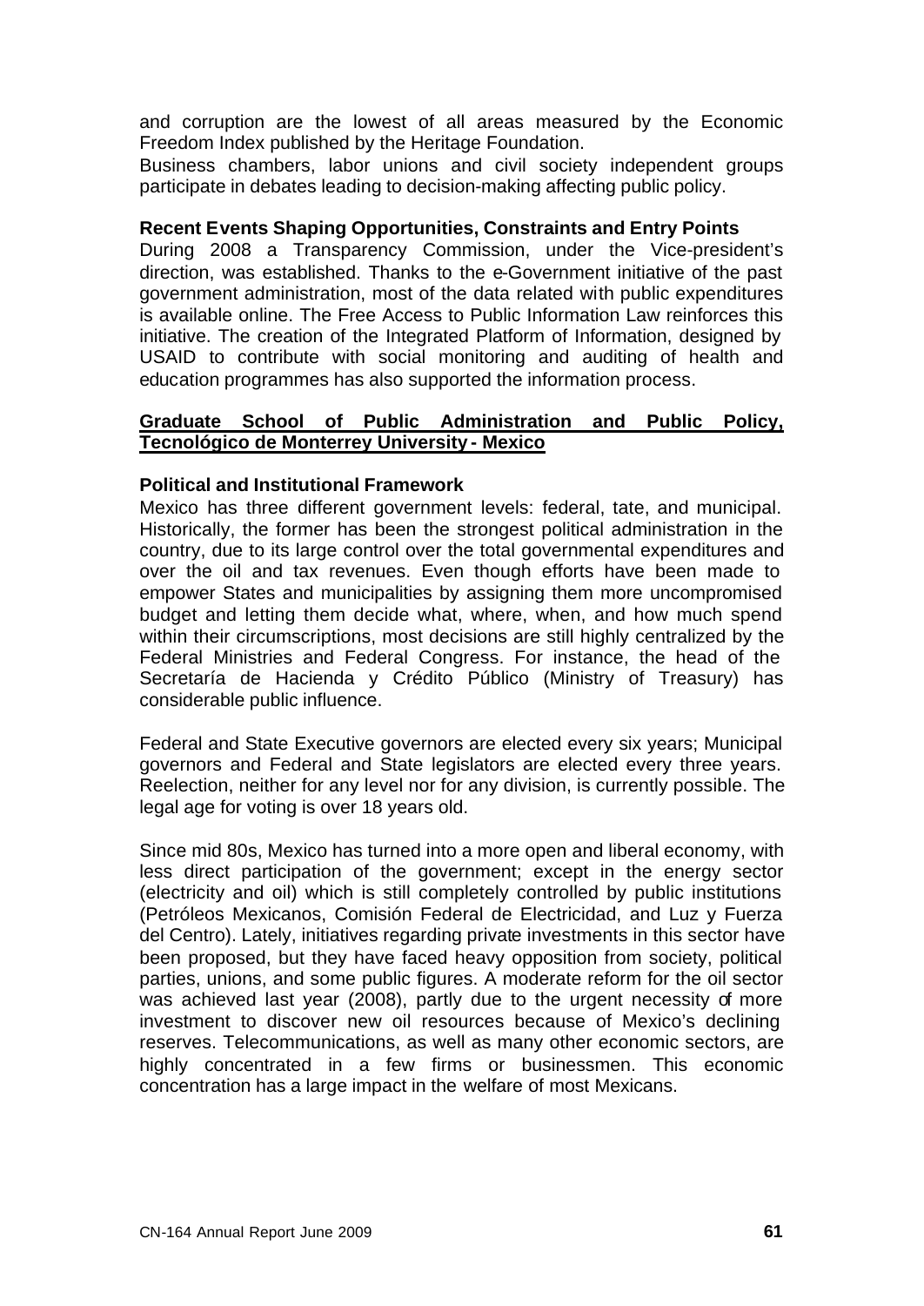and corruption are the lowest of all areas measured by the Economic Freedom Index published by the Heritage Foundation.

Business chambers, labor unions and civil society independent groups participate in debates leading to decision-making affecting public policy.

**Recent Events Shaping Opportunities, Constraints and Entry Points**

During 2008 a Transparency Commission, under the Vice-president's direction, was established. Thanks to the e-Government initiative of the past government administration, most of the data related with public expenditures is available online. The Free Access to Public Information Law reinforces this initiative. The creation of the Integrated Platform of Information, designed by USAID to contribute with social monitoring and auditing of health and education programmes has also supported the information process.

## Graduate School of Public Administration and Public Policy, Tecnológico de Monterrey University - Mexico

**Political and Institutional Framework**

Mexico has three different government levels: federal, tate, and municipal. Historically, the former has been the strongest political administration in the country, due to its large control over the total governmental expenditures and over the oil and tax revenues. Even though efforts have been made to empower States and municipalities by assigning them more uncompromised budget and letting them decide what, where, when, and how much spend within their circumscriptions, most decisions are still highly centralized by the Federal Ministries and Federal Congress. For instance, the head of the Secretaría de Hacienda y Crédito Público (Ministry of Treasury) has considerable public influence.

Federal and State Executive governors are elected every six years; Municipal governors and Federal and State legislators are elected every three years. Reelection, neither for any level nor for any division, is currently possible. The legal age for voting is over 18 years old.

Since mid 80s, Mexico has turned into a more open and liberal economy, with less direct participation of the government; except in the energy sector (electricity and oil) which is still completely controlled by public institutions (Petróleos Mexicanos, Comisión Federal de Electricidad, and Luz y Fuerza del Centro). Lately, initiatives regarding private investments in this sector have been proposed, but they have faced heavy opposition from society, political parties, unions, and some public figures. A moderate reform for the oil sector was achieved last year (2008), partly due to the urgent necessity of more investment to discover new oil resources because of Mexico's declining reserves. Telecommunications, as well as many other economic sectors, are highly concentrated in a few firms or businessmen. This economic concentration has a large impact in the welfare of most Mexicans.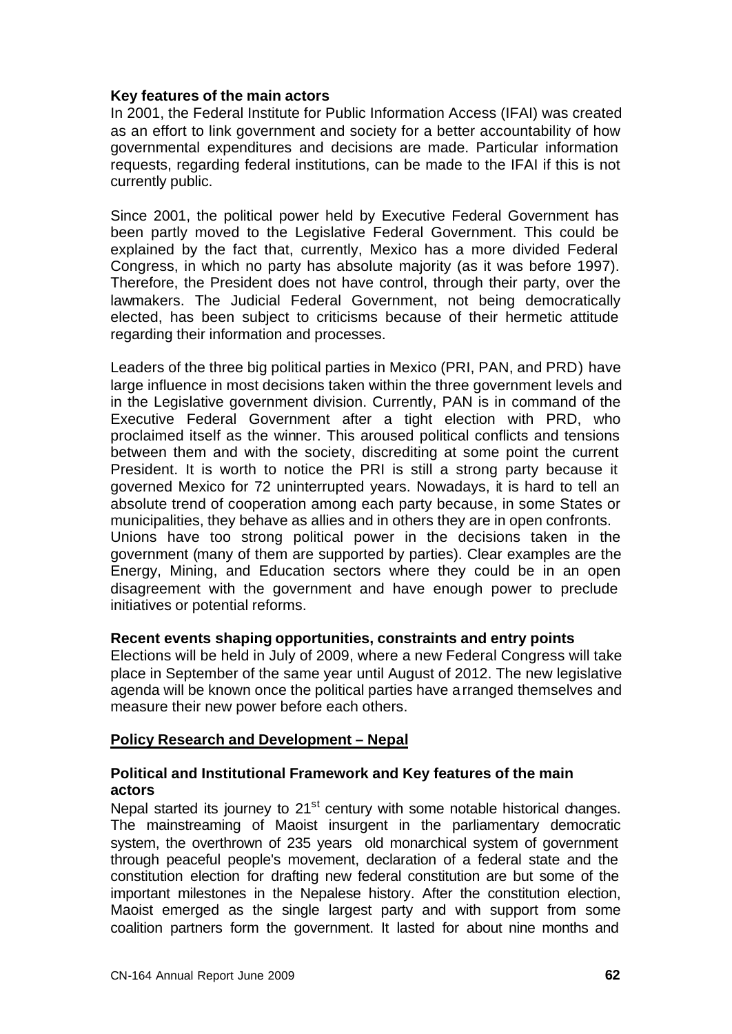**Key features of the main actors**

In 2001, the Federal Institute for Public Information Access (IFAI) was created as an effort to link government and society for a better accountability of how governmental expenditures and decisions are made. Particular information requests, regarding federal institutions, can be made to the IFAI if this is not currently public.

Since 2001, the political power held by Executive Federal Government has been partly moved to the Legislative Federal Government. This could be explained by the fact that, currently, Mexico has a more divided Federal Congress, in which no party has absolute majority (as it was before 1997). Therefore, the President does not have control, through their party, over the lawmakers. The Judicial Federal Government, not being democratically elected, has been subject to criticisms because of their hermetic attitude regarding their information and processes.

Leaders of the three big political parties in Mexico (PRI, PAN, and PRD) have large influence in most decisions taken within the three government levels and in the Legislative government division. Currently, PAN is in command of the Executive Federal Government after a tight election with PRD, who proclaimed itself as the winner. This aroused political conflicts and tensions between them and with the society, discrediting at some point the current President. It is worth to notice the PRI is still a strong party because it governed Mexico for 72 uninterrupted years. Nowadays, it is hard to tell an absolute trend of cooperation among each party because, in some States or municipalities, they behave as allies and in others they are in open confronts.

Unions have too strong political power in the decisions taken in the government (many of them are supported by parties). Clear examples are the Energy, Mining, and Education sectors where they could be in an open disagreement with the government and have enough power to preclude initiatives or potential reforms.

**Recent events shaping opportunities, constraints and entry points**

Elections will be held in July of 2009, where a new Federal Congress will take place in September of the same year until August of 2012. The new legislative agenda will be known once the political parties have arranged themselves and measure their new power before each others.

## Policy Research and Development – Nepal

**Political and Institutional Framework and Key features of the main actors**

Nepal started its journey to 21st century with some notable historical changes. The mainstreaming of Maoist insurgent in the parliamentary democratic system, the overthrown of 235 years old monarchical system of government through peaceful people's movement, declaration of a federal state and the constitution election for drafting new federal constitution are but some of the important milestones in the Nepalese history. After the constitution election, Maoist emerged as the single largest party and with support from some coalition partners form the government. It lasted for about nine months and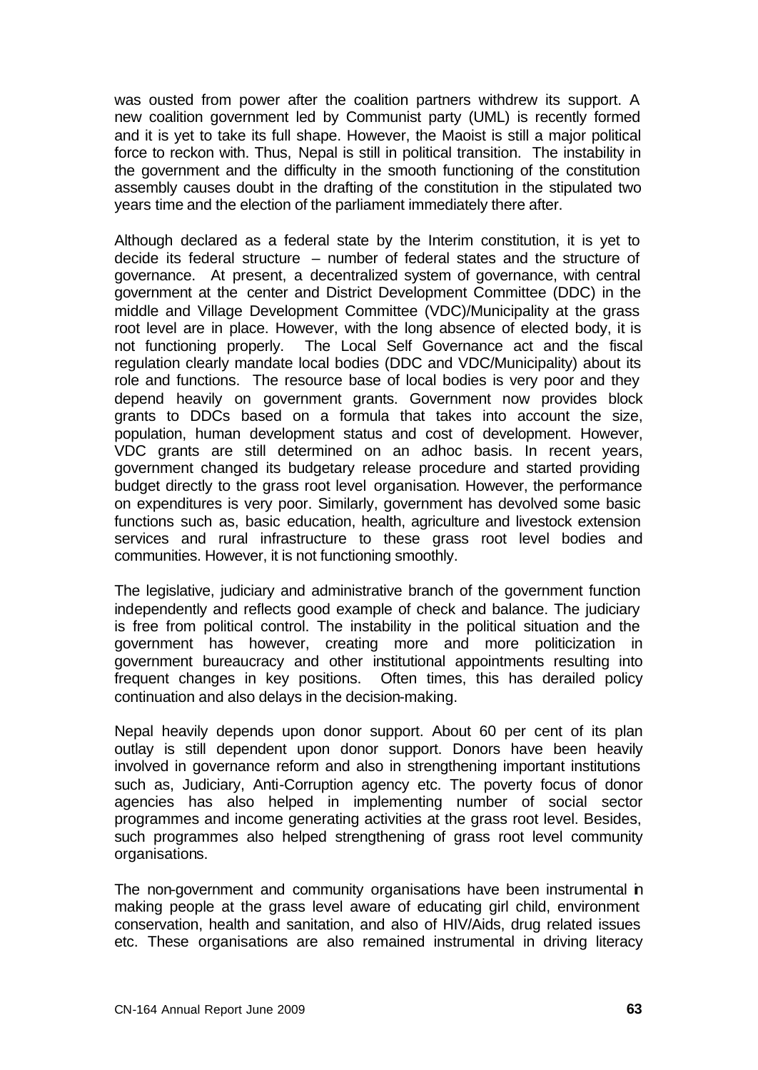was ousted from power after the coalition partners withdrew its support. A new coalition government led by Communist party (UML) is recently formed and it is yet to take its full shape. However, the Maoist is still a major political force to reckon with. Thus, Nepal is still in political transition. The instability in the government and the difficulty in the smooth functioning of the constitution assembly causes doubt in the drafting of the constitution in the stipulated two years time and the election of the parliament immediately there after.

Although declared as a federal state by the Interim constitution, it is yet to decide its federal structure – number of federal states and the structure of governance. At present, a decentralized system of governance, with central government at the center and District Development Committee (DDC) in the middle and Village Development Committee (VDC)/Municipality at the grass root level are in place. However, with the long absence of elected body, it is not functioning properly. The Local Self Governance act and the fiscal regulation clearly mandate local bodies (DDC and VDC/Municipality) about its role and functions. The resource base of local bodies is very poor and they depend heavily on government grants. Government now provides block grants to DDCs based on a formula that takes into account the size, population, human development status and cost of development. However, VDC grants are still determined on an adhoc basis. In recent years, government changed its budgetary release procedure and started providing budget directly to the grass root level organisation. However, the performance on expenditures is very poor. Similarly, government has devolved some basic functions such as, basic education, health, agriculture and livestock extension services and rural infrastructure to these grass root level bodies and communities. However, it is not functioning smoothly.

The legislative, judiciary and administrative branch of the government function independently and reflects good example of check and balance. The judiciary is free from political control. The instability in the political situation and the government has however, creating more and more politicization in government bureaucracy and other institutional appointments resulting into frequent changes in key positions. Often times, this has derailed policy continuation and also delays in the decision-making.

Nepal heavily depends upon donor support. About 60 per cent of its plan outlay is still dependent upon donor support. Donors have been heavily involved in governance reform and also in strengthening important institutions such as, Judiciary, Anti-Corruption agency etc. The poverty focus of donor agencies has also helped in implementing number of social sector programmes and income generating activities at the grass root level. Besides, such programmes also helped strengthening of grass root level community organisations.

The non-government and community organisations have been instrumental in making people at the grass level aware of educating girl child, environment conservation, health and sanitation, and also of HIV/Aids, drug related issues etc. These organisations are also remained instrumental in driving literacy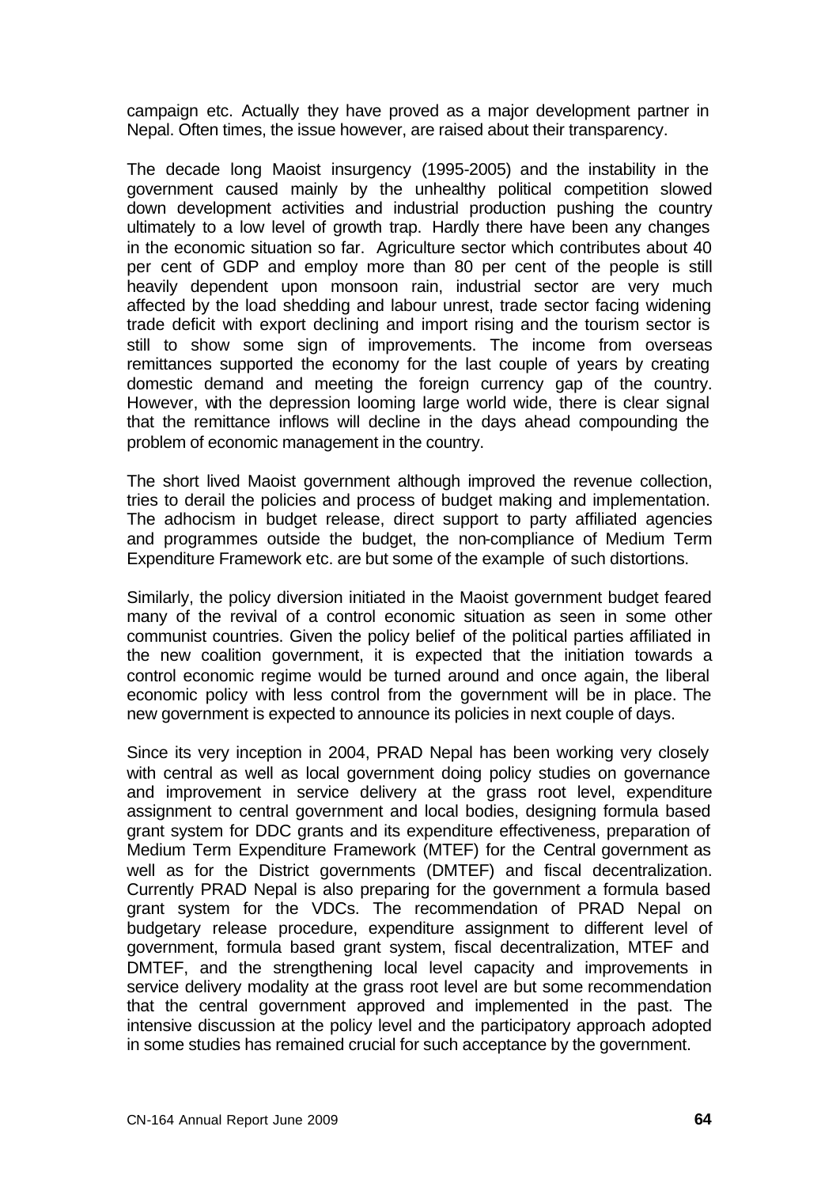campaign etc. Actually they have proved as a major development partner in Nepal. Often times, the issue however, are raised about their transparency.

The decade long Maoist insurgency (1995-2005) and the instability in the government caused mainly by the unhealthy political competition slowed down development activities and industrial production pushing the country ultimately to a low level of growth trap. Hardly there have been any changes in the economic situation so far. Agriculture sector which contributes about 40 per cent of GDP and employ more than 80 per cent of the people is still heavily dependent upon monsoon rain, industrial sector are very much affected by the load shedding and labour unrest, trade sector facing widening trade deficit with export declining and import rising and the tourism sector is still to show some sign of improvements. The income from overseas remittances supported the economy for the last couple of years by creating domestic demand and meeting the foreign currency gap of the country. However, with the depression looming large world wide, there is clear signal that the remittance inflows will decline in the days ahead compounding the problem of economic management in the country.

The short lived Maoist government although improved the revenue collection, tries to derail the policies and process of budget making and implementation. The adhocism in budget release, direct support to party affiliated agencies and programmes outside the budget, the non-compliance of Medium Term Expenditure Framework etc. are but some of the example of such distortions.

Similarly, the policy diversion initiated in the Maoist government budget feared many of the revival of a control economic situation as seen in some other communist countries. Given the policy belief of the political parties affiliated in the new coalition government, it is expected that the initiation towards a control economic regime would be turned around and once again, the liberal economic policy with less control from the government will be in place. The new government is expected to announce its policies in next couple of days.

Since its very inception in 2004, PRAD Nepal has been working very closely with central as well as local government doing policy studies on governance and improvement in service delivery at the grass root level, expenditure assignment to central government and local bodies, designing formula based grant system for DDC grants and its expenditure effectiveness, preparation of Medium Term Expenditure Framework (MTEF) for the Central government as well as for the District governments (DMTEF) and fiscal decentralization. Currently PRAD Nepal is also preparing for the government a formula based grant system for the VDCs. The recommendation of PRAD Nepal on budgetary release procedure, expenditure assignment to different level of government, formula based grant system, fiscal decentralization, MTEF and DMTEF, and the strengthening local level capacity and improvements in service delivery modality at the grass root level are but some recommendation that the central government approved and implemented in the past. The intensive discussion at the policy level and the participatory approach adopted in some studies has remained crucial for such acceptance by the government.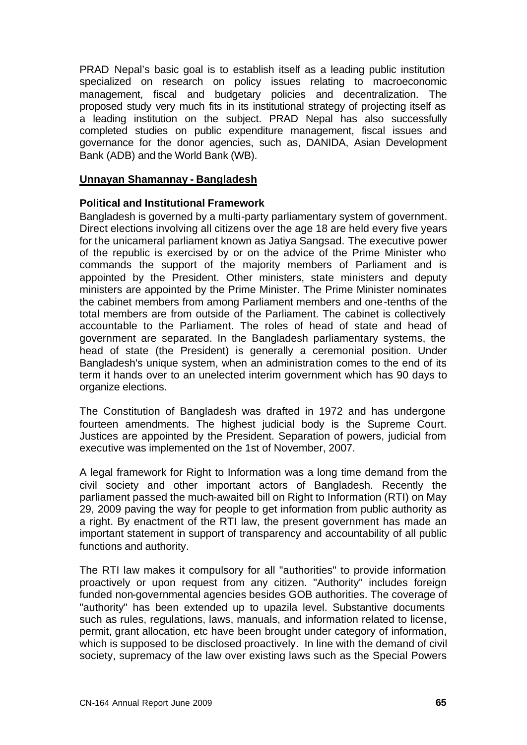PRAD Nepal's basic goal is to establish itself as a leading public institution specialized on research on policy issues relating to macroeconomic management, fiscal and budgetary policies and decentralization. The proposed study very much fits in its institutional strategy of projecting itself as a leading institution on the subject. PRAD Nepal has also successfully completed studies on public expenditure management, fiscal issues and governance for the donor agencies, such as, DANIDA, Asian Development Bank (ADB) and the World Bank (WB).

## Unnayan Shamannay - Bangladesh

### Political and Institutional Framework

Bangladesh is governed by a multi-party parliamentary system of government. Direct elections involving all citizens over the age 18 are held every five years for the unicameral parliament known as Jatiya Sangsad. The executive power of the republic is exercised by or on the advice of the Prime Minister who commands the support of the majority members of Parliament and is appointed by the President. Other ministers, state ministers and deputy ministers are appointed by the Prime Minister. The Prime Minister nominates the cabinet members from among Parliament members and one-tenths of the total members are from outside of the Parliament. The cabinet is collectively accountable to the Parliament. The roles of head of state and head of government are separated. In the Bangladesh parliamentary systems, the head of state (the President) is generally a ceremonial position. Under Bangladesh's unique system, when an administration comes to the end of its term it hands over to an unelected interim government which has 90 days to organize elections.

The Constitution of Bangladesh was drafted in 1972 and has undergone fourteen amendments. The highest judicial body is the Supreme Court. Justices are appointed by the President. Separation of powers, judicial from executive was implemented on the 1st of November, 2007.

A legal framework for Right to Information was a long time demand from the civil society and other important actors of Bangladesh. Recently the parliament passed the much-awaited bill on Right to Information (RTI) on May 29, 2009 paving the way for people to get information from public authority as a right. By enactment of the RTI law, the present government has made an important statement in support of transparency and accountability of all public functions and authority.

The RTI law makes it compulsory for all "authorities" to provide information proactively or upon request from any citizen. "Authority" includes foreign funded non-governmental agencies besides GOB authorities. The coverage of "authority" has been extended up to upazila level. Substantive documents such as rules, regulations, laws, manuals, and information related to license, permit, grant allocation, etc have been brought under category of information, which is supposed to be disclosed proactively. In line with the demand of civil society, supremacy of the law over existing laws such as the Special Powers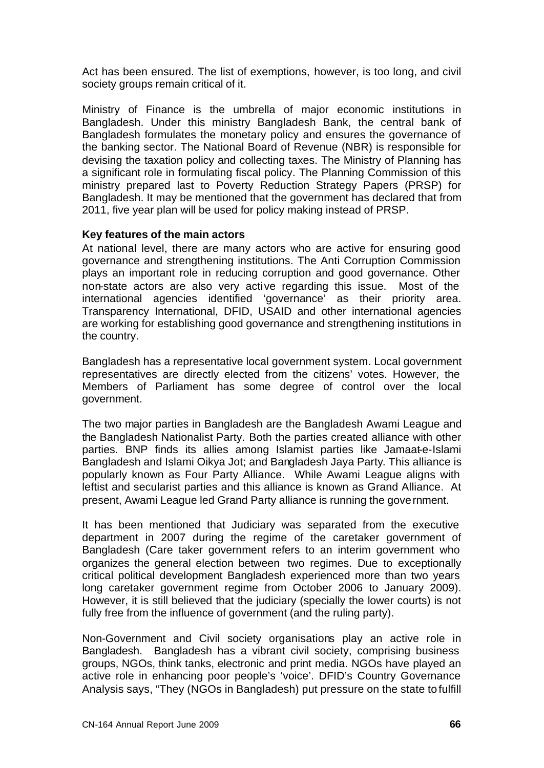Act has been ensured. The list of exemptions, however, is too long, and civil society groups remain critical of it.

Ministry of Finance is the umbrella of major economic institutions in Bangladesh. Under this ministry Bangladesh Bank, the central bank of Bangladesh formulates the monetary policy and ensures the governance of the banking sector. The National Board of Revenue (NBR) is responsible for devising the taxation policy and collecting taxes. The Ministry of Planning has a significant role in formulating fiscal policy. The Planning Commission of this ministry prepared last to Poverty Reduction Strategy Papers (PRSP) for Bangladesh. It may be mentioned that the government has declared that from 2011, five year plan will be used for policy making instead of PRSP.

**Key features of the main actors**

At national level, there are many actors who are active for ensuring good governance and strengthening institutions. The Anti Corruption Commission plays an important role in reducing corruption and good governance. Other non-state actors are also very active regarding this issue. Most of the international agencies identified 'governance' as their priority area. Transparency International, DFID, USAID and other international agencies are working for establishing good governance and strengthening institutions in the country.

Bangladesh has a representative local government system. Local government representatives are directly elected from the citizens' votes. However, the Members of Parliament has some degree of control over the local government.

The two major parties in Bangladesh are the Bangladesh Awami League and the Bangladesh Nationalist Party. Both the parties created alliance with other parties. BNP finds its allies among Islamist parties like Jamaat-e-Islami Bangladesh and Islami Oikya Jot; and Bangladesh Jaya Party. This alliance is popularly known as Four Party Alliance. While Awami League aligns with leftist and secularist parties and this alliance is known as Grand Alliance. At present, Awami League led Grand Party alliance is running the government.

It has been mentioned that Judiciary was separated from the executive department in 2007 during the regime of the caretaker government of Bangladesh (Care taker government refers to an interim government who organizes the general election between two regimes. Due to exceptionally critical political development Bangladesh experienced more than two years long caretaker government regime from October 2006 to January 2009). However, it is still believed that the judiciary (specially the lower courts) is not fully free from the influence of government (and the ruling party).

Non-Government and Civil society organisations play an active role in Bangladesh. Bangladesh has a vibrant civil society, comprising business groups, NGOs, think tanks, electronic and print media. NGOs have played an active role in enhancing poor people's 'voice'. DFID's Country Governance Analysis says, "They (NGOs in Bangladesh) put pressure on the state to fulfill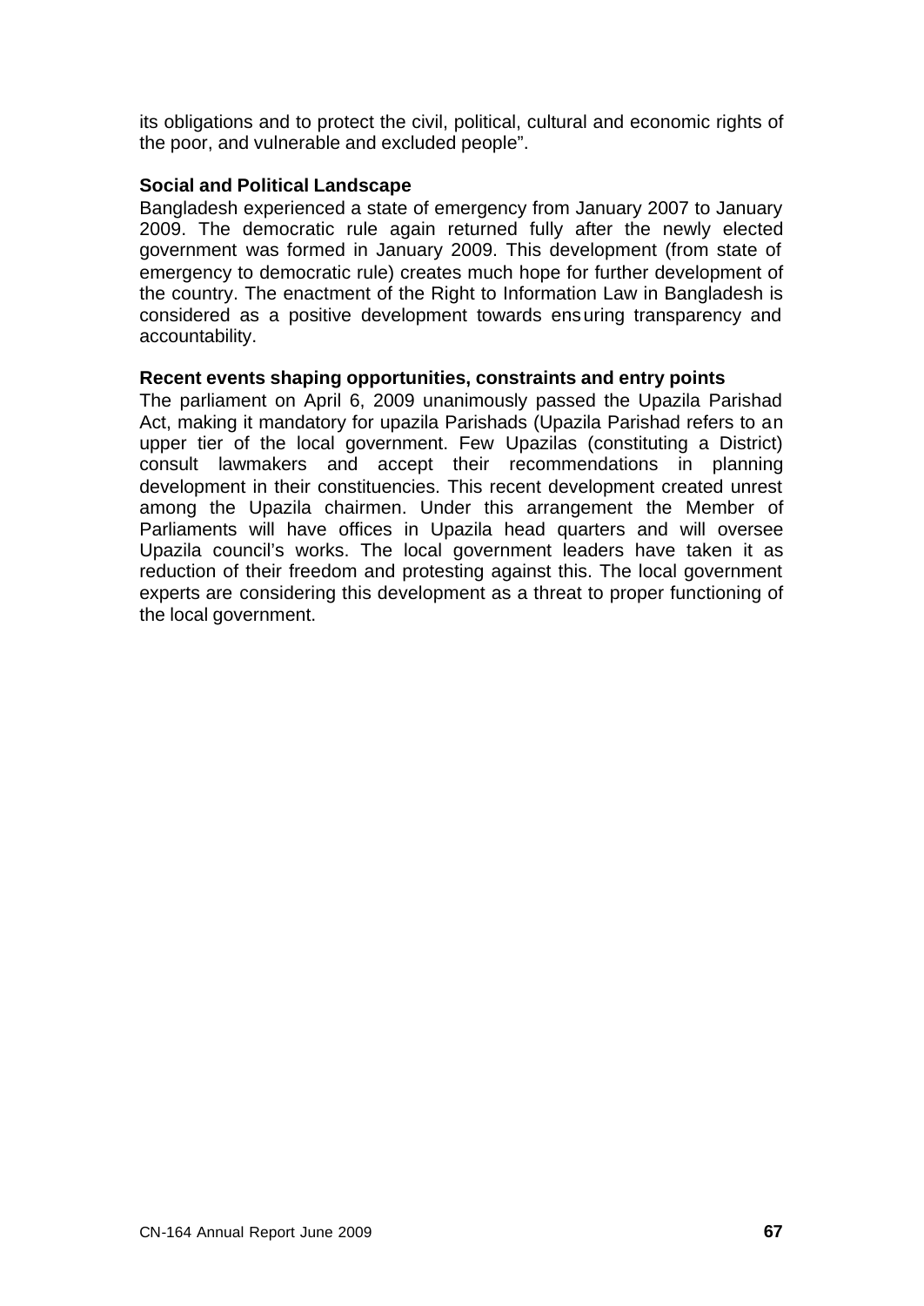its obligations and to protect the civil, political, cultural and economic rights of the poor, and vulnerable and excluded people".

**Social and Political Landscape**

Bangladesh experienced a state of emergency from January 2007 to January 2009. The democratic rule again returned fully after the newly elected government was formed in January 2009. This development (from state of emergency to democratic rule) creates much hope for further development of the country. The enactment of the Right to Information Law in Bangladesh is considered as a positive development towards ensuring transparency and accountability.

**Recent events shaping opportunities, constraints and entry points**

The parliament on April 6, 2009 unanimously passed the Upazila Parishad Act, making it mandatory for upazila Parishads (Upazila Parishad refers to an upper tier of the local government. Few Upazilas (constituting a District) consult lawmakers and accept their recommendations in planning development in their constituencies. This recent development created unrest among the Upazila chairmen. Under this arrangement the Member of Parliaments will have offices in Upazila head quarters and will oversee Upazila council's works. The local government leaders have taken it as reduction of their freedom and protesting against this. The local government experts are considering this development as a threat to proper functioning of the local government.